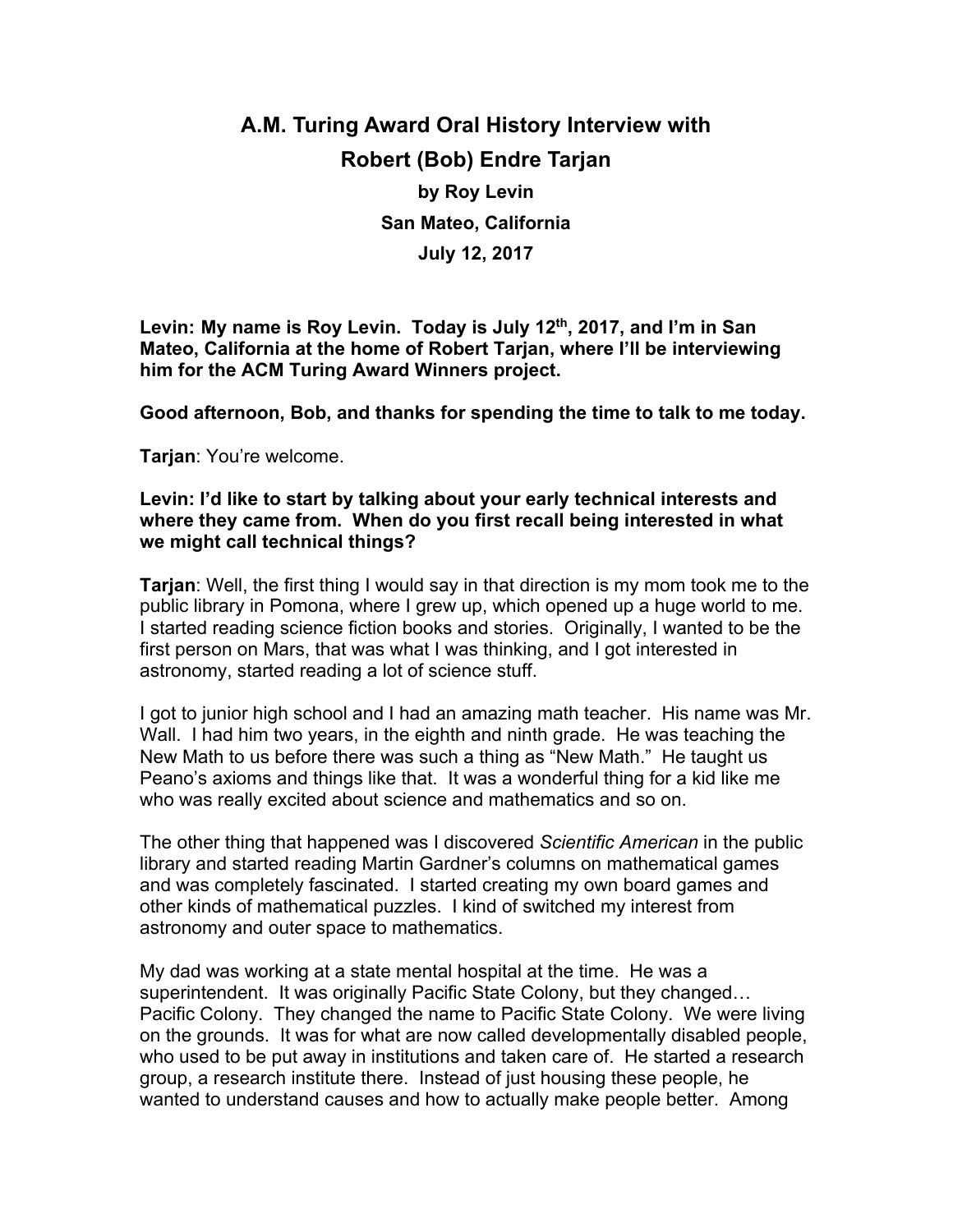# A.M. Turing Award Oral History Interview with Robert (Bob) Endre Tarjan

**by Roy Levin**
**San Mateo, California**
**July 12, 2017**

**Levin: My name is Roy Levin. Today is July 12th, 2017, and I'm in San Mateo, California at the home of Robert Tarjan, where I'll be interviewing him for the ACM Turing Award Winners project.**

**Good afternoon, Bob, and thanks for spending the time to talk to me today.**

**Tarjan**: You're welcome.

**Levin: I'd like to start by talking about your early technical interests and where they came from. When do you first recall being interested in what we might call technical things?**

**Tarjan**: Well, the first thing I would say in that direction is my mom took me to the public library in Pomona, where I grew up, which opened up a huge world to me. I started reading science fiction books and stories. Originally, I wanted to be the first person on Mars, that was what I was thinking, and I got interested in astronomy, started reading a lot of science stuff.

I got to junior high school and I had an amazing math teacher. His name was Mr. Wall. I had him two years, in the eighth and ninth grade. He was teaching the New Math to us before there was such a thing as "New Math." He taught us Peano's axioms and things like that. It was a wonderful thing for a kid like me who was really excited about science and mathematics and so on.

The other thing that happened was I discovered *Scientific American* in the public library and started reading Martin Gardner's columns on mathematical games and was completely fascinated. I started creating my own board games and other kinds of mathematical puzzles. I kind of switched my interest from astronomy and outer space to mathematics.

My dad was working at a state mental hospital at the time. He was a superintendent. It was originally Pacific State Colony, but they changed… Pacific Colony. They changed the name to Pacific State Colony. We were living on the grounds. It was for what are now called developmentally disabled people, who used to be put away in institutions and taken care of. He started a research group, a research institute there. Instead of just housing these people, he wanted to understand causes and how to actually make people better. Among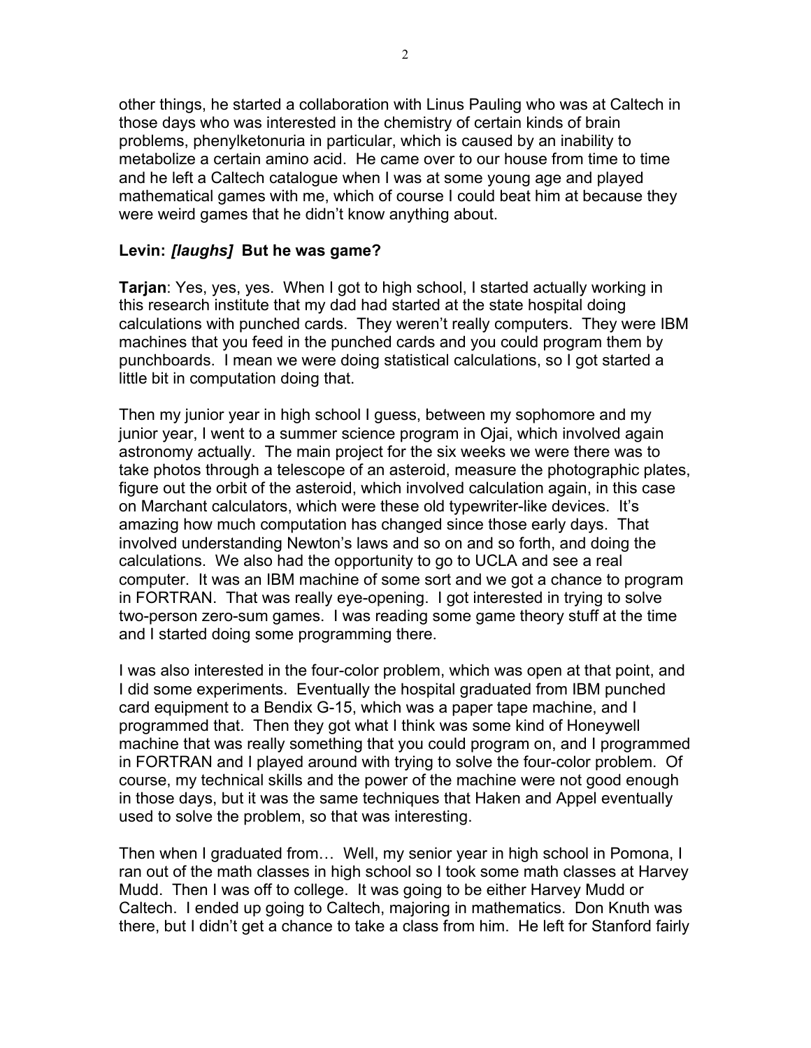other things, he started a collaboration with Linus Pauling who was at Caltech in those days who was interested in the chemistry of certain kinds of brain problems, phenylketonuria in particular, which is caused by an inability to metabolize a certain amino acid. He came over to our house from time to time and he left a Caltech catalogue when I was at some young age and played mathematical games with me, which of course I could beat him at because they were weird games that he didn't know anything about.

**Levin: *[laughs]* But he was game?**

**Tarjan**: Yes, yes, yes. When I got to high school, I started actually working in this research institute that my dad had started at the state hospital doing calculations with punched cards. They weren't really computers. They were IBM machines that you feed in the punched cards and you could program them by punchboards. I mean we were doing statistical calculations, so I got started a little bit in computation doing that.

Then my junior year in high school I guess, between my sophomore and my junior year, I went to a summer science program in Ojai, which involved again astronomy actually. The main project for the six weeks we were there was to take photos through a telescope of an asteroid, measure the photographic plates, figure out the orbit of the asteroid, which involved calculation again, in this case on Marchant calculators, which were these old typewriter-like devices. It's amazing how much computation has changed since those early days. That involved understanding Newton's laws and so on and so forth, and doing the calculations. We also had the opportunity to go to UCLA and see a real computer. It was an IBM machine of some sort and we got a chance to program in FORTRAN. That was really eye-opening. I got interested in trying to solve two-person zero-sum games. I was reading some game theory stuff at the time and I started doing some programming there.

I was also interested in the four-color problem, which was open at that point, and I did some experiments. Eventually the hospital graduated from IBM punched card equipment to a Bendix G-15, which was a paper tape machine, and I programmed that. Then they got what I think was some kind of Honeywell machine that was really something that you could program on, and I programmed in FORTRAN and I played around with trying to solve the four-color problem. Of course, my technical skills and the power of the machine were not good enough in those days, but it was the same techniques that Haken and Appel eventually used to solve the problem, so that was interesting.

Then when I graduated from… Well, my senior year in high school in Pomona, I ran out of the math classes in high school so I took some math classes at Harvey Mudd. Then I was off to college. It was going to be either Harvey Mudd or Caltech. I ended up going to Caltech, majoring in mathematics. Don Knuth was there, but I didn't get a chance to take a class from him. He left for Stanford fairly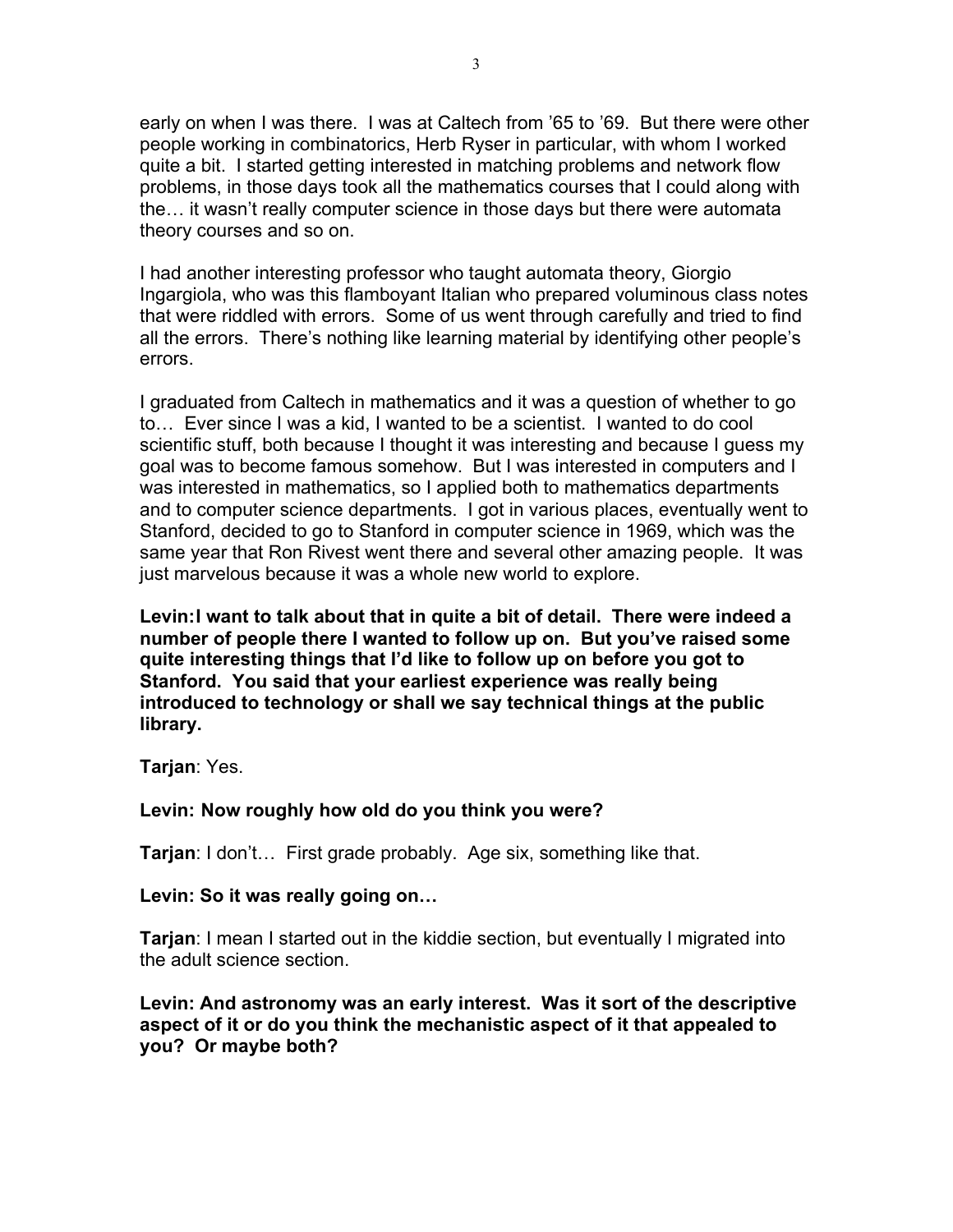early on when I was there. I was at Caltech from ’65 to ’69. But there were other people working in combinatorics, Herb Ryser in particular, with whom I worked quite a bit. I started getting interested in matching problems and network flow problems, in those days took all the mathematics courses that I could along with the… it wasn’t really computer science in those days but there were automata theory courses and so on.

I had another interesting professor who taught automata theory, Giorgio Ingargiola, who was this flamboyant Italian who prepared voluminous class notes that were riddled with errors. Some of us went through carefully and tried to find all the errors. There’s nothing like learning material by identifying other people’s errors.

I graduated from Caltech in mathematics and it was a question of whether to go to… Ever since I was a kid, I wanted to be a scientist. I wanted to do cool scientific stuff, both because I thought it was interesting and because I guess my goal was to become famous somehow. But I was interested in computers and I was interested in mathematics, so I applied both to mathematics departments and to computer science departments. I got in various places, eventually went to Stanford, decided to go to Stanford in computer science in 1969, which was the same year that Ron Rivest went there and several other amazing people. It was just marvelous because it was a whole new world to explore.

**Levin:I want to talk about that in quite a bit of detail. There were indeed a number of people there I wanted to follow up on. But you’ve raised some quite interesting things that I’d like to follow up on before you got to Stanford. You said that your earliest experience was really being introduced to technology or shall we say technical things at the public library.**

**Tarjan**: Yes.

**Levin: Now roughly how old do you think you were?**

**Tarjan**: I don’t… First grade probably. Age six, something like that.

**Levin: So it was really going on…**

**Tarjan**: I mean I started out in the kiddie section, but eventually I migrated into the adult science section.

**Levin: And astronomy was an early interest. Was it sort of the descriptive aspect of it or do you think the mechanistic aspect of it that appealed to you? Or maybe both?**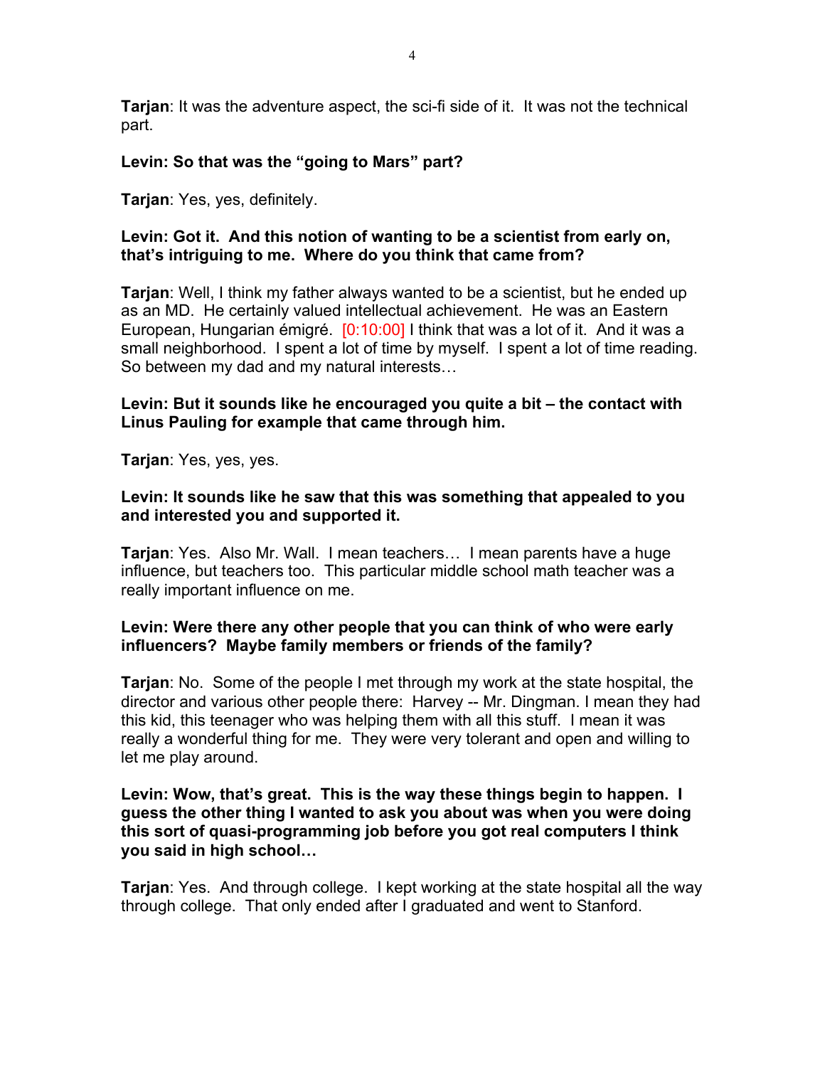**Tarjan**: It was the adventure aspect, the sci-fi side of it. It was not the technical part.

**Levin: So that was the "going to Mars" part?**

**Tarjan**: Yes, yes, definitely.

**Levin: Got it. And this notion of wanting to be a scientist from early on, that's intriguing to me. Where do you think that came from?**

**Tarjan**: Well, I think my father always wanted to be a scientist, but he ended up as an MD. He certainly valued intellectual achievement. He was an Eastern European, Hungarian émigré. [0:10:00] I think that was a lot of it. And it was a small neighborhood. I spent a lot of time by myself. I spent a lot of time reading. So between my dad and my natural interests…

**Levin: But it sounds like he encouraged you quite a bit – the contact with Linus Pauling for example that came through him.**

**Tarjan**: Yes, yes, yes.

**Levin: It sounds like he saw that this was something that appealed to you and interested you and supported it.**

**Tarjan**: Yes. Also Mr. Wall. I mean teachers… I mean parents have a huge influence, but teachers too. This particular middle school math teacher was a really important influence on me.

**Levin: Were there any other people that you can think of who were early influencers? Maybe family members or friends of the family?**

**Tarjan**: No. Some of the people I met through my work at the state hospital, the director and various other people there: Harvey -- Mr. Dingman. I mean they had this kid, this teenager who was helping them with all this stuff. I mean it was really a wonderful thing for me. They were very tolerant and open and willing to let me play around.

**Levin: Wow, that's great. This is the way these things begin to happen. I guess the other thing I wanted to ask you about was when you were doing this sort of quasi-programming job before you got real computers I think you said in high school…**

**Tarjan**: Yes. And through college. I kept working at the state hospital all the way through college. That only ended after I graduated and went to Stanford.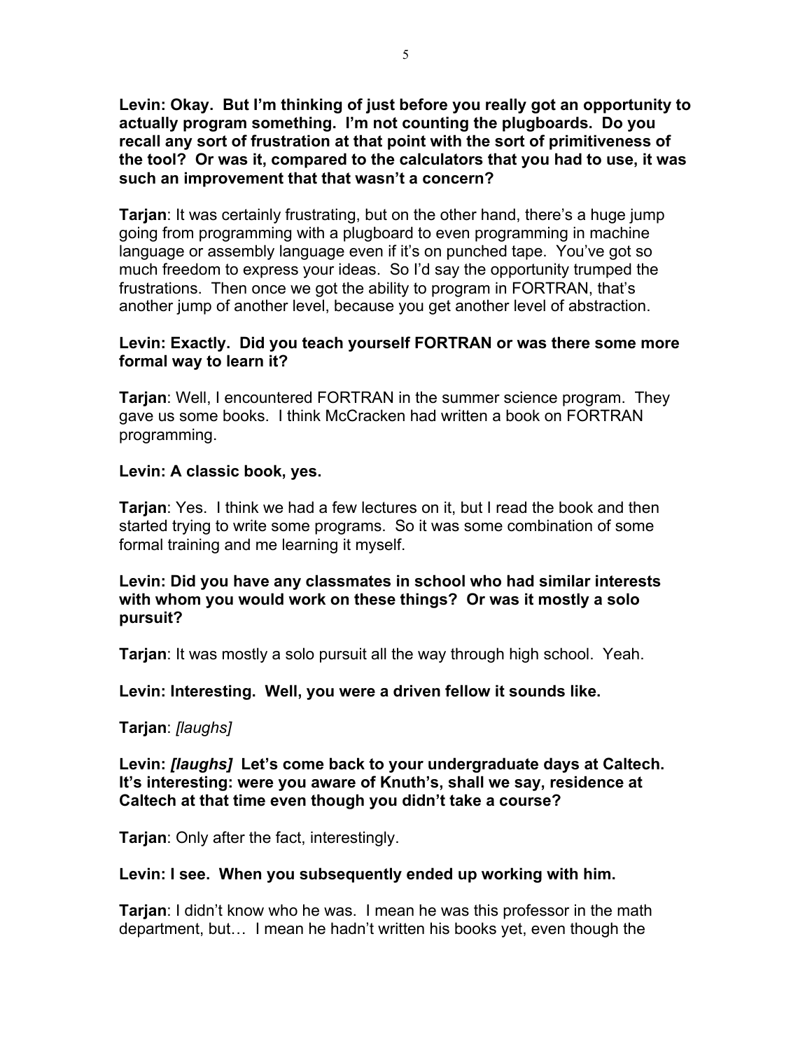**Levin: Okay. But I'm thinking of just before you really got an opportunity to actually program something. I'm not counting the plugboards. Do you recall any sort of frustration at that point with the sort of primitiveness of the tool? Or was it, compared to the calculators that you had to use, it was such an improvement that that wasn't a concern?**

**Tarjan**: It was certainly frustrating, but on the other hand, there's a huge jump going from programming with a plugboard to even programming in machine language or assembly language even if it's on punched tape. You've got so much freedom to express your ideas. So I'd say the opportunity trumped the frustrations. Then once we got the ability to program in FORTRAN, that's another jump of another level, because you get another level of abstraction.

**Levin: Exactly. Did you teach yourself FORTRAN or was there some more formal way to learn it?**

**Tarjan**: Well, I encountered FORTRAN in the summer science program. They gave us some books. I think McCracken had written a book on FORTRAN programming.

**Levin: A classic book, yes.**

**Tarjan**: Yes. I think we had a few lectures on it, but I read the book and then started trying to write some programs. So it was some combination of some formal training and me learning it myself.

**Levin: Did you have any classmates in school who had similar interests with whom you would work on these things? Or was it mostly a solo pursuit?**

**Tarjan**: It was mostly a solo pursuit all the way through high school. Yeah.

**Levin: Interesting. Well, you were a driven fellow it sounds like.**

**Tarjan**: *[laughs]*

**Levin: *[laughs]* Let's come back to your undergraduate days at Caltech. It's interesting: were you aware of Knuth's, shall we say, residence at Caltech at that time even though you didn't take a course?**

**Tarjan**: Only after the fact, interestingly.

**Levin: I see. When you subsequently ended up working with him.**

**Tarjan**: I didn't know who he was. I mean he was this professor in the math department, but… I mean he hadn't written his books yet, even though the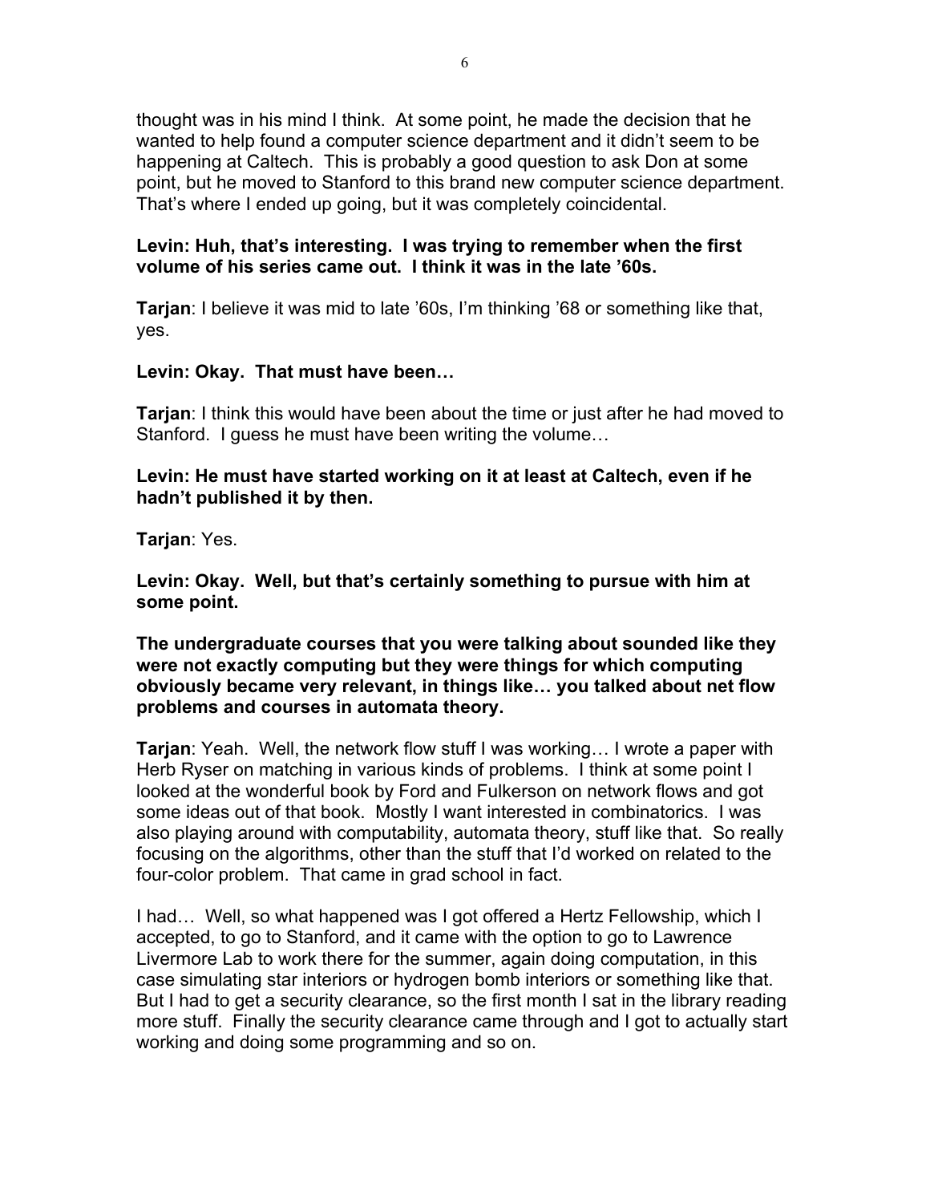thought was in his mind I think. At some point, he made the decision that he wanted to help found a computer science department and it didn't seem to be happening at Caltech. This is probably a good question to ask Don at some point, but he moved to Stanford to this brand new computer science department. That's where I ended up going, but it was completely coincidental.

**Levin: Huh, that's interesting. I was trying to remember when the first volume of his series came out. I think it was in the late '60s.**

**Tarjan**: I believe it was mid to late '60s, I'm thinking '68 or something like that, yes.

**Levin: Okay. That must have been…**

**Tarjan**: I think this would have been about the time or just after he had moved to Stanford. I guess he must have been writing the volume…

**Levin: He must have started working on it at least at Caltech, even if he hadn't published it by then.**

**Tarjan**: Yes.

**Levin: Okay. Well, but that's certainly something to pursue with him at some point.**

**The undergraduate courses that you were talking about sounded like they were not exactly computing but they were things for which computing obviously became very relevant, in things like… you talked about net flow problems and courses in automata theory.**

**Tarjan**: Yeah. Well, the network flow stuff I was working… I wrote a paper with Herb Ryser on matching in various kinds of problems. I think at some point I looked at the wonderful book by Ford and Fulkerson on network flows and got some ideas out of that book. Mostly I want interested in combinatorics. I was also playing around with computability, automata theory, stuff like that. So really focusing on the algorithms, other than the stuff that I'd worked on related to the four-color problem. That came in grad school in fact.

I had… Well, so what happened was I got offered a Hertz Fellowship, which I accepted, to go to Stanford, and it came with the option to go to Lawrence Livermore Lab to work there for the summer, again doing computation, in this case simulating star interiors or hydrogen bomb interiors or something like that. But I had to get a security clearance, so the first month I sat in the library reading more stuff. Finally the security clearance came through and I got to actually start working and doing some programming and so on.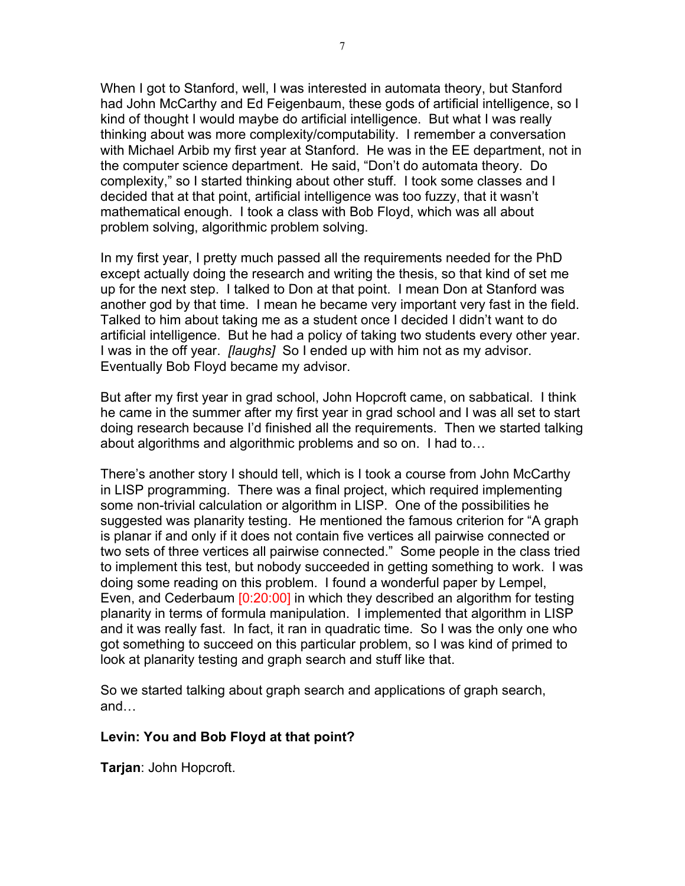When I got to Stanford, well, I was interested in automata theory, but Stanford had John McCarthy and Ed Feigenbaum, these gods of artificial intelligence, so I kind of thought I would maybe do artificial intelligence. But what I was really thinking about was more complexity/computability. I remember a conversation with Michael Arbib my first year at Stanford. He was in the EE department, not in the computer science department. He said, "Don't do automata theory. Do complexity," so I started thinking about other stuff. I took some classes and I decided that at that point, artificial intelligence was too fuzzy, that it wasn't mathematical enough. I took a class with Bob Floyd, which was all about problem solving, algorithmic problem solving.

In my first year, I pretty much passed all the requirements needed for the PhD except actually doing the research and writing the thesis, so that kind of set me up for the next step. I talked to Don at that point. I mean Don at Stanford was another god by that time. I mean he became very important very fast in the field. Talked to him about taking me as a student once I decided I didn't want to do artificial intelligence. But he had a policy of taking two students every other year. I was in the off year. *[laughs]* So I ended up with him not as my advisor. Eventually Bob Floyd became my advisor.

But after my first year in grad school, John Hopcroft came, on sabbatical. I think he came in the summer after my first year in grad school and I was all set to start doing research because I'd finished all the requirements. Then we started talking about algorithms and algorithmic problems and so on. I had to…

There's another story I should tell, which is I took a course from John McCarthy in LISP programming. There was a final project, which required implementing some non-trivial calculation or algorithm in LISP. One of the possibilities he suggested was planarity testing. He mentioned the famous criterion for "A graph is planar if and only if it does not contain five vertices all pairwise connected or two sets of three vertices all pairwise connected." Some people in the class tried to implement this test, but nobody succeeded in getting something to work. I was doing some reading on this problem. I found a wonderful paper by Lempel, Even, and Cederbaum [0:20:00] in which they described an algorithm for testing planarity in terms of formula manipulation. I implemented that algorithm in LISP and it was really fast. In fact, it ran in quadratic time. So I was the only one who got something to succeed on this particular problem, so I was kind of primed to look at planarity testing and graph search and stuff like that.

So we started talking about graph search and applications of graph search, and…

**Levin: You and Bob Floyd at that point?**

**Tarjan**: John Hopcroft.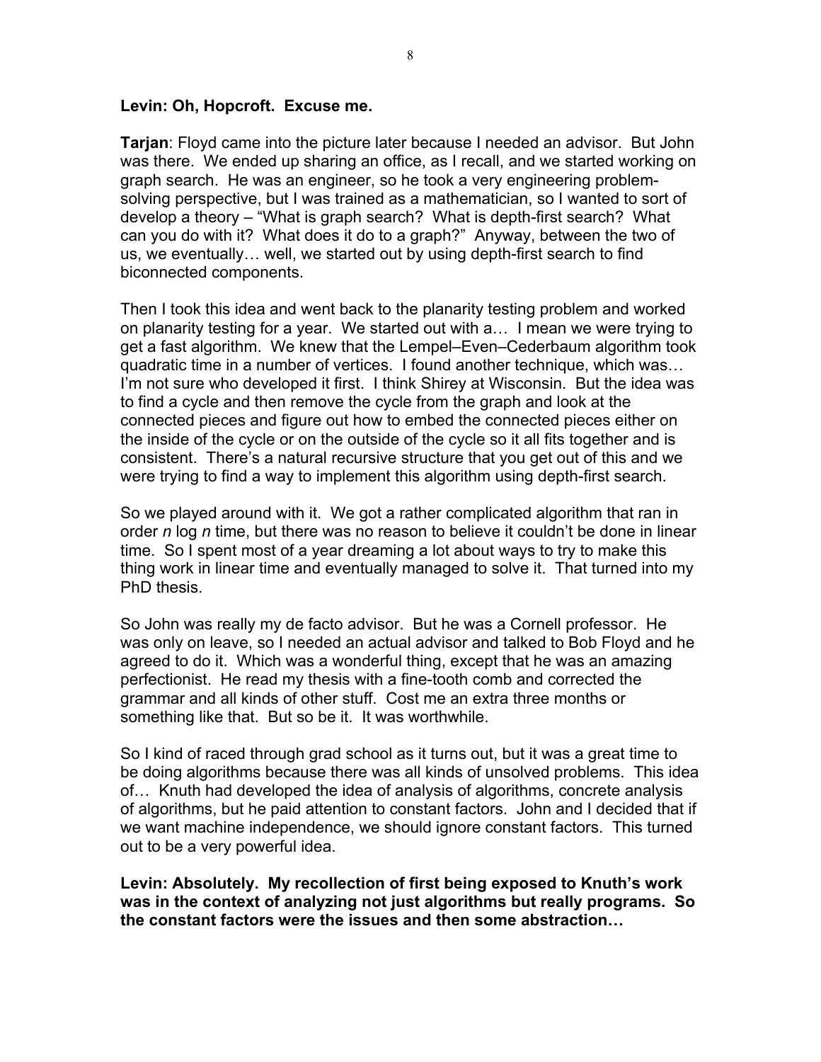**Levin: Oh, Hopcroft. Excuse me.**

**Tarjan**: Floyd came into the picture later because I needed an advisor. But John was there. We ended up sharing an office, as I recall, and we started working on graph search. He was an engineer, so he took a very engineering problem-solving perspective, but I was trained as a mathematician, so I wanted to sort of develop a theory – "What is graph search? What is depth-first search? What can you do with it? What does it do to a graph?" Anyway, between the two of us, we eventually… well, we started out by using depth-first search to find biconnected components.

Then I took this idea and went back to the planarity testing problem and worked on planarity testing for a year. We started out with a… I mean we were trying to get a fast algorithm. We knew that the Lempel–Even–Cederbaum algorithm took quadratic time in a number of vertices. I found another technique, which was… I'm not sure who developed it first. I think Shirey at Wisconsin. But the idea was to find a cycle and then remove the cycle from the graph and look at the connected pieces and figure out how to embed the connected pieces either on the inside of the cycle or on the outside of the cycle so it all fits together and is consistent. There's a natural recursive structure that you get out of this and we were trying to find a way to implement this algorithm using depth-first search.

So we played around with it. We got a rather complicated algorithm that ran in order $n \log n$ time, but there was no reason to believe it couldn't be done in linear time. So I spent most of a year dreaming a lot about ways to try to make this thing work in linear time and eventually managed to solve it. That turned into my PhD thesis.

So John was really my de facto advisor. But he was a Cornell professor. He was only on leave, so I needed an actual advisor and talked to Bob Floyd and he agreed to do it. Which was a wonderful thing, except that he was an amazing perfectionist. He read my thesis with a fine-tooth comb and corrected the grammar and all kinds of other stuff. Cost me an extra three months or something like that. But so be it. It was worthwhile.

So I kind of raced through grad school as it turns out, but it was a great time to be doing algorithms because there was all kinds of unsolved problems. This idea of… Knuth had developed the idea of analysis of algorithms, concrete analysis of algorithms, but he paid attention to constant factors. John and I decided that if we want machine independence, we should ignore constant factors. This turned out to be a very powerful idea.

**Levin: Absolutely. My recollection of first being exposed to Knuth's work was in the context of analyzing not just algorithms but really programs. So the constant factors were the issues and then some abstraction…**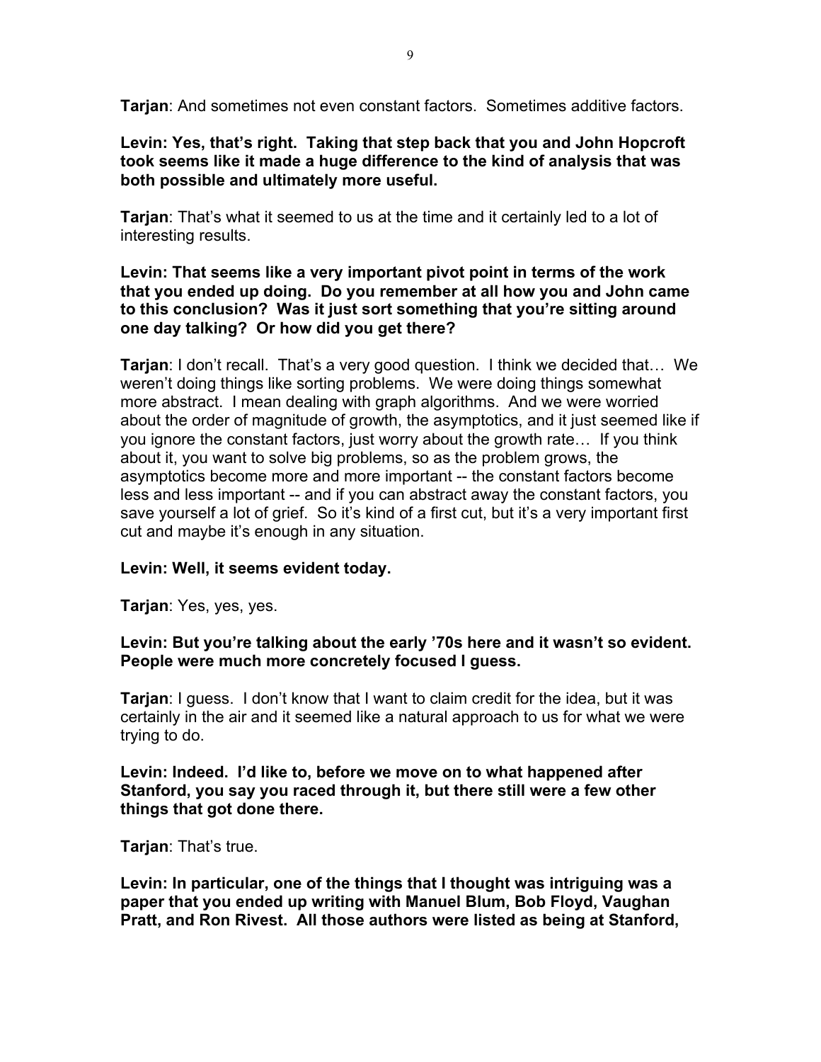**Tarjan**: And sometimes not even constant factors. Sometimes additive factors.

**Levin: Yes, that's right. Taking that step back that you and John Hopcroft took seems like it made a huge difference to the kind of analysis that was both possible and ultimately more useful.**

**Tarjan**: That's what it seemed to us at the time and it certainly led to a lot of interesting results.

**Levin: That seems like a very important pivot point in terms of the work that you ended up doing. Do you remember at all how you and John came to this conclusion? Was it just sort something that you're sitting around one day talking? Or how did you get there?**

**Tarjan**: I don't recall. That's a very good question. I think we decided that… We weren't doing things like sorting problems. We were doing things somewhat more abstract. I mean dealing with graph algorithms. And we were worried about the order of magnitude of growth, the asymptotics, and it just seemed like if you ignore the constant factors, just worry about the growth rate… If you think about it, you want to solve big problems, so as the problem grows, the asymptotics become more and more important -- the constant factors become less and less important -- and if you can abstract away the constant factors, you save yourself a lot of grief. So it's kind of a first cut, but it's a very important first cut and maybe it's enough in any situation.

**Levin: Well, it seems evident today.**

**Tarjan**: Yes, yes, yes.

**Levin: But you're talking about the early '70s here and it wasn't so evident. People were much more concretely focused I guess.**

**Tarjan**: I guess. I don't know that I want to claim credit for the idea, but it was certainly in the air and it seemed like a natural approach to us for what we were trying to do.

**Levin: Indeed. I'd like to, before we move on to what happened after Stanford, you say you raced through it, but there still were a few other things that got done there.**

**Tarjan**: That's true.

**Levin: In particular, one of the things that I thought was intriguing was a paper that you ended up writing with Manuel Blum, Bob Floyd, Vaughan Pratt, and Ron Rivest. All those authors were listed as being at Stanford,**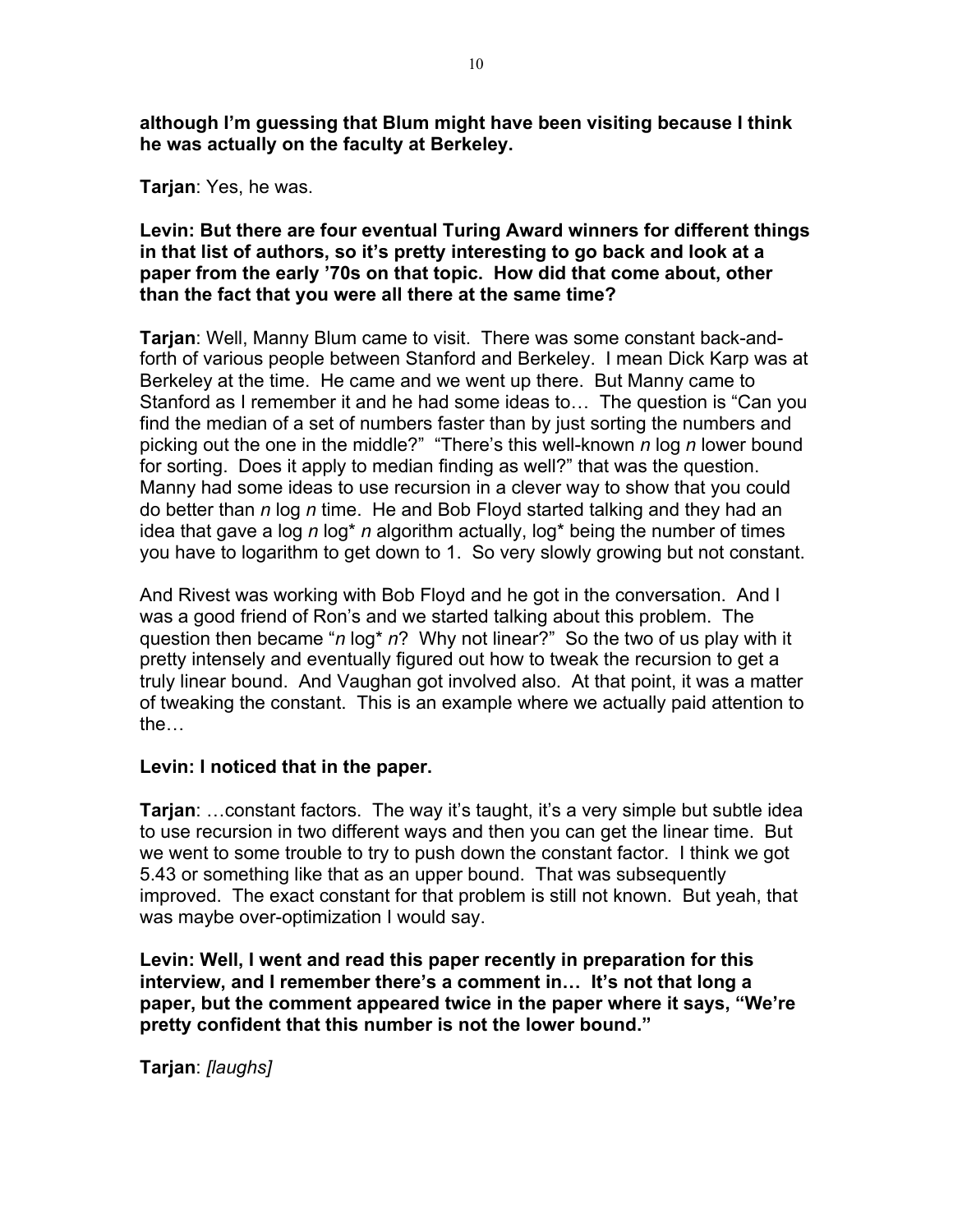**although I'm guessing that Blum might have been visiting because I think he was actually on the faculty at Berkeley.**

**Tarjan**: Yes, he was.

**Levin: But there are four eventual Turing Award winners for different things in that list of authors, so it's pretty interesting to go back and look at a paper from the early '70s on that topic. How did that come about, other than the fact that you were all there at the same time?**

**Tarjan**: Well, Manny Blum came to visit. There was some constant back-and-forth of various people between Stanford and Berkeley. I mean Dick Karp was at Berkeley at the time. He came and we went up there. But Manny came to Stanford as I remember it and he had some ideas to… The question is "Can you find the median of a set of numbers faster than by just sorting the numbers and picking out the one in the middle?" "There's this well-known $n \log n$ lower bound for sorting. Does it apply to median finding as well?" that was the question. Manny had some ideas to use recursion in a clever way to show that you could do better than $n \log n$ time. He and Bob Floyd started talking and they had an idea that gave a $\log n \log^* n$ algorithm actually, $\log^*$ being the number of times you have to logarithm to get down to 1. So very slowly growing but not constant.

And Rivest was working with Bob Floyd and he got in the conversation. And I was a good friend of Ron's and we started talking about this problem. The question then became "$n \log^* n$? Why not linear?" So the two of us play with it pretty intensely and eventually figured out how to tweak the recursion to get a truly linear bound. And Vaughan got involved also. At that point, it was a matter of tweaking the constant. This is an example where we actually paid attention to the…

**Levin: I noticed that in the paper.**

**Tarjan**: …constant factors. The way it's taught, it's a very simple but subtle idea to use recursion in two different ways and then you can get the linear time. But we went to some trouble to try to push down the constant factor. I think we got 5.43 or something like that as an upper bound. That was subsequently improved. The exact constant for that problem is still not known. But yeah, that was maybe over-optimization I would say.

**Levin: Well, I went and read this paper recently in preparation for this interview, and I remember there's a comment in… It's not that long a paper, but the comment appeared twice in the paper where it says, "We're pretty confident that this number is not the lower bound."**

**Tarjan**: *[laughs]*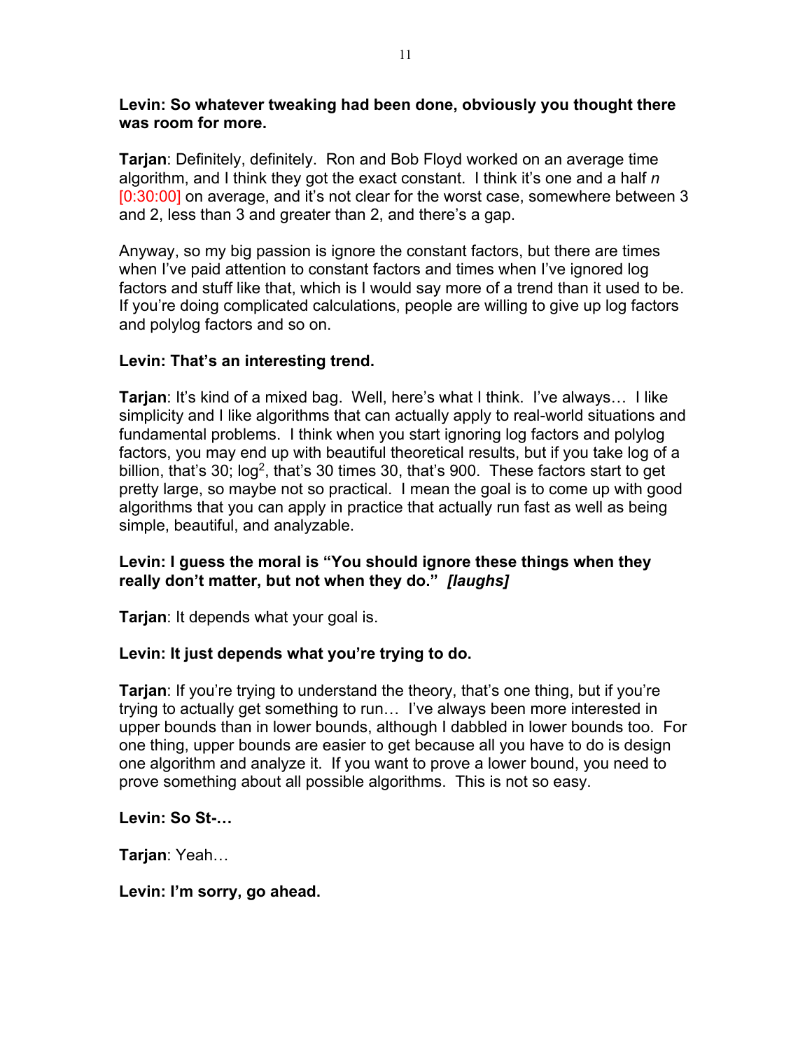**Levin: So whatever tweaking had been done, obviously you thought there was room for more.**

**Tarjan**: Definitely, definitely. Ron and Bob Floyd worked on an average time algorithm, and I think they got the exact constant. I think it's one and a half *n* [0:30:00] on average, and it's not clear for the worst case, somewhere between 3 and 2, less than 3 and greater than 2, and there's a gap.

Anyway, so my big passion is ignore the constant factors, but there are times when I've paid attention to constant factors and times when I've ignored log factors and stuff like that, which is I would say more of a trend than it used to be. If you're doing complicated calculations, people are willing to give up log factors and polylog factors and so on.

**Levin: That's an interesting trend.**

**Tarjan**: It's kind of a mixed bag. Well, here's what I think. I've always… I like simplicity and I like algorithms that can actually apply to real-world situations and fundamental problems. I think when you start ignoring log factors and polylog factors, you may end up with beautiful theoretical results, but if you take log of a billion, that's 30; $\log^2$, that's 30 times 30, that's 900. These factors start to get pretty large, so maybe not so practical. I mean the goal is to come up with good algorithms that you can apply in practice that actually run fast as well as being simple, beautiful, and analyzable.

**Levin: I guess the moral is "You should ignore these things when they really don't matter, but not when they do."** ***[laughs]***

**Tarjan**: It depends what your goal is.

**Levin: It just depends what you're trying to do.**

**Tarjan**: If you're trying to understand the theory, that's one thing, but if you're trying to actually get something to run… I've always been more interested in upper bounds than in lower bounds, although I dabbled in lower bounds too. For one thing, upper bounds are easier to get because all you have to do is design one algorithm and analyze it. If you want to prove a lower bound, you need to prove something about all possible algorithms. This is not so easy.

**Levin: So St-…**

**Tarjan**: Yeah…

**Levin: I'm sorry, go ahead.**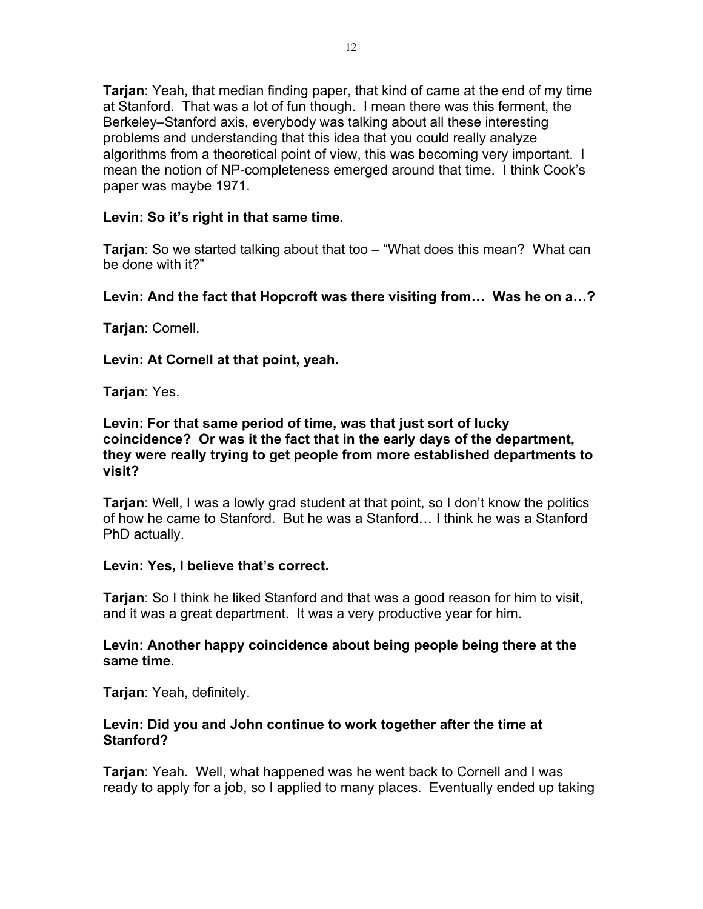**Tarjan**: Yeah, that median finding paper, that kind of came at the end of my time at Stanford. That was a lot of fun though. I mean there was this ferment, the Berkeley–Stanford axis, everybody was talking about all these interesting problems and understanding that this idea that you could really analyze algorithms from a theoretical point of view, this was becoming very important. I mean the notion of NP-completeness emerged around that time. I think Cook's paper was maybe 1971.

**Levin: So it's right in that same time.**

**Tarjan**: So we started talking about that too – "What does this mean? What can be done with it?"

**Levin: And the fact that Hopcroft was there visiting from… Was he on a…?**

**Tarjan**: Cornell.

**Levin: At Cornell at that point, yeah.**

**Tarjan**: Yes.

**Levin: For that same period of time, was that just sort of lucky coincidence? Or was it the fact that in the early days of the department, they were really trying to get people from more established departments to visit?**

**Tarjan**: Well, I was a lowly grad student at that point, so I don't know the politics of how he came to Stanford. But he was a Stanford… I think he was a Stanford PhD actually.

**Levin: Yes, I believe that's correct.**

**Tarjan**: So I think he liked Stanford and that was a good reason for him to visit, and it was a great department. It was a very productive year for him.

**Levin: Another happy coincidence about being people being there at the same time.**

**Tarjan**: Yeah, definitely.

**Levin: Did you and John continue to work together after the time at Stanford?**

**Tarjan**: Yeah. Well, what happened was he went back to Cornell and I was ready to apply for a job, so I applied to many places. Eventually ended up taking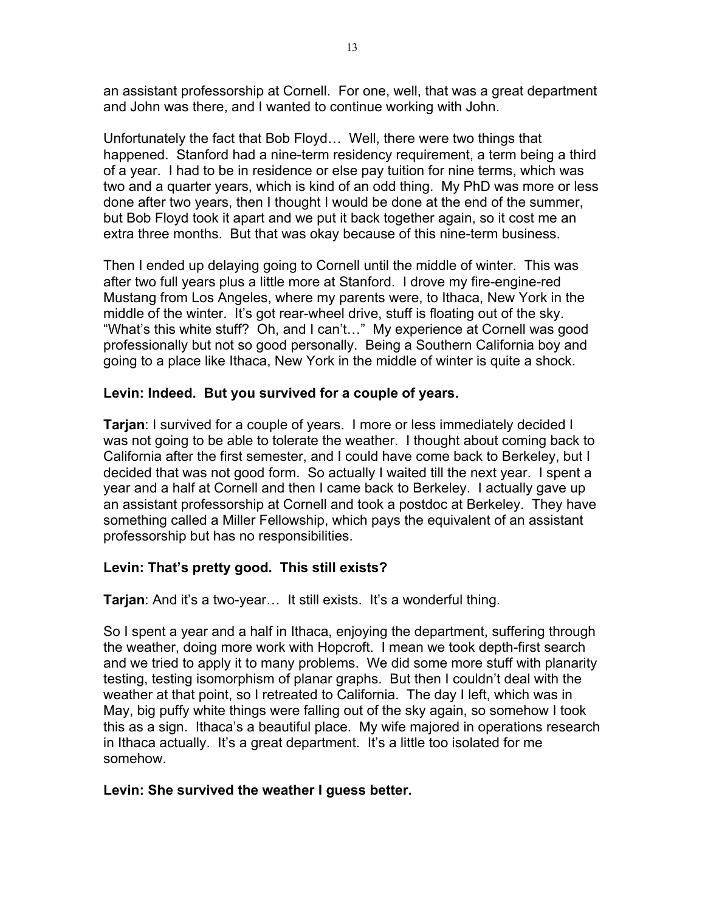an assistant professorship at Cornell. For one, well, that was a great department and John was there, and I wanted to continue working with John.

Unfortunately the fact that Bob Floyd… Well, there were two things that happened. Stanford had a nine-term residency requirement, a term being a third of a year. I had to be in residence or else pay tuition for nine terms, which was two and a quarter years, which is kind of an odd thing. My PhD was more or less done after two years, then I thought I would be done at the end of the summer, but Bob Floyd took it apart and we put it back together again, so it cost me an extra three months. But that was okay because of this nine-term business.

Then I ended up delaying going to Cornell until the middle of winter. This was after two full years plus a little more at Stanford. I drove my fire-engine-red Mustang from Los Angeles, where my parents were, to Ithaca, New York in the middle of the winter. It's got rear-wheel drive, stuff is floating out of the sky. "What's this white stuff? Oh, and I can't…" My experience at Cornell was good professionally but not so good personally. Being a Southern California boy and going to a place like Ithaca, New York in the middle of winter is quite a shock.

**Levin: Indeed. But you survived for a couple of years.**

**Tarjan**: I survived for a couple of years. I more or less immediately decided I was not going to be able to tolerate the weather. I thought about coming back to California after the first semester, and I could have come back to Berkeley, but I decided that was not good form. So actually I waited till the next year. I spent a year and a half at Cornell and then I came back to Berkeley. I actually gave up an assistant professorship at Cornell and took a postdoc at Berkeley. They have something called a Miller Fellowship, which pays the equivalent of an assistant professorship but has no responsibilities.

**Levin: That's pretty good. This still exists?**

**Tarjan**: And it's a two-year… It still exists. It's a wonderful thing.

So I spent a year and a half in Ithaca, enjoying the department, suffering through the weather, doing more work with Hopcroft. I mean we took depth-first search and we tried to apply it to many problems. We did some more stuff with planarity testing, testing isomorphism of planar graphs. But then I couldn't deal with the weather at that point, so I retreated to California. The day I left, which was in May, big puffy white things were falling out of the sky again, so somehow I took this as a sign. Ithaca's a beautiful place. My wife majored in operations research in Ithaca actually. It's a great department. It's a little too isolated for me somehow.

**Levin: She survived the weather I guess better.**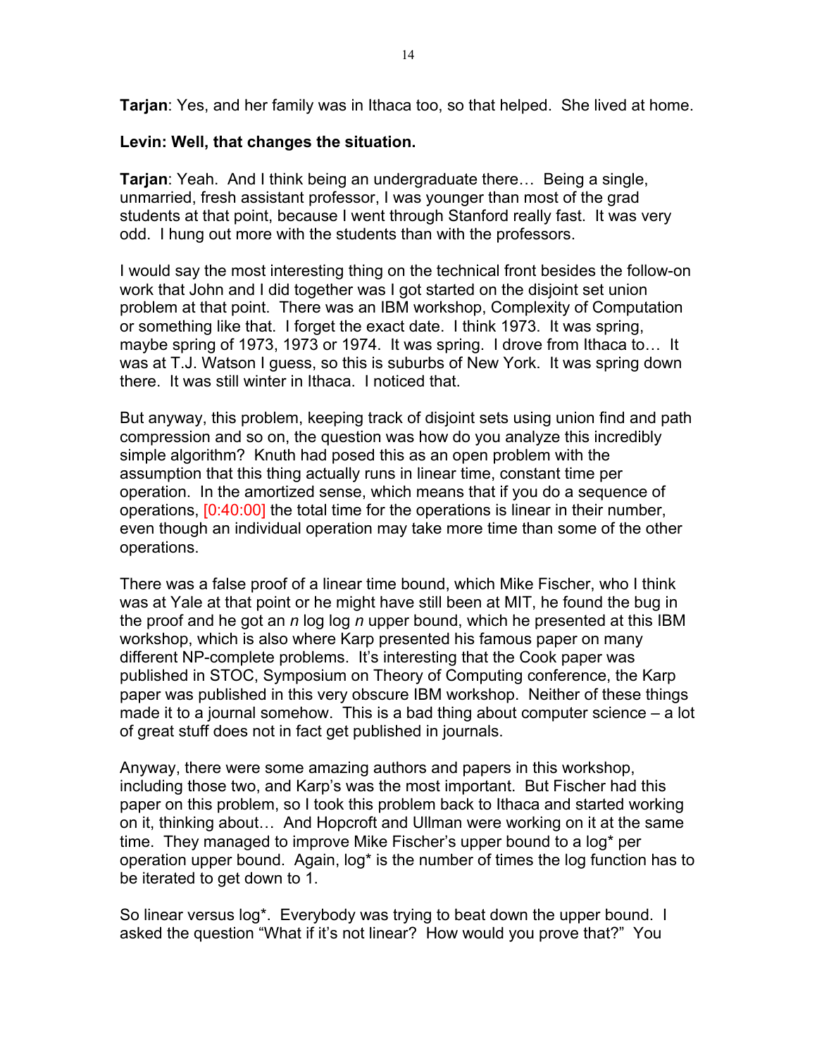**Tarjan**: Yes, and her family was in Ithaca too, so that helped. She lived at home.

**Levin: Well, that changes the situation.**

**Tarjan**: Yeah. And I think being an undergraduate there… Being a single, unmarried, fresh assistant professor, I was younger than most of the grad students at that point, because I went through Stanford really fast. It was very odd. I hung out more with the students than with the professors.

I would say the most interesting thing on the technical front besides the follow-on work that John and I did together was I got started on the disjoint set union problem at that point. There was an IBM workshop, Complexity of Computation or something like that. I forget the exact date. I think 1973. It was spring, maybe spring of 1973, 1973 or 1974. It was spring. I drove from Ithaca to… It was at T.J. Watson I guess, so this is suburbs of New York. It was spring down there. It was still winter in Ithaca. I noticed that.

But anyway, this problem, keeping track of disjoint sets using union find and path compression and so on, the question was how do you analyze this incredibly simple algorithm? Knuth had posed this as an open problem with the assumption that this thing actually runs in linear time, constant time per operation. In the amortized sense, which means that if you do a sequence of operations, [0:40:00] the total time for the operations is linear in their number, even though an individual operation may take more time than some of the other operations.

There was a false proof of a linear time bound, which Mike Fischer, who I think was at Yale at that point or he might have still been at MIT, he found the bug in the proof and he got an $n \log \log n$ upper bound, which he presented at this IBM workshop, which is also where Karp presented his famous paper on many different NP-complete problems. It's interesting that the Cook paper was published in STOC, Symposium on Theory of Computing conference, the Karp paper was published in this very obscure IBM workshop. Neither of these things made it to a journal somehow. This is a bad thing about computer science – a lot of great stuff does not in fact get published in journals.

Anyway, there were some amazing authors and papers in this workshop, including those two, and Karp's was the most important. But Fischer had this paper on this problem, so I took this problem back to Ithaca and started working on it, thinking about… And Hopcroft and Ullman were working on it at the same time. They managed to improve Mike Fischer's upper bound to a log* per operation upper bound. Again, log* is the number of times the log function has to be iterated to get down to 1.

So linear versus log*. Everybody was trying to beat down the upper bound. I asked the question "What if it's not linear? How would you prove that?" You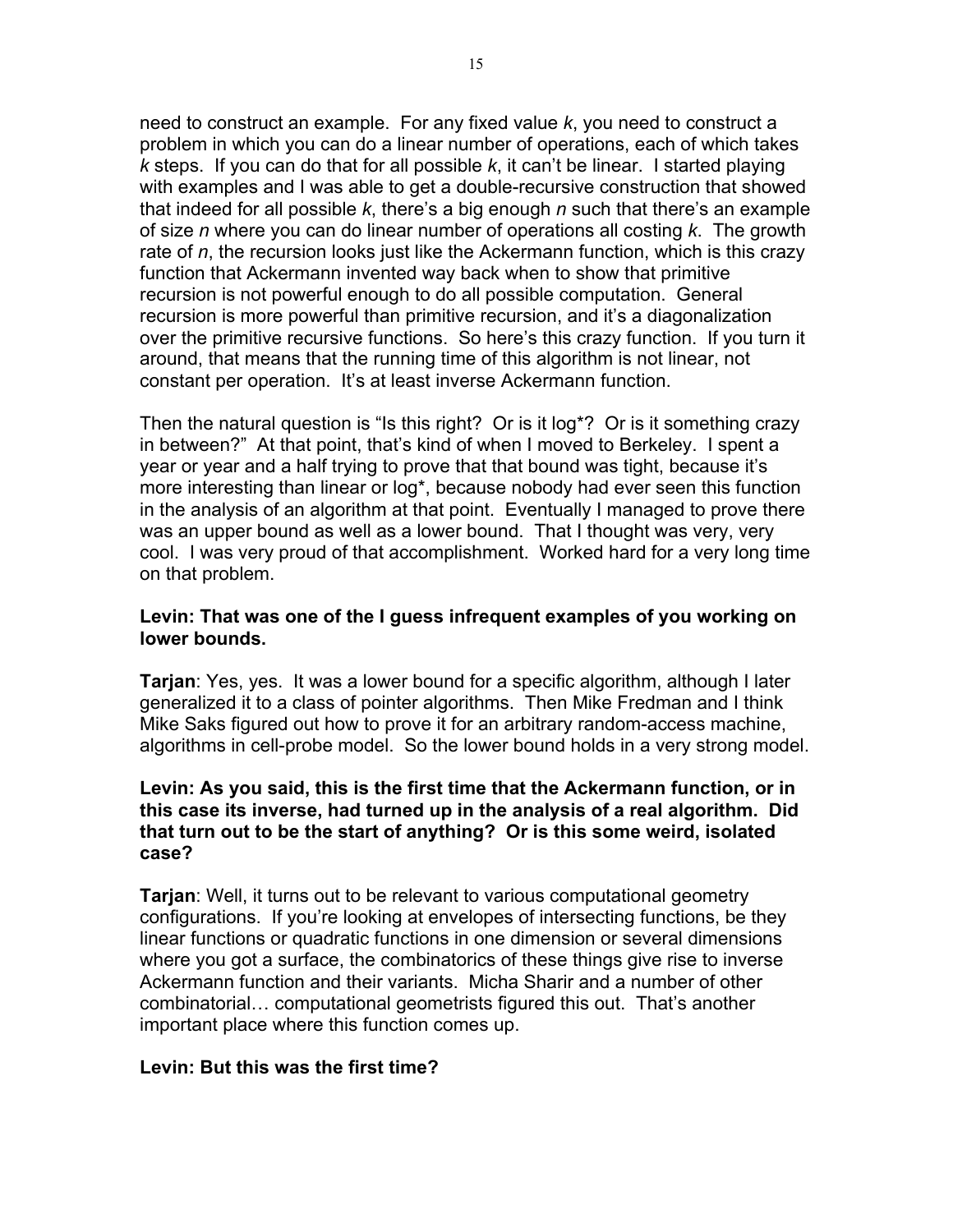need to construct an example. For any fixed value *k*, you need to construct a problem in which you can do a linear number of operations, each of which takes *k* steps. If you can do that for all possible *k*, it can't be linear. I started playing with examples and I was able to get a double-recursive construction that showed that indeed for all possible *k*, there's a big enough *n* such that there's an example of size *n* where you can do linear number of operations all costing *k*. The growth rate of *n*, the recursion looks just like the Ackermann function, which is this crazy function that Ackermann invented way back when to show that primitive recursion is not powerful enough to do all possible computation. General recursion is more powerful than primitive recursion, and it's a diagonalization over the primitive recursive functions. So here's this crazy function. If you turn it around, that means that the running time of this algorithm is not linear, not constant per operation. It's at least inverse Ackermann function.

Then the natural question is "Is this right? Or is it log*? Or is it something crazy in between?" At that point, that's kind of when I moved to Berkeley. I spent a year or year and a half trying to prove that that bound was tight, because it's more interesting than linear or log*, because nobody had ever seen this function in the analysis of an algorithm at that point. Eventually I managed to prove there was an upper bound as well as a lower bound. That I thought was very, very cool. I was very proud of that accomplishment. Worked hard for a very long time on that problem.

**Levin: That was one of the I guess infrequent examples of you working on lower bounds.**

**Tarjan**: Yes, yes. It was a lower bound for a specific algorithm, although I later generalized it to a class of pointer algorithms. Then Mike Fredman and I think Mike Saks figured out how to prove it for an arbitrary random-access machine, algorithms in cell-probe model. So the lower bound holds in a very strong model.

**Levin: As you said, this is the first time that the Ackermann function, or in this case its inverse, had turned up in the analysis of a real algorithm. Did that turn out to be the start of anything? Or is this some weird, isolated case?**

**Tarjan**: Well, it turns out to be relevant to various computational geometry configurations. If you're looking at envelopes of intersecting functions, be they linear functions or quadratic functions in one dimension or several dimensions where you got a surface, the combinatorics of these things give rise to inverse Ackermann function and their variants. Micha Sharir and a number of other combinatorial… computational geometrists figured this out. That's another important place where this function comes up.

**Levin: But this was the first time?**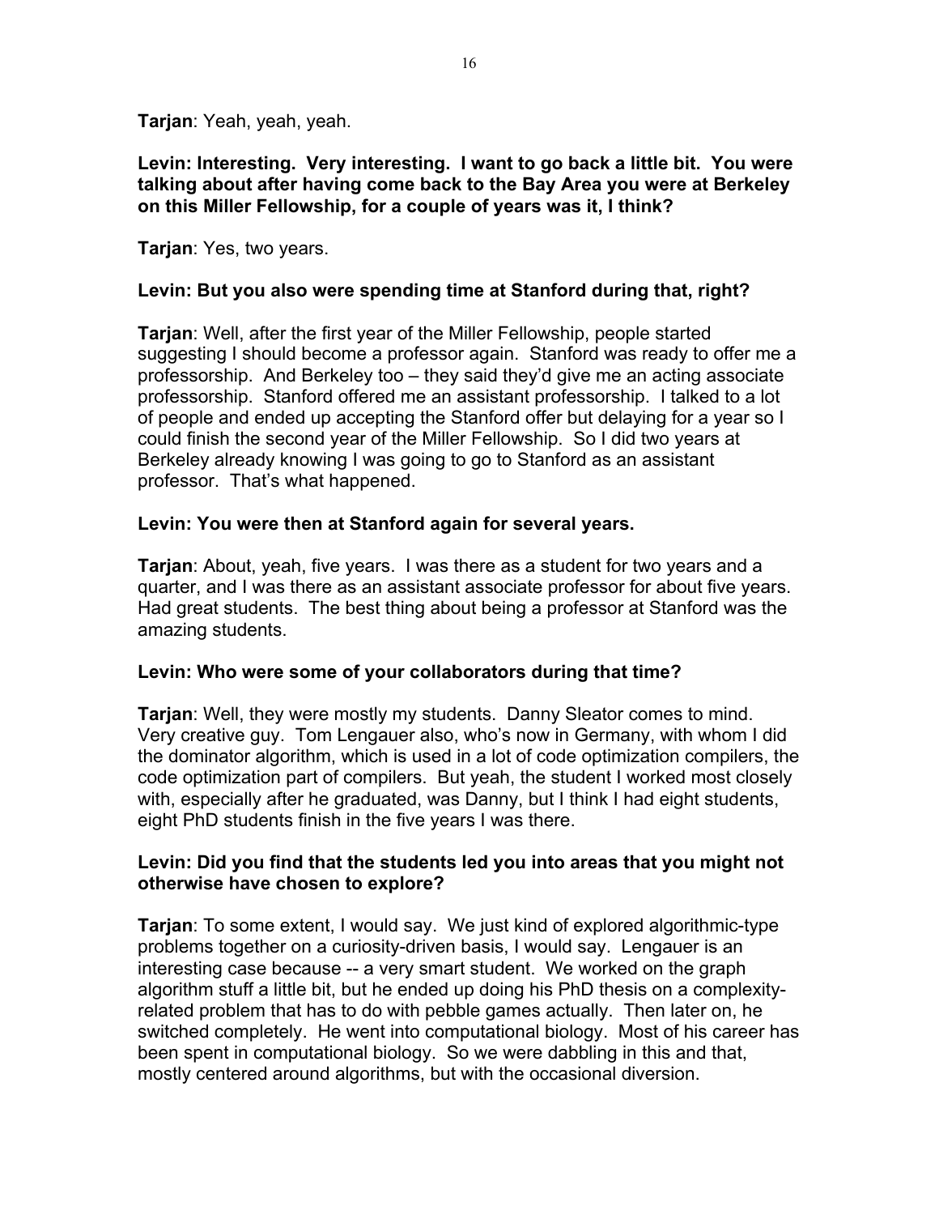**Tarjan**: Yeah, yeah, yeah.

**Levin: Interesting. Very interesting. I want to go back a little bit. You were talking about after having come back to the Bay Area you were at Berkeley on this Miller Fellowship, for a couple of years was it, I think?**

**Tarjan**: Yes, two years.

**Levin: But you also were spending time at Stanford during that, right?**

**Tarjan**: Well, after the first year of the Miller Fellowship, people started suggesting I should become a professor again. Stanford was ready to offer me a professorship. And Berkeley too – they said they'd give me an acting associate professorship. Stanford offered me an assistant professorship. I talked to a lot of people and ended up accepting the Stanford offer but delaying for a year so I could finish the second year of the Miller Fellowship. So I did two years at Berkeley already knowing I was going to go to Stanford as an assistant professor. That's what happened.

**Levin: You were then at Stanford again for several years.**

**Tarjan**: About, yeah, five years. I was there as a student for two years and a quarter, and I was there as an assistant associate professor for about five years. Had great students. The best thing about being a professor at Stanford was the amazing students.

**Levin: Who were some of your collaborators during that time?**

**Tarjan**: Well, they were mostly my students. Danny Sleator comes to mind. Very creative guy. Tom Lengauer also, who's now in Germany, with whom I did the dominator algorithm, which is used in a lot of code optimization compilers, the code optimization part of compilers. But yeah, the student I worked most closely with, especially after he graduated, was Danny, but I think I had eight students, eight PhD students finish in the five years I was there.

**Levin: Did you find that the students led you into areas that you might not otherwise have chosen to explore?**

**Tarjan**: To some extent, I would say. We just kind of explored algorithmic-type problems together on a curiosity-driven basis, I would say. Lengauer is an interesting case because -- a very smart student. We worked on the graph algorithm stuff a little bit, but he ended up doing his PhD thesis on a complexity-related problem that has to do with pebble games actually. Then later on, he switched completely. He went into computational biology. Most of his career has been spent in computational biology. So we were dabbling in this and that, mostly centered around algorithms, but with the occasional diversion.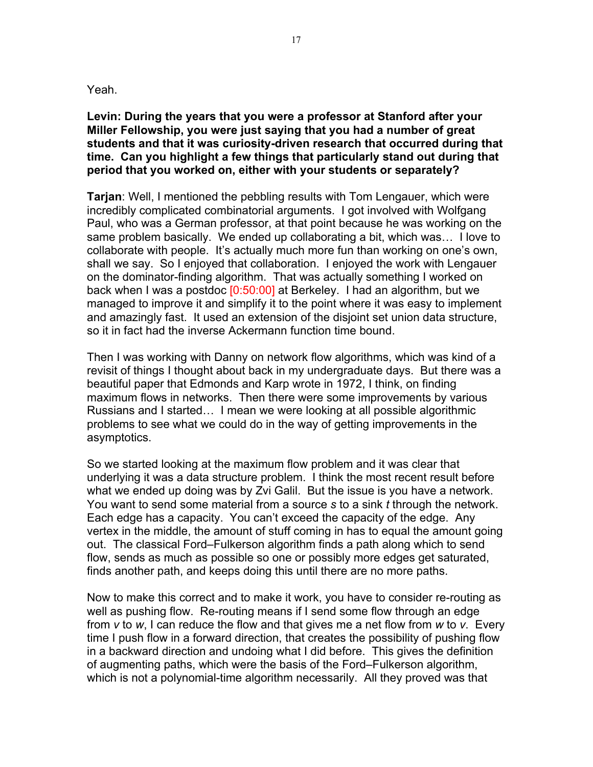Yeah.

**Levin: During the years that you were a professor at Stanford after your Miller Fellowship, you were just saying that you had a number of great students and that it was curiosity-driven research that occurred during that time. Can you highlight a few things that particularly stand out during that period that you worked on, either with your students or separately?**

**Tarjan**: Well, I mentioned the pebbling results with Tom Lengauer, which were incredibly complicated combinatorial arguments. I got involved with Wolfgang Paul, who was a German professor, at that point because he was working on the same problem basically. We ended up collaborating a bit, which was… I love to collaborate with people. It's actually much more fun than working on one's own, shall we say. So I enjoyed that collaboration. I enjoyed the work with Lengauer on the dominator-finding algorithm. That was actually something I worked on back when I was a postdoc [0:50:00] at Berkeley. I had an algorithm, but we managed to improve it and simplify it to the point where it was easy to implement and amazingly fast. It used an extension of the disjoint set union data structure, so it in fact had the inverse Ackermann function time bound.

Then I was working with Danny on network flow algorithms, which was kind of a revisit of things I thought about back in my undergraduate days. But there was a beautiful paper that Edmonds and Karp wrote in 1972, I think, on finding maximum flows in networks. Then there were some improvements by various Russians and I started… I mean we were looking at all possible algorithmic problems to see what we could do in the way of getting improvements in the asymptotics.

So we started looking at the maximum flow problem and it was clear that underlying it was a data structure problem. I think the most recent result before what we ended up doing was by Zvi Galil. But the issue is you have a network. You want to send some material from a source *s* to a sink *t* through the network. Each edge has a capacity. You can't exceed the capacity of the edge. Any vertex in the middle, the amount of stuff coming in has to equal the amount going out. The classical Ford–Fulkerson algorithm finds a path along which to send flow, sends as much as possible so one or possibly more edges get saturated, finds another path, and keeps doing this until there are no more paths.

Now to make this correct and to make it work, you have to consider re-routing as well as pushing flow. Re-routing means if I send some flow through an edge from *v* to *w*, I can reduce the flow and that gives me a net flow from *w* to *v*. Every time I push flow in a forward direction, that creates the possibility of pushing flow in a backward direction and undoing what I did before. This gives the definition of augmenting paths, which were the basis of the Ford–Fulkerson algorithm, which is not a polynomial-time algorithm necessarily. All they proved was that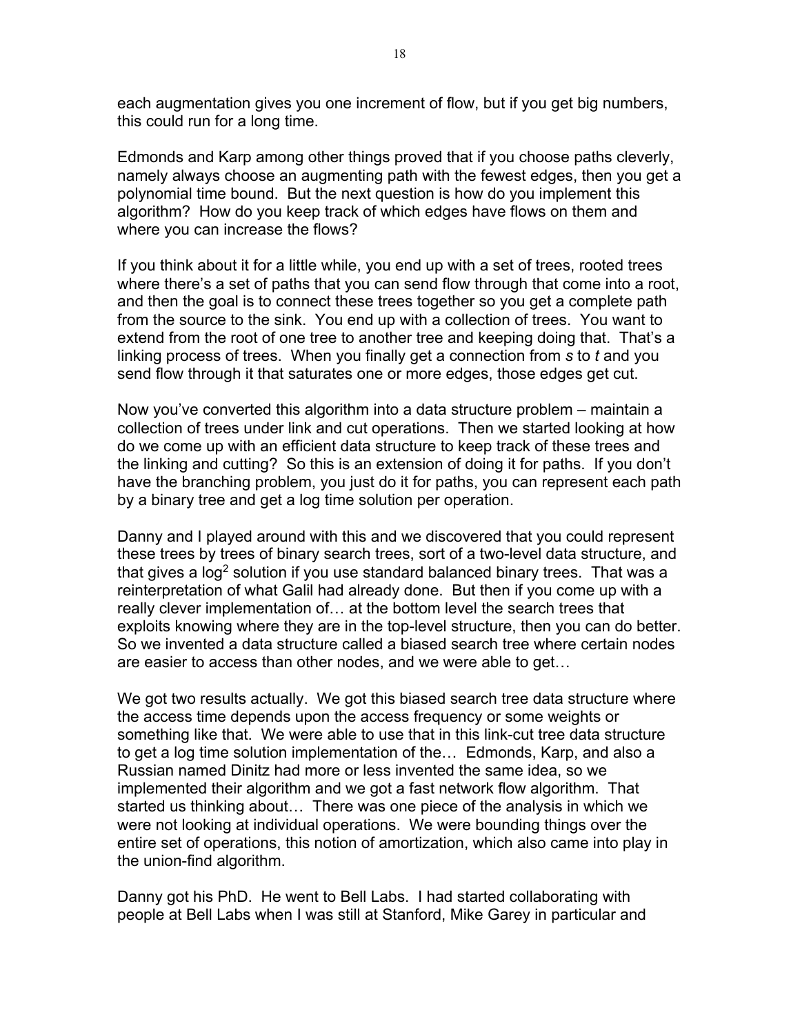each augmentation gives you one increment of flow, but if you get big numbers, this could run for a long time.

Edmonds and Karp among other things proved that if you choose paths cleverly, namely always choose an augmenting path with the fewest edges, then you get a polynomial time bound. But the next question is how do you implement this algorithm? How do you keep track of which edges have flows on them and where you can increase the flows?

If you think about it for a little while, you end up with a set of trees, rooted trees where there's a set of paths that you can send flow through that come into a root, and then the goal is to connect these trees together so you get a complete path from the source to the sink. You end up with a collection of trees. You want to extend from the root of one tree to another tree and keeping doing that. That's a linking process of trees. When you finally get a connection from *s* to *t* and you send flow through it that saturates one or more edges, those edges get cut.

Now you've converted this algorithm into a data structure problem – maintain a collection of trees under link and cut operations. Then we started looking at how do we come up with an efficient data structure to keep track of these trees and the linking and cutting? So this is an extension of doing it for paths. If you don't have the branching problem, you just do it for paths, you can represent each path by a binary tree and get a log time solution per operation.

Danny and I played around with this and we discovered that you could represent these trees by trees of binary search trees, sort of a two-level data structure, and that gives a $\log^2$ solution if you use standard balanced binary trees. That was a reinterpretation of what Galil had already done. But then if you come up with a really clever implementation of… at the bottom level the search trees that exploits knowing where they are in the top-level structure, then you can do better. So we invented a data structure called a biased search tree where certain nodes are easier to access than other nodes, and we were able to get…

We got two results actually. We got this biased search tree data structure where the access time depends upon the access frequency or some weights or something like that. We were able to use that in this link-cut tree data structure to get a log time solution implementation of the… Edmonds, Karp, and also a Russian named Dinitz had more or less invented the same idea, so we implemented their algorithm and we got a fast network flow algorithm. That started us thinking about… There was one piece of the analysis in which we were not looking at individual operations. We were bounding things over the entire set of operations, this notion of amortization, which also came into play in the union-find algorithm.

Danny got his PhD. He went to Bell Labs. I had started collaborating with people at Bell Labs when I was still at Stanford, Mike Garey in particular and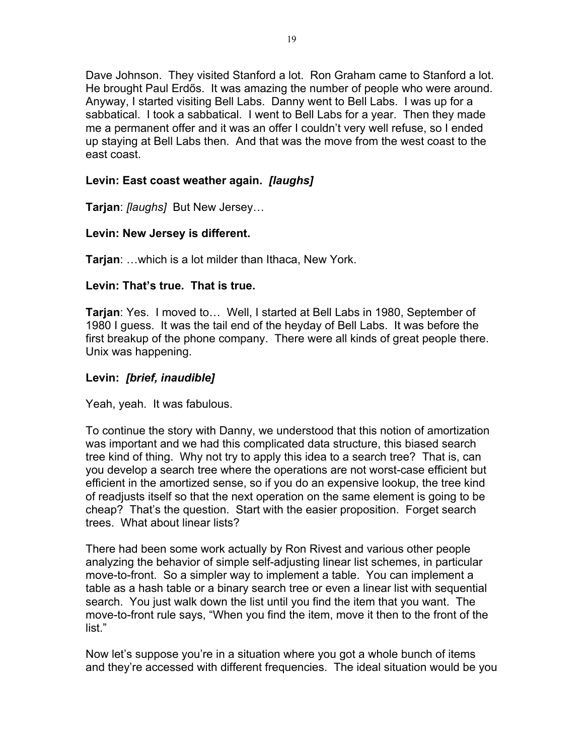Dave Johnson. They visited Stanford a lot. Ron Graham came to Stanford a lot. He brought Paul Erdős. It was amazing the number of people who were around. Anyway, I started visiting Bell Labs. Danny went to Bell Labs. I was up for a sabbatical. I took a sabbatical. I went to Bell Labs for a year. Then they made me a permanent offer and it was an offer I couldn't very well refuse, so I ended up staying at Bell Labs then. And that was the move from the west coast to the east coast.

**Levin: East coast weather again.** ***[laughs]***

**Tarjan**: *[laughs]* But New Jersey…

**Levin: New Jersey is different.**

**Tarjan**: …which is a lot milder than Ithaca, New York.

**Levin: That's true. That is true.**

**Tarjan**: Yes. I moved to… Well, I started at Bell Labs in 1980, September of 1980 I guess. It was the tail end of the heyday of Bell Labs. It was before the first breakup of the phone company. There were all kinds of great people there. Unix was happening.

**Levin:** ***[brief, inaudible]***

Yeah, yeah. It was fabulous.

To continue the story with Danny, we understood that this notion of amortization was important and we had this complicated data structure, this biased search tree kind of thing. Why not try to apply this idea to a search tree? That is, can you develop a search tree where the operations are not worst-case efficient but efficient in the amortized sense, so if you do an expensive lookup, the tree kind of readjusts itself so that the next operation on the same element is going to be cheap? That's the question. Start with the easier proposition. Forget search trees. What about linear lists?

There had been some work actually by Ron Rivest and various other people analyzing the behavior of simple self-adjusting linear list schemes, in particular move-to-front. So a simpler way to implement a table. You can implement a table as a hash table or a binary search tree or even a linear list with sequential search. You just walk down the list until you find the item that you want. The move-to-front rule says, "When you find the item, move it then to the front of the list."

Now let's suppose you're in a situation where you got a whole bunch of items and they're accessed with different frequencies. The ideal situation would be you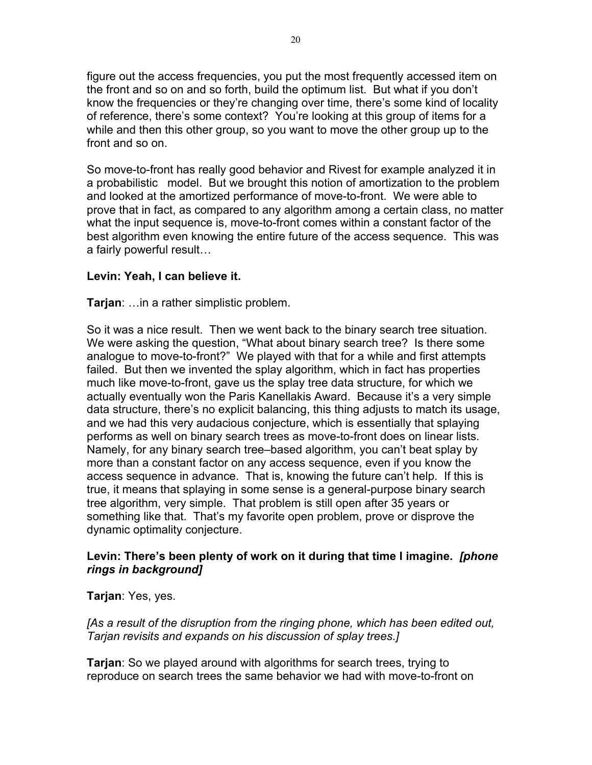figure out the access frequencies, you put the most frequently accessed item on the front and so on and so forth, build the optimum list. But what if you don't know the frequencies or they're changing over time, there's some kind of locality of reference, there's some context? You're looking at this group of items for a while and then this other group, so you want to move the other group up to the front and so on.

So move-to-front has really good behavior and Rivest for example analyzed it in a probabilistic model. But we brought this notion of amortization to the problem and looked at the amortized performance of move-to-front. We were able to prove that in fact, as compared to any algorithm among a certain class, no matter what the input sequence is, move-to-front comes within a constant factor of the best algorithm even knowing the entire future of the access sequence. This was a fairly powerful result…

**Levin: Yeah, I can believe it.**

**Tarjan**: …in a rather simplistic problem.

So it was a nice result. Then we went back to the binary search tree situation. We were asking the question, "What about binary search tree? Is there some analogue to move-to-front?" We played with that for a while and first attempts failed. But then we invented the splay algorithm, which in fact has properties much like move-to-front, gave us the splay tree data structure, for which we actually eventually won the Paris Kanellakis Award. Because it's a very simple data structure, there's no explicit balancing, this thing adjusts to match its usage, and we had this very audacious conjecture, which is essentially that splaying performs as well on binary search trees as move-to-front does on linear lists. Namely, for any binary search tree–based algorithm, you can't beat splay by more than a constant factor on any access sequence, even if you know the access sequence in advance. That is, knowing the future can't help. If this is true, it means that splaying in some sense is a general-purpose binary search tree algorithm, very simple. That problem is still open after 35 years or something like that. That's my favorite open problem, prove or disprove the dynamic optimality conjecture.

**Levin: There's been plenty of work on it during that time I imagine.** ***[phone rings in background]***

**Tarjan**: Yes, yes.

*[As a result of the disruption from the ringing phone, which has been edited out, Tarjan revisits and expands on his discussion of splay trees.]*

**Tarjan**: So we played around with algorithms for search trees, trying to reproduce on search trees the same behavior we had with move-to-front on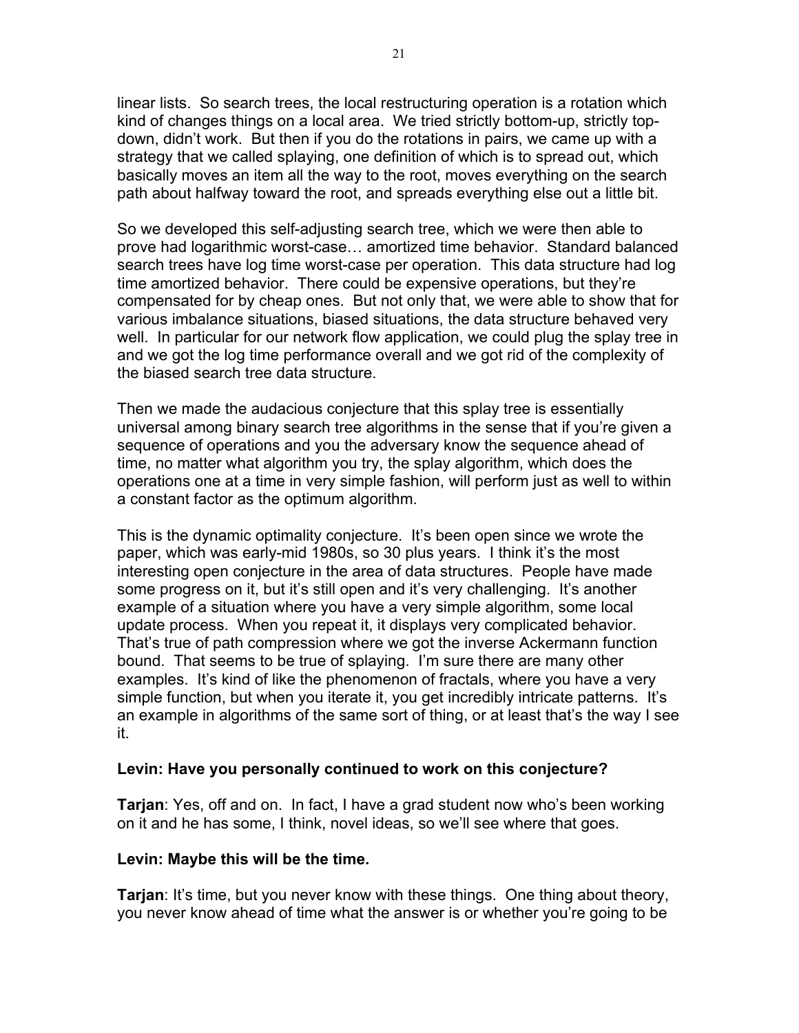linear lists. So search trees, the local restructuring operation is a rotation which kind of changes things on a local area. We tried strictly bottom-up, strictly top-down, didn't work. But then if you do the rotations in pairs, we came up with a strategy that we called splaying, one definition of which is to spread out, which basically moves an item all the way to the root, moves everything on the search path about halfway toward the root, and spreads everything else out a little bit.

So we developed this self-adjusting search tree, which we were then able to prove had logarithmic worst-case… amortized time behavior. Standard balanced search trees have log time worst-case per operation. This data structure had log time amortized behavior. There could be expensive operations, but they're compensated for by cheap ones. But not only that, we were able to show that for various imbalance situations, biased situations, the data structure behaved very well. In particular for our network flow application, we could plug the splay tree in and we got the log time performance overall and we got rid of the complexity of the biased search tree data structure.

Then we made the audacious conjecture that this splay tree is essentially universal among binary search tree algorithms in the sense that if you're given a sequence of operations and you the adversary know the sequence ahead of time, no matter what algorithm you try, the splay algorithm, which does the operations one at a time in very simple fashion, will perform just as well to within a constant factor as the optimum algorithm.

This is the dynamic optimality conjecture. It's been open since we wrote the paper, which was early-mid 1980s, so 30 plus years. I think it's the most interesting open conjecture in the area of data structures. People have made some progress on it, but it's still open and it's very challenging. It's another example of a situation where you have a very simple algorithm, some local update process. When you repeat it, it displays very complicated behavior. That's true of path compression where we got the inverse Ackermann function bound. That seems to be true of splaying. I'm sure there are many other examples. It's kind of like the phenomenon of fractals, where you have a very simple function, but when you iterate it, you get incredibly intricate patterns. It's an example in algorithms of the same sort of thing, or at least that's the way I see it.

**Levin: Have you personally continued to work on this conjecture?**

**Tarjan**: Yes, off and on. In fact, I have a grad student now who's been working on it and he has some, I think, novel ideas, so we'll see where that goes.

**Levin: Maybe this will be the time.**

**Tarjan**: It's time, but you never know with these things. One thing about theory, you never know ahead of time what the answer is or whether you're going to be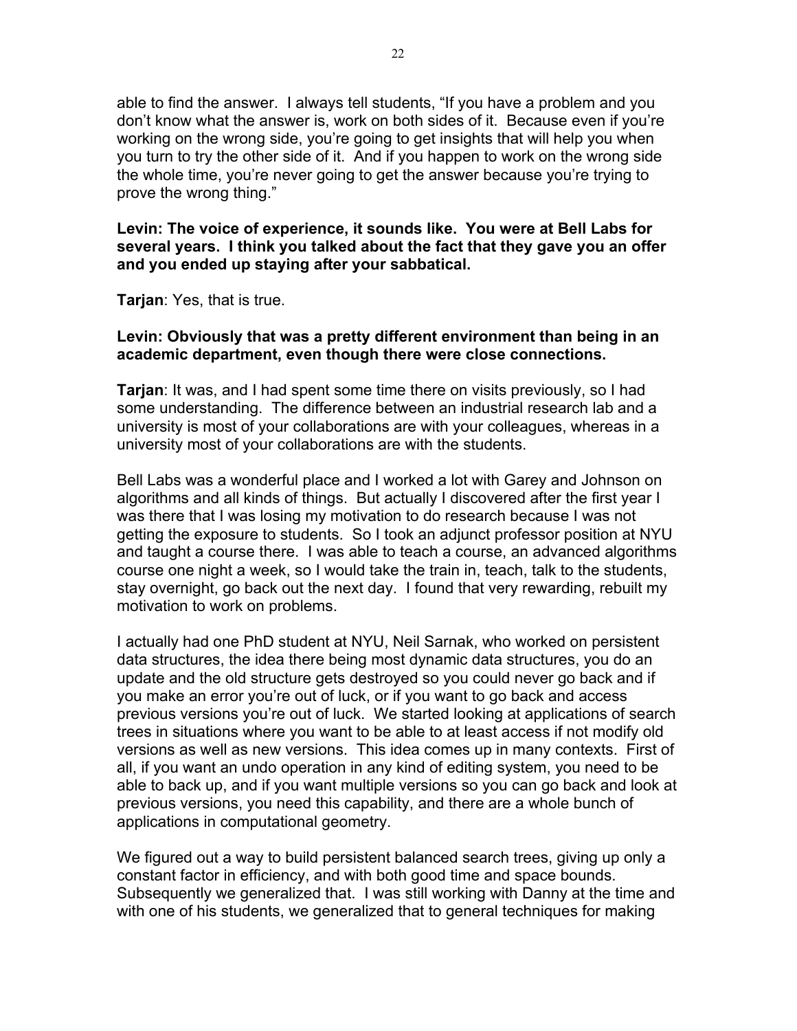able to find the answer. I always tell students, "If you have a problem and you don't know what the answer is, work on both sides of it. Because even if you're working on the wrong side, you're going to get insights that will help you when you turn to try the other side of it. And if you happen to work on the wrong side the whole time, you're never going to get the answer because you're trying to prove the wrong thing."

**Levin: The voice of experience, it sounds like. You were at Bell Labs for several years. I think you talked about the fact that they gave you an offer and you ended up staying after your sabbatical.**

**Tarjan**: Yes, that is true.

**Levin: Obviously that was a pretty different environment than being in an academic department, even though there were close connections.**

**Tarjan**: It was, and I had spent some time there on visits previously, so I had some understanding. The difference between an industrial research lab and a university is most of your collaborations are with your colleagues, whereas in a university most of your collaborations are with the students.

Bell Labs was a wonderful place and I worked a lot with Garey and Johnson on algorithms and all kinds of things. But actually I discovered after the first year I was there that I was losing my motivation to do research because I was not getting the exposure to students. So I took an adjunct professor position at NYU and taught a course there. I was able to teach a course, an advanced algorithms course one night a week, so I would take the train in, teach, talk to the students, stay overnight, go back out the next day. I found that very rewarding, rebuilt my motivation to work on problems.

I actually had one PhD student at NYU, Neil Sarnak, who worked on persistent data structures, the idea there being most dynamic data structures, you do an update and the old structure gets destroyed so you could never go back and if you make an error you're out of luck, or if you want to go back and access previous versions you're out of luck. We started looking at applications of search trees in situations where you want to be able to at least access if not modify old versions as well as new versions. This idea comes up in many contexts. First of all, if you want an undo operation in any kind of editing system, you need to be able to back up, and if you want multiple versions so you can go back and look at previous versions, you need this capability, and there are a whole bunch of applications in computational geometry.

We figured out a way to build persistent balanced search trees, giving up only a constant factor in efficiency, and with both good time and space bounds. Subsequently we generalized that. I was still working with Danny at the time and with one of his students, we generalized that to general techniques for making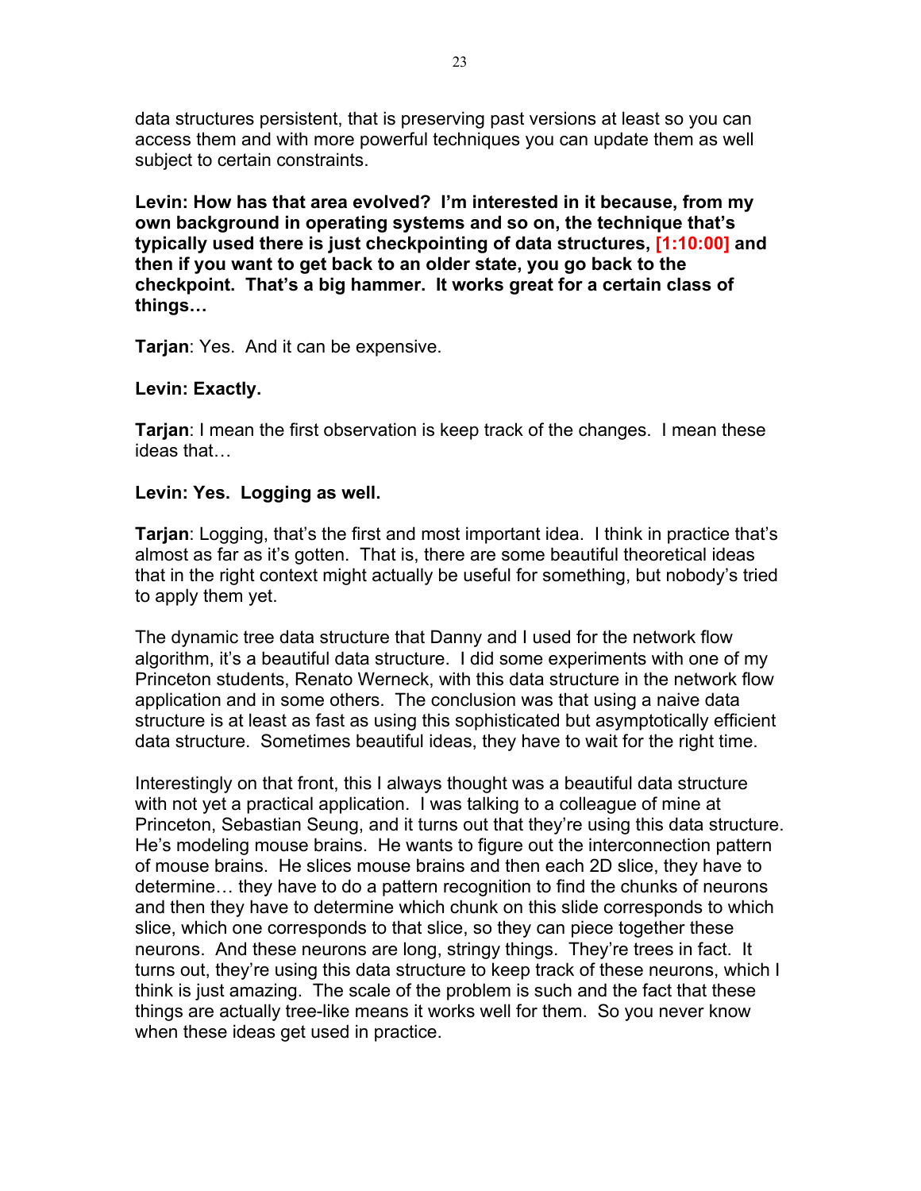data structures persistent, that is preserving past versions at least so you can access them and with more powerful techniques you can update them as well subject to certain constraints.

**Levin: How has that area evolved? I'm interested in it because, from my own background in operating systems and so on, the technique that's typically used there is just checkpointing of data structures, [1:10:00] and then if you want to get back to an older state, you go back to the checkpoint. That's a big hammer. It works great for a certain class of things…**

**Tarjan**: Yes. And it can be expensive.

**Levin: Exactly.**

**Tarjan**: I mean the first observation is keep track of the changes. I mean these ideas that…

**Levin: Yes. Logging as well.**

**Tarjan**: Logging, that's the first and most important idea. I think in practice that's almost as far as it's gotten. That is, there are some beautiful theoretical ideas that in the right context might actually be useful for something, but nobody's tried to apply them yet.

The dynamic tree data structure that Danny and I used for the network flow algorithm, it's a beautiful data structure. I did some experiments with one of my Princeton students, Renato Werneck, with this data structure in the network flow application and in some others. The conclusion was that using a naive data structure is at least as fast as using this sophisticated but asymptotically efficient data structure. Sometimes beautiful ideas, they have to wait for the right time.

Interestingly on that front, this I always thought was a beautiful data structure with not yet a practical application. I was talking to a colleague of mine at Princeton, Sebastian Seung, and it turns out that they're using this data structure. He's modeling mouse brains. He wants to figure out the interconnection pattern of mouse brains. He slices mouse brains and then each 2D slice, they have to determine… they have to do a pattern recognition to find the chunks of neurons and then they have to determine which chunk on this slide corresponds to which slice, which one corresponds to that slice, so they can piece together these neurons. And these neurons are long, stringy things. They're trees in fact. It turns out, they're using this data structure to keep track of these neurons, which I think is just amazing. The scale of the problem is such and the fact that these things are actually tree-like means it works well for them. So you never know when these ideas get used in practice.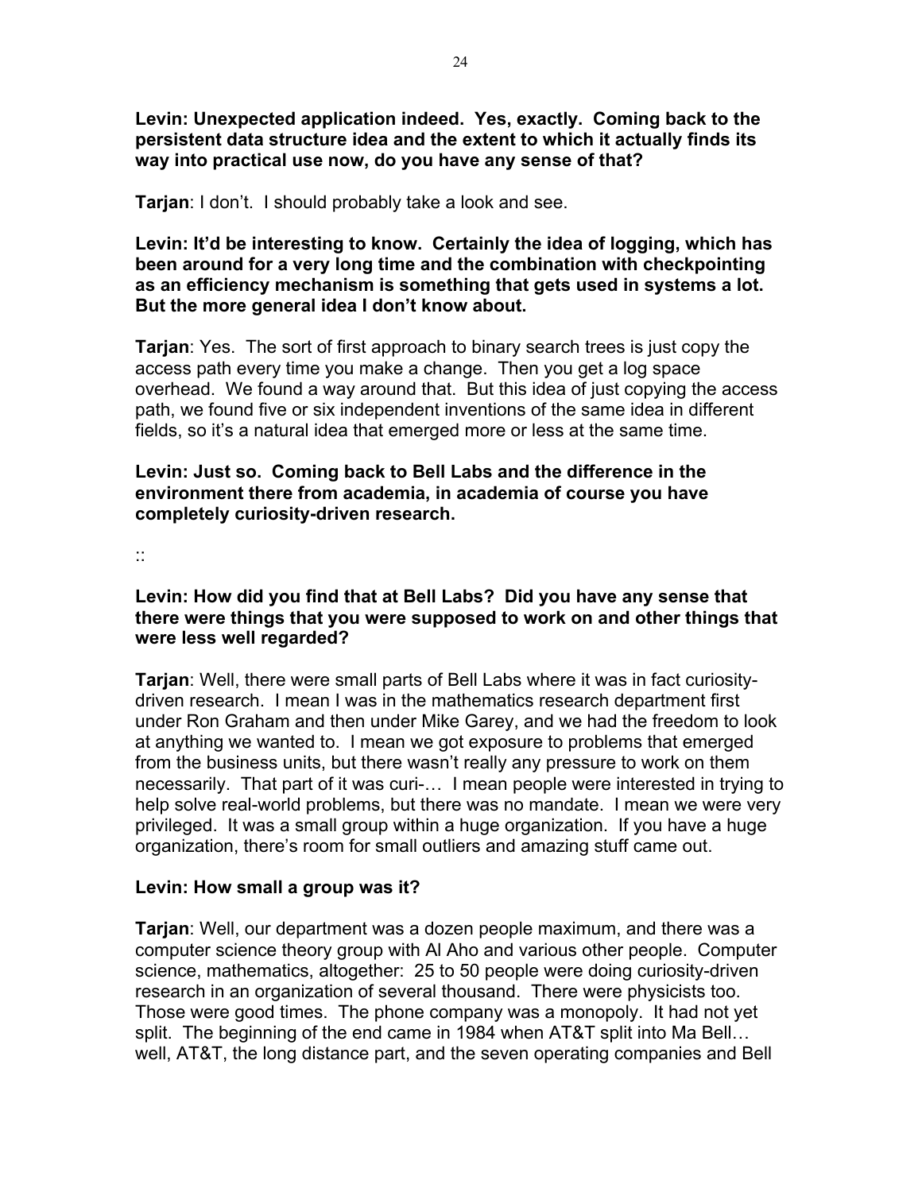**Levin: Unexpected application indeed. Yes, exactly. Coming back to the persistent data structure idea and the extent to which it actually finds its way into practical use now, do you have any sense of that?**

**Tarjan**: I don't. I should probably take a look and see.

**Levin: It'd be interesting to know. Certainly the idea of logging, which has been around for a very long time and the combination with checkpointing as an efficiency mechanism is something that gets used in systems a lot. But the more general idea I don't know about.**

**Tarjan**: Yes. The sort of first approach to binary search trees is just copy the access path every time you make a change. Then you get a log space overhead. We found a way around that. But this idea of just copying the access path, we found five or six independent inventions of the same idea in different fields, so it's a natural idea that emerged more or less at the same time.

**Levin: Just so. Coming back to Bell Labs and the difference in the environment there from academia, in academia of course you have completely curiosity-driven research.**

::

**Levin: How did you find that at Bell Labs? Did you have any sense that there were things that you were supposed to work on and other things that were less well regarded?**

**Tarjan**: Well, there were small parts of Bell Labs where it was in fact curiosity-driven research. I mean I was in the mathematics research department first under Ron Graham and then under Mike Garey, and we had the freedom to look at anything we wanted to. I mean we got exposure to problems that emerged from the business units, but there wasn't really any pressure to work on them necessarily. That part of it was curi-… I mean people were interested in trying to help solve real-world problems, but there was no mandate. I mean we were very privileged. It was a small group within a huge organization. If you have a huge organization, there's room for small outliers and amazing stuff came out.

**Levin: How small a group was it?**

**Tarjan**: Well, our department was a dozen people maximum, and there was a computer science theory group with Al Aho and various other people. Computer science, mathematics, altogether: 25 to 50 people were doing curiosity-driven research in an organization of several thousand. There were physicists too. Those were good times. The phone company was a monopoly. It had not yet split. The beginning of the end came in 1984 when AT&T split into Ma Bell… well, AT&T, the long distance part, and the seven operating companies and Bell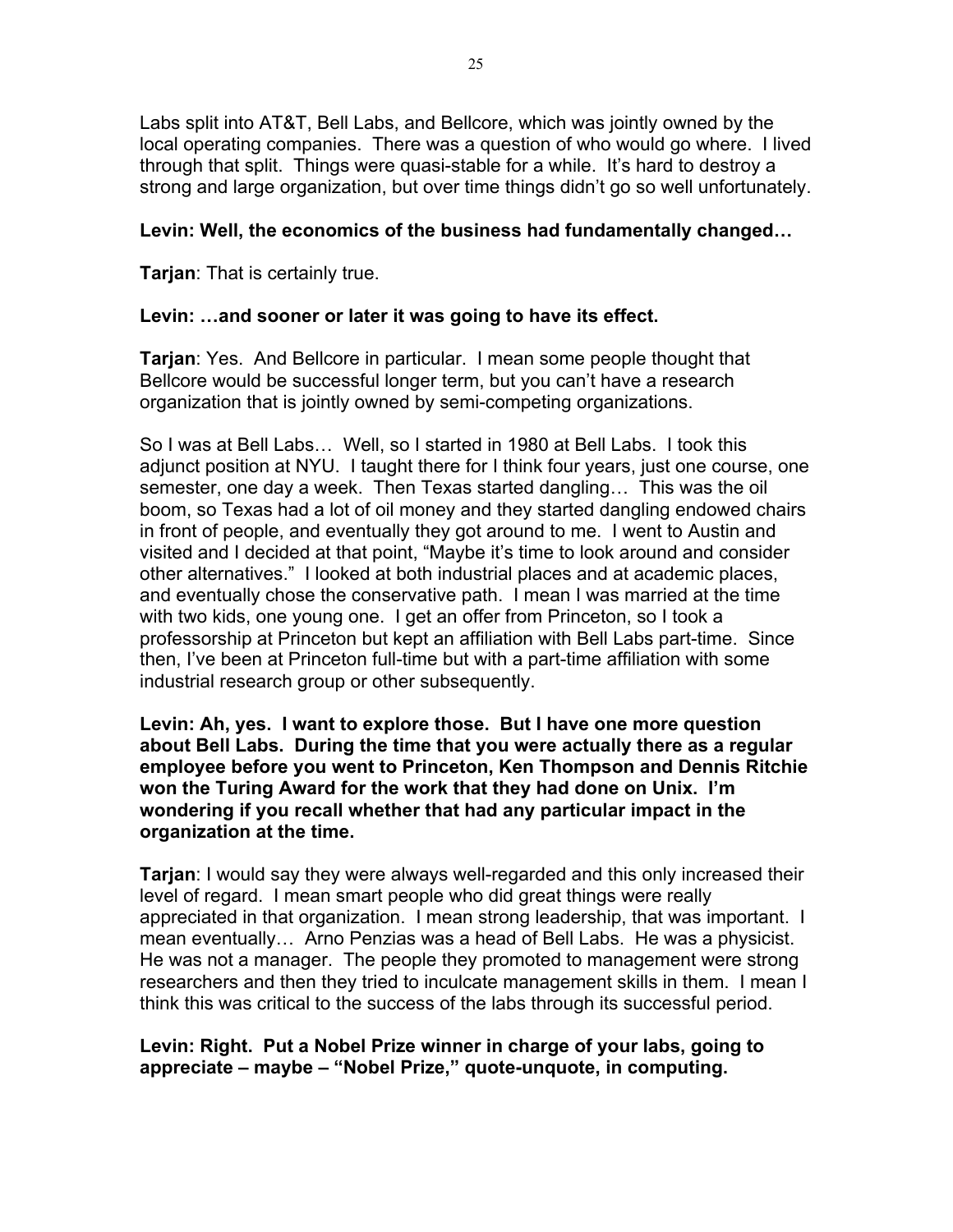Labs split into AT&T, Bell Labs, and Bellcore, which was jointly owned by the local operating companies. There was a question of who would go where. I lived through that split. Things were quasi-stable for a while. It's hard to destroy a strong and large organization, but over time things didn't go so well unfortunately.

**Levin: Well, the economics of the business had fundamentally changed…**

**Tarjan**: That is certainly true.

**Levin: …and sooner or later it was going to have its effect.**

**Tarjan**: Yes. And Bellcore in particular. I mean some people thought that Bellcore would be successful longer term, but you can't have a research organization that is jointly owned by semi-competing organizations.

So I was at Bell Labs… Well, so I started in 1980 at Bell Labs. I took this adjunct position at NYU. I taught there for I think four years, just one course, one semester, one day a week. Then Texas started dangling… This was the oil boom, so Texas had a lot of oil money and they started dangling endowed chairs in front of people, and eventually they got around to me. I went to Austin and visited and I decided at that point, "Maybe it's time to look around and consider other alternatives." I looked at both industrial places and at academic places, and eventually chose the conservative path. I mean I was married at the time with two kids, one young one. I get an offer from Princeton, so I took a professorship at Princeton but kept an affiliation with Bell Labs part-time. Since then, I've been at Princeton full-time but with a part-time affiliation with some industrial research group or other subsequently.

**Levin: Ah, yes. I want to explore those. But I have one more question about Bell Labs. During the time that you were actually there as a regular employee before you went to Princeton, Ken Thompson and Dennis Ritchie won the Turing Award for the work that they had done on Unix. I'm wondering if you recall whether that had any particular impact in the organization at the time.**

**Tarjan**: I would say they were always well-regarded and this only increased their level of regard. I mean smart people who did great things were really appreciated in that organization. I mean strong leadership, that was important. I mean eventually… Arno Penzias was a head of Bell Labs. He was a physicist. He was not a manager. The people they promoted to management were strong researchers and then they tried to inculcate management skills in them. I mean I think this was critical to the success of the labs through its successful period.

**Levin: Right. Put a Nobel Prize winner in charge of your labs, going to appreciate – maybe – "Nobel Prize," quote-unquote, in computing.**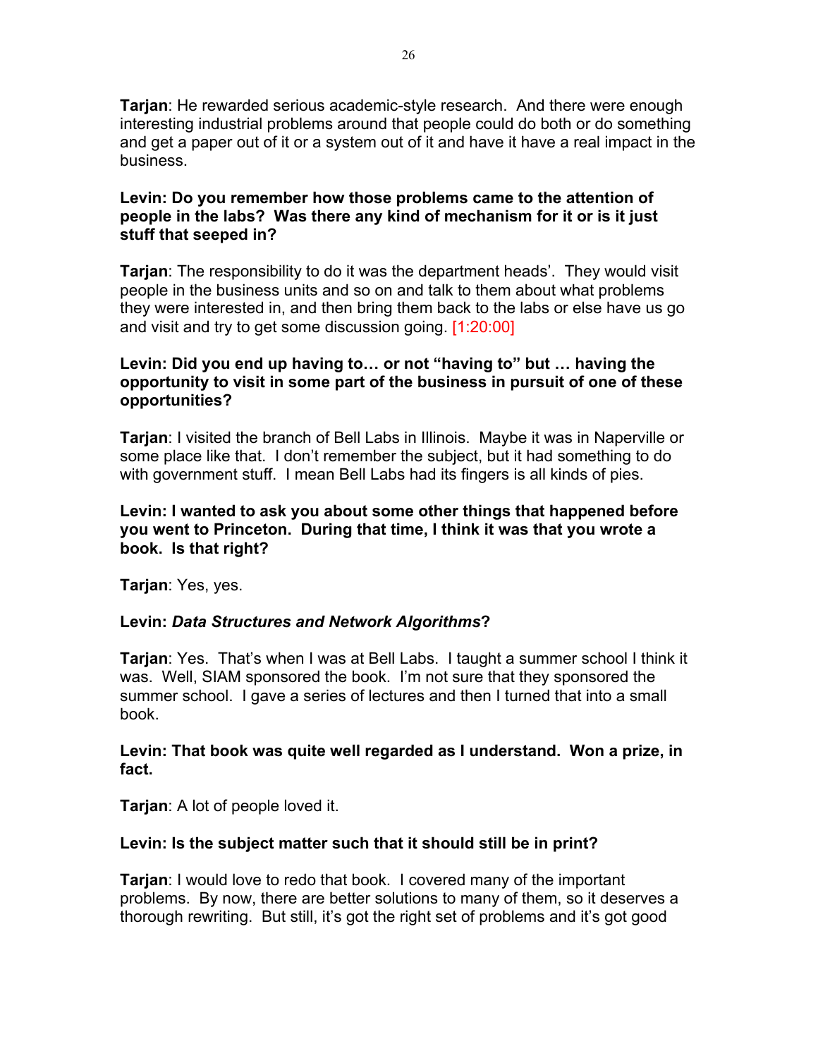**Tarjan**: He rewarded serious academic-style research. And there were enough interesting industrial problems around that people could do both or do something and get a paper out of it or a system out of it and have it have a real impact in the business.

**Levin: Do you remember how those problems came to the attention of people in the labs? Was there any kind of mechanism for it or is it just stuff that seeped in?**

**Tarjan**: The responsibility to do it was the department heads'. They would visit people in the business units and so on and talk to them about what problems they were interested in, and then bring them back to the labs or else have us go and visit and try to get some discussion going. [1:20:00]

**Levin: Did you end up having to… or not "having to" but … having the opportunity to visit in some part of the business in pursuit of one of these opportunities?**

**Tarjan**: I visited the branch of Bell Labs in Illinois. Maybe it was in Naperville or some place like that. I don't remember the subject, but it had something to do with government stuff. I mean Bell Labs had its fingers is all kinds of pies.

**Levin: I wanted to ask you about some other things that happened before you went to Princeton. During that time, I think it was that you wrote a book. Is that right?**

**Tarjan**: Yes, yes.

**Levin: *Data Structures and Network Algorithms*?**

**Tarjan**: Yes. That's when I was at Bell Labs. I taught a summer school I think it was. Well, SIAM sponsored the book. I'm not sure that they sponsored the summer school. I gave a series of lectures and then I turned that into a small book.

**Levin: That book was quite well regarded as I understand. Won a prize, in fact.**

**Tarjan**: A lot of people loved it.

**Levin: Is the subject matter such that it should still be in print?**

**Tarjan**: I would love to redo that book. I covered many of the important problems. By now, there are better solutions to many of them, so it deserves a thorough rewriting. But still, it's got the right set of problems and it's got good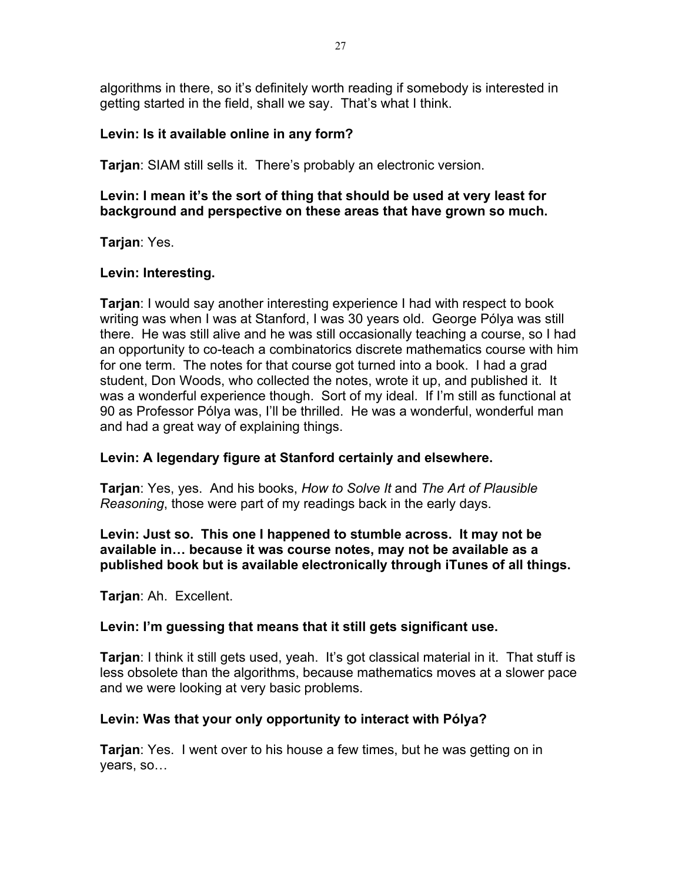algorithms in there, so it's definitely worth reading if somebody is interested in getting started in the field, shall we say. That's what I think.

**Levin: Is it available online in any form?**

**Tarjan**: SIAM still sells it. There's probably an electronic version.

**Levin: I mean it's the sort of thing that should be used at very least for background and perspective on these areas that have grown so much.**

**Tarjan**: Yes.

**Levin: Interesting.**

**Tarjan**: I would say another interesting experience I had with respect to book writing was when I was at Stanford, I was 30 years old. George Pólya was still there. He was still alive and he was still occasionally teaching a course, so I had an opportunity to co-teach a combinatorics discrete mathematics course with him for one term. The notes for that course got turned into a book. I had a grad student, Don Woods, who collected the notes, wrote it up, and published it. It was a wonderful experience though. Sort of my ideal. If I'm still as functional at 90 as Professor Pólya was, I'll be thrilled. He was a wonderful, wonderful man and had a great way of explaining things.

**Levin: A legendary figure at Stanford certainly and elsewhere.**

**Tarjan**: Yes, yes. And his books, *How to Solve It* and *The Art of Plausible Reasoning*, those were part of my readings back in the early days.

**Levin: Just so. This one I happened to stumble across. It may not be available in… because it was course notes, may not be available as a published book but is available electronically through iTunes of all things.**

**Tarjan**: Ah. Excellent.

**Levin: I'm guessing that means that it still gets significant use.**

**Tarjan**: I think it still gets used, yeah. It's got classical material in it. That stuff is less obsolete than the algorithms, because mathematics moves at a slower pace and we were looking at very basic problems.

**Levin: Was that your only opportunity to interact with Pólya?**

**Tarjan**: Yes. I went over to his house a few times, but he was getting on in years, so…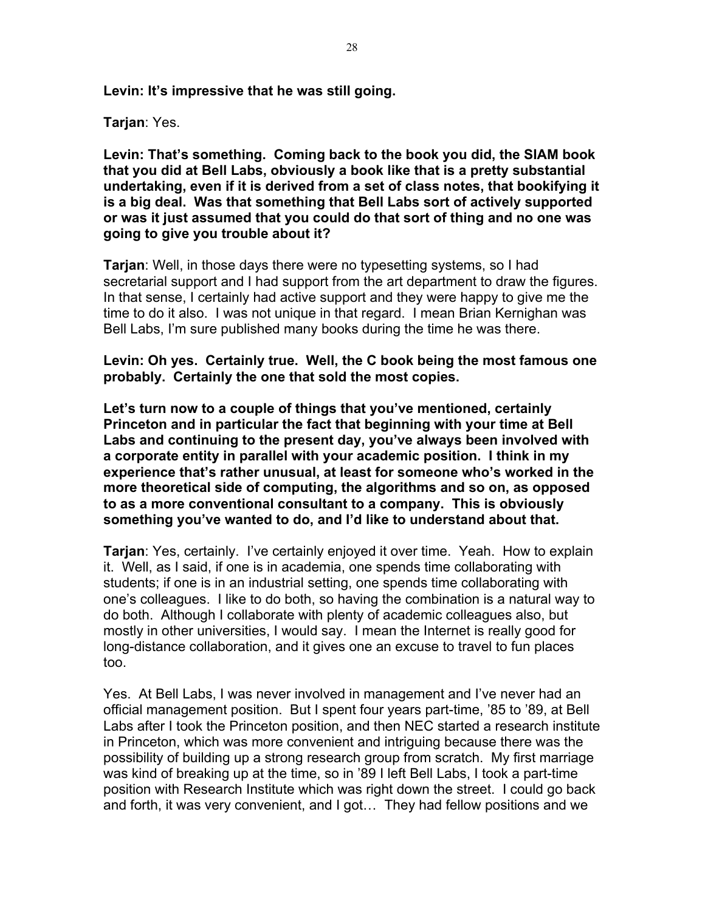**Levin: It's impressive that he was still going.**

**Tarjan**: Yes.

**Levin: That's something. Coming back to the book you did, the SIAM book that you did at Bell Labs, obviously a book like that is a pretty substantial undertaking, even if it is derived from a set of class notes, that bookifying it is a big deal. Was that something that Bell Labs sort of actively supported or was it just assumed that you could do that sort of thing and no one was going to give you trouble about it?**

**Tarjan**: Well, in those days there were no typesetting systems, so I had secretarial support and I had support from the art department to draw the figures. In that sense, I certainly had active support and they were happy to give me the time to do it also. I was not unique in that regard. I mean Brian Kernighan was Bell Labs, I'm sure published many books during the time he was there.

**Levin: Oh yes. Certainly true. Well, the C book being the most famous one probably. Certainly the one that sold the most copies.**

**Let's turn now to a couple of things that you've mentioned, certainly Princeton and in particular the fact that beginning with your time at Bell Labs and continuing to the present day, you've always been involved with a corporate entity in parallel with your academic position. I think in my experience that's rather unusual, at least for someone who's worked in the more theoretical side of computing, the algorithms and so on, as opposed to as a more conventional consultant to a company. This is obviously something you've wanted to do, and I'd like to understand about that.**

**Tarjan**: Yes, certainly. I've certainly enjoyed it over time. Yeah. How to explain it. Well, as I said, if one is in academia, one spends time collaborating with students; if one is in an industrial setting, one spends time collaborating with one's colleagues. I like to do both, so having the combination is a natural way to do both. Although I collaborate with plenty of academic colleagues also, but mostly in other universities, I would say. I mean the Internet is really good for long-distance collaboration, and it gives one an excuse to travel to fun places too.

Yes. At Bell Labs, I was never involved in management and I've never had an official management position. But I spent four years part-time, '85 to '89, at Bell Labs after I took the Princeton position, and then NEC started a research institute in Princeton, which was more convenient and intriguing because there was the possibility of building up a strong research group from scratch. My first marriage was kind of breaking up at the time, so in '89 I left Bell Labs, I took a part-time position with Research Institute which was right down the street. I could go back and forth, it was very convenient, and I got… They had fellow positions and we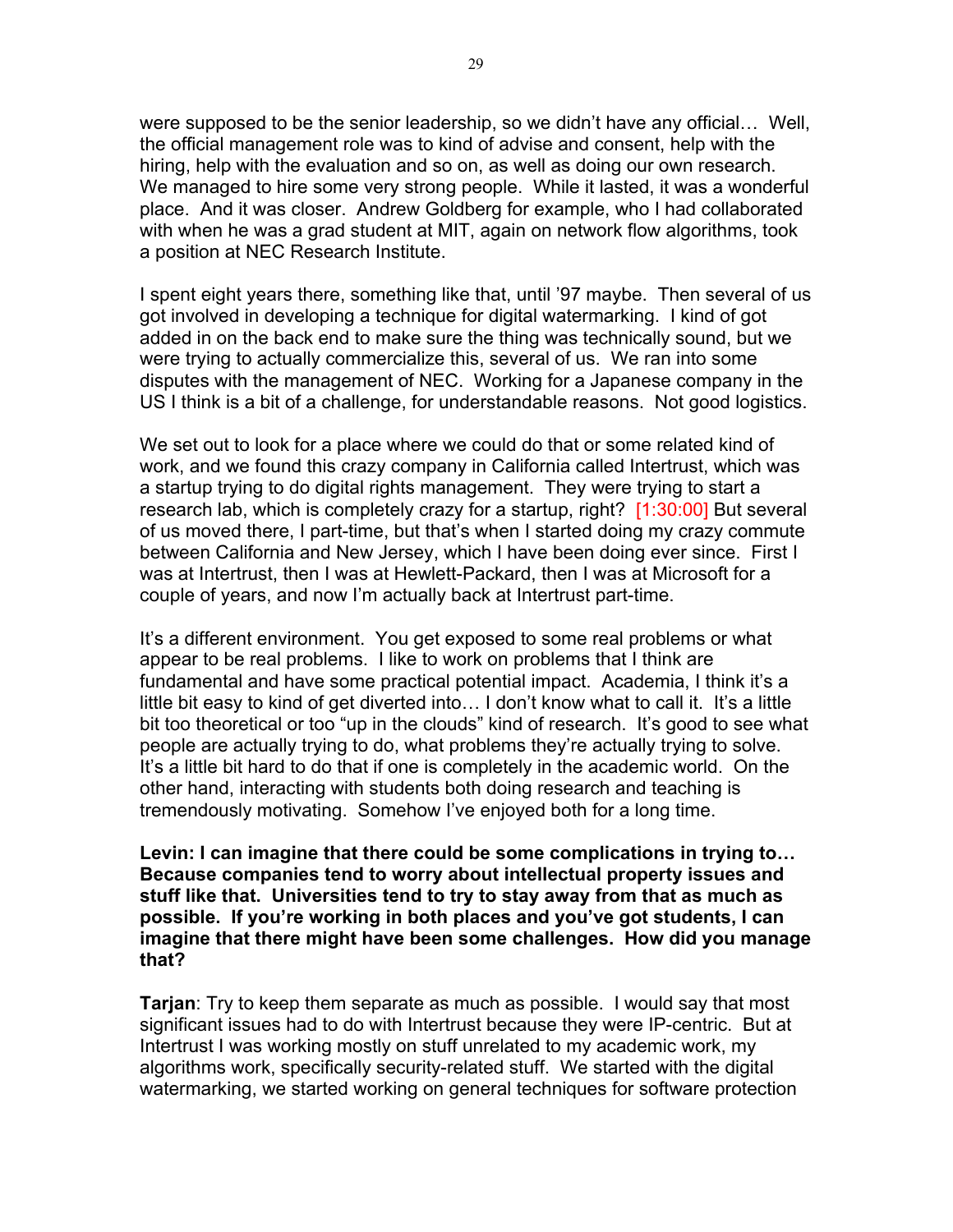were supposed to be the senior leadership, so we didn't have any official… Well, the official management role was to kind of advise and consent, help with the hiring, help with the evaluation and so on, as well as doing our own research. We managed to hire some very strong people. While it lasted, it was a wonderful place. And it was closer. Andrew Goldberg for example, who I had collaborated with when he was a grad student at MIT, again on network flow algorithms, took a position at NEC Research Institute.

I spent eight years there, something like that, until '97 maybe. Then several of us got involved in developing a technique for digital watermarking. I kind of got added in on the back end to make sure the thing was technically sound, but we were trying to actually commercialize this, several of us. We ran into some disputes with the management of NEC. Working for a Japanese company in the US I think is a bit of a challenge, for understandable reasons. Not good logistics.

We set out to look for a place where we could do that or some related kind of work, and we found this crazy company in California called Intertrust, which was a startup trying to do digital rights management. They were trying to start a research lab, which is completely crazy for a startup, right? [1:30:00] But several of us moved there, I part-time, but that's when I started doing my crazy commute between California and New Jersey, which I have been doing ever since. First I was at Intertrust, then I was at Hewlett-Packard, then I was at Microsoft for a couple of years, and now I'm actually back at Intertrust part-time.

It's a different environment. You get exposed to some real problems or what appear to be real problems. I like to work on problems that I think are fundamental and have some practical potential impact. Academia, I think it's a little bit easy to kind of get diverted into… I don't know what to call it. It's a little bit too theoretical or too "up in the clouds" kind of research. It's good to see what people are actually trying to do, what problems they're actually trying to solve. It's a little bit hard to do that if one is completely in the academic world. On the other hand, interacting with students both doing research and teaching is tremendously motivating. Somehow I've enjoyed both for a long time.

**Levin: I can imagine that there could be some complications in trying to… Because companies tend to worry about intellectual property issues and stuff like that. Universities tend to try to stay away from that as much as possible. If you're working in both places and you've got students, I can imagine that there might have been some challenges. How did you manage that?**

**Tarjan**: Try to keep them separate as much as possible. I would say that most significant issues had to do with Intertrust because they were IP-centric. But at Intertrust I was working mostly on stuff unrelated to my academic work, my algorithms work, specifically security-related stuff. We started with the digital watermarking, we started working on general techniques for software protection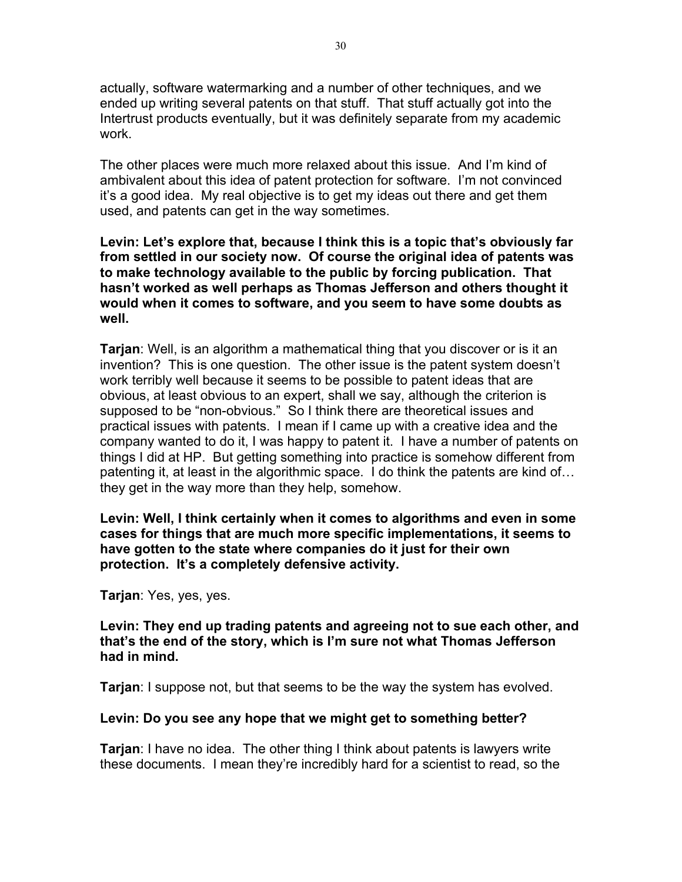actually, software watermarking and a number of other techniques, and we ended up writing several patents on that stuff. That stuff actually got into the Intertrust products eventually, but it was definitely separate from my academic work.

The other places were much more relaxed about this issue. And I'm kind of ambivalent about this idea of patent protection for software. I'm not convinced it's a good idea. My real objective is to get my ideas out there and get them used, and patents can get in the way sometimes.

**Levin: Let's explore that, because I think this is a topic that's obviously far from settled in our society now. Of course the original idea of patents was to make technology available to the public by forcing publication. That hasn't worked as well perhaps as Thomas Jefferson and others thought it would when it comes to software, and you seem to have some doubts as well.**

**Tarjan**: Well, is an algorithm a mathematical thing that you discover or is it an invention? This is one question. The other issue is the patent system doesn't work terribly well because it seems to be possible to patent ideas that are obvious, at least obvious to an expert, shall we say, although the criterion is supposed to be "non-obvious." So I think there are theoretical issues and practical issues with patents. I mean if I came up with a creative idea and the company wanted to do it, I was happy to patent it. I have a number of patents on things I did at HP. But getting something into practice is somehow different from patenting it, at least in the algorithmic space. I do think the patents are kind of… they get in the way more than they help, somehow.

**Levin: Well, I think certainly when it comes to algorithms and even in some cases for things that are much more specific implementations, it seems to have gotten to the state where companies do it just for their own protection. It's a completely defensive activity.**

**Tarjan**: Yes, yes, yes.

**Levin: They end up trading patents and agreeing not to sue each other, and that's the end of the story, which is I'm sure not what Thomas Jefferson had in mind.**

**Tarjan**: I suppose not, but that seems to be the way the system has evolved.

**Levin: Do you see any hope that we might get to something better?**

**Tarjan**: I have no idea. The other thing I think about patents is lawyers write these documents. I mean they're incredibly hard for a scientist to read, so the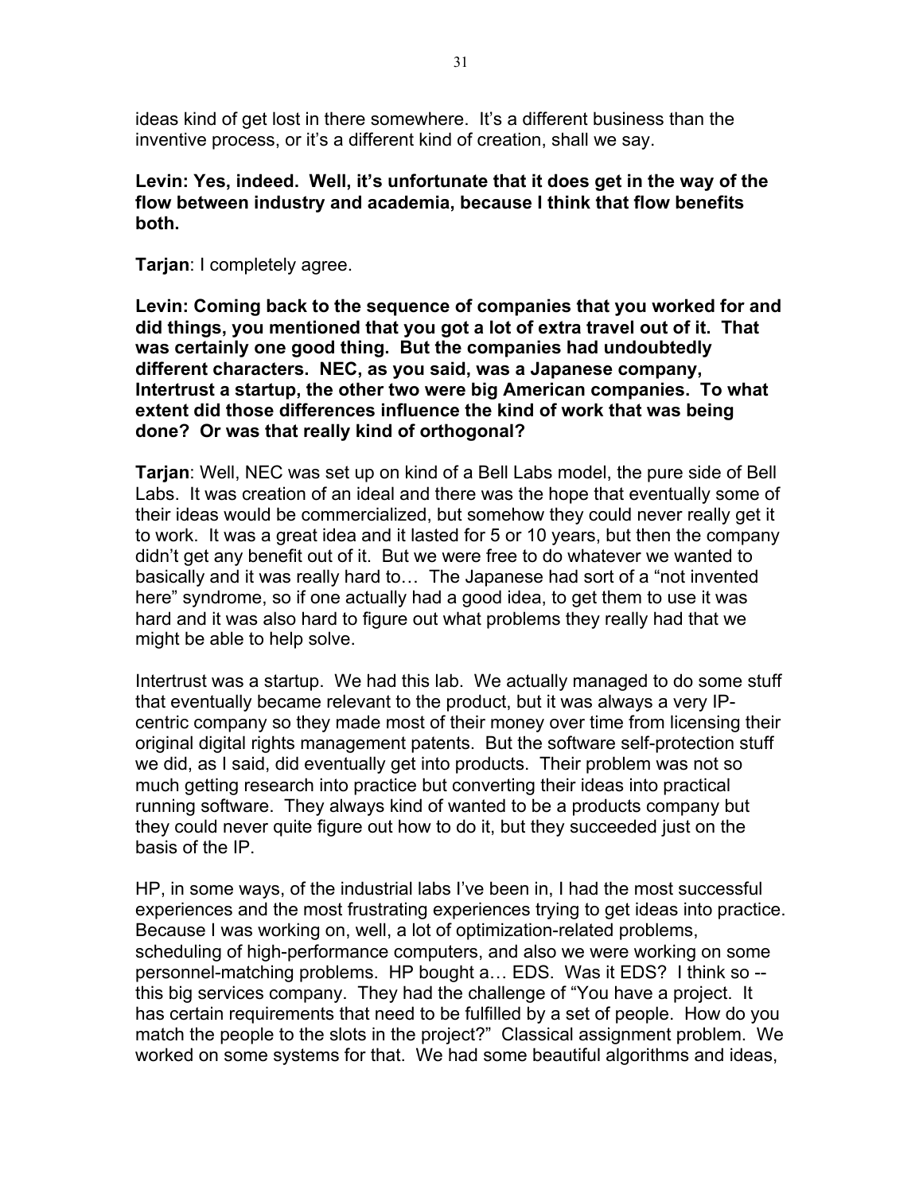ideas kind of get lost in there somewhere. It's a different business than the inventive process, or it's a different kind of creation, shall we say.

**Levin: Yes, indeed. Well, it's unfortunate that it does get in the way of the flow between industry and academia, because I think that flow benefits both.**

**Tarjan**: I completely agree.

**Levin: Coming back to the sequence of companies that you worked for and did things, you mentioned that you got a lot of extra travel out of it. That was certainly one good thing. But the companies had undoubtedly different characters. NEC, as you said, was a Japanese company, Intertrust a startup, the other two were big American companies. To what extent did those differences influence the kind of work that was being done? Or was that really kind of orthogonal?**

**Tarjan**: Well, NEC was set up on kind of a Bell Labs model, the pure side of Bell Labs. It was creation of an ideal and there was the hope that eventually some of their ideas would be commercialized, but somehow they could never really get it to work. It was a great idea and it lasted for 5 or 10 years, but then the company didn't get any benefit out of it. But we were free to do whatever we wanted to basically and it was really hard to… The Japanese had sort of a "not invented here" syndrome, so if one actually had a good idea, to get them to use it was hard and it was also hard to figure out what problems they really had that we might be able to help solve.

Intertrust was a startup. We had this lab. We actually managed to do some stuff that eventually became relevant to the product, but it was always a very IP-centric company so they made most of their money over time from licensing their original digital rights management patents. But the software self-protection stuff we did, as I said, did eventually get into products. Their problem was not so much getting research into practice but converting their ideas into practical running software. They always kind of wanted to be a products company but they could never quite figure out how to do it, but they succeeded just on the basis of the IP.

HP, in some ways, of the industrial labs I've been in, I had the most successful experiences and the most frustrating experiences trying to get ideas into practice. Because I was working on, well, a lot of optimization-related problems, scheduling of high-performance computers, and also we were working on some personnel-matching problems. HP bought a… EDS. Was it EDS? I think so -- this big services company. They had the challenge of "You have a project. It has certain requirements that need to be fulfilled by a set of people. How do you match the people to the slots in the project?" Classical assignment problem. We worked on some systems for that. We had some beautiful algorithms and ideas,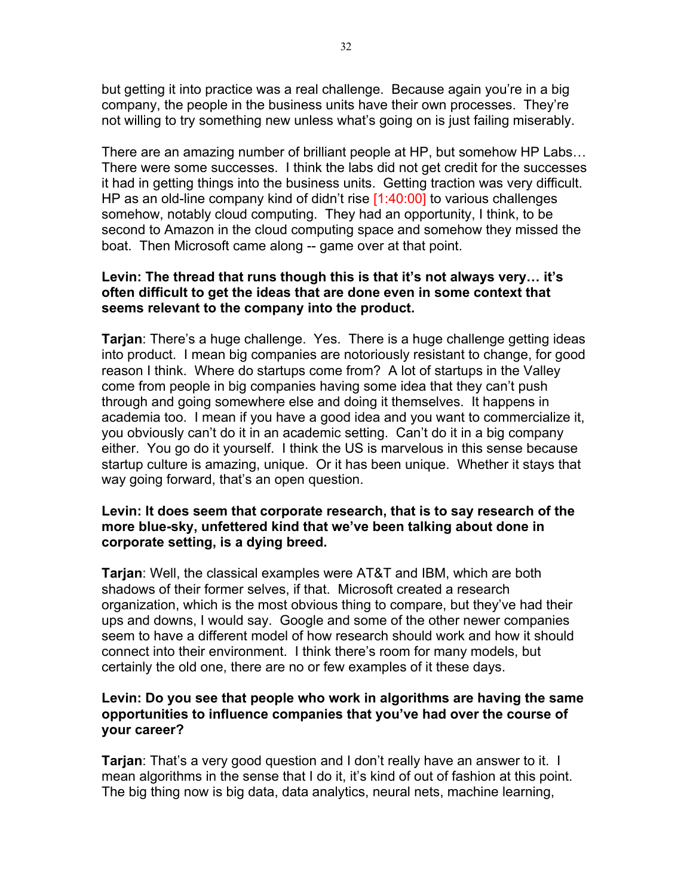but getting it into practice was a real challenge. Because again you're in a big company, the people in the business units have their own processes. They're not willing to try something new unless what's going on is just failing miserably.

There are an amazing number of brilliant people at HP, but somehow HP Labs… There were some successes. I think the labs did not get credit for the successes it had in getting things into the business units. Getting traction was very difficult. HP as an old-line company kind of didn't rise [1:40:00] to various challenges somehow, notably cloud computing. They had an opportunity, I think, to be second to Amazon in the cloud computing space and somehow they missed the boat. Then Microsoft came along -- game over at that point.

**Levin: The thread that runs though this is that it's not always very… it's often difficult to get the ideas that are done even in some context that seems relevant to the company into the product.**

**Tarjan**: There's a huge challenge. Yes. There is a huge challenge getting ideas into product. I mean big companies are notoriously resistant to change, for good reason I think. Where do startups come from? A lot of startups in the Valley come from people in big companies having some idea that they can't push through and going somewhere else and doing it themselves. It happens in academia too. I mean if you have a good idea and you want to commercialize it, you obviously can't do it in an academic setting. Can't do it in a big company either. You go do it yourself. I think the US is marvelous in this sense because startup culture is amazing, unique. Or it has been unique. Whether it stays that way going forward, that's an open question.

**Levin: It does seem that corporate research, that is to say research of the more blue-sky, unfettered kind that we've been talking about done in corporate setting, is a dying breed.**

**Tarjan**: Well, the classical examples were AT&T and IBM, which are both shadows of their former selves, if that. Microsoft created a research organization, which is the most obvious thing to compare, but they've had their ups and downs, I would say. Google and some of the other newer companies seem to have a different model of how research should work and how it should connect into their environment. I think there's room for many models, but certainly the old one, there are no or few examples of it these days.

**Levin: Do you see that people who work in algorithms are having the same opportunities to influence companies that you've had over the course of your career?**

**Tarjan**: That's a very good question and I don't really have an answer to it. I mean algorithms in the sense that I do it, it's kind of out of fashion at this point. The big thing now is big data, data analytics, neural nets, machine learning,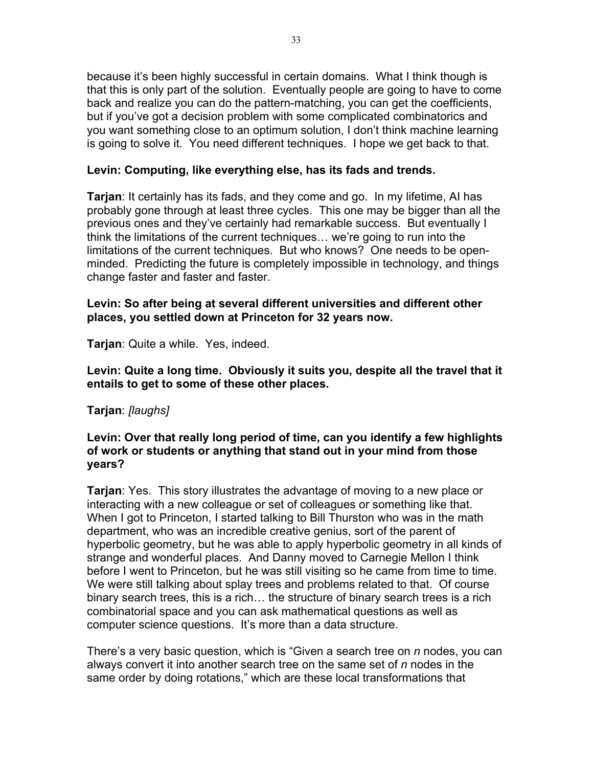because it's been highly successful in certain domains. What I think though is that this is only part of the solution. Eventually people are going to have to come back and realize you can do the pattern-matching, you can get the coefficients, but if you've got a decision problem with some complicated combinatorics and you want something close to an optimum solution, I don't think machine learning is going to solve it. You need different techniques. I hope we get back to that.

**Levin: Computing, like everything else, has its fads and trends.**

**Tarjan**: It certainly has its fads, and they come and go. In my lifetime, AI has probably gone through at least three cycles. This one may be bigger than all the previous ones and they've certainly had remarkable success. But eventually I think the limitations of the current techniques… we're going to run into the limitations of the current techniques. But who knows? One needs to be open-minded. Predicting the future is completely impossible in technology, and things change faster and faster and faster.

**Levin: So after being at several different universities and different other places, you settled down at Princeton for 32 years now.**

**Tarjan**: Quite a while. Yes, indeed.

**Levin: Quite a long time. Obviously it suits you, despite all the travel that it entails to get to some of these other places.**

**Tarjan**: *[laughs]*

**Levin: Over that really long period of time, can you identify a few highlights of work or students or anything that stand out in your mind from those years?**

**Tarjan**: Yes. This story illustrates the advantage of moving to a new place or interacting with a new colleague or set of colleagues or something like that. When I got to Princeton, I started talking to Bill Thurston who was in the math department, who was an incredible creative genius, sort of the parent of hyperbolic geometry, but he was able to apply hyperbolic geometry in all kinds of strange and wonderful places. And Danny moved to Carnegie Mellon I think before I went to Princeton, but he was still visiting so he came from time to time. We were still talking about splay trees and problems related to that. Of course binary search trees, this is a rich… the structure of binary search trees is a rich combinatorial space and you can ask mathematical questions as well as computer science questions. It's more than a data structure.

There's a very basic question, which is "Given a search tree on *n* nodes, you can always convert it into another search tree on the same set of *n* nodes in the same order by doing rotations," which are these local transformations that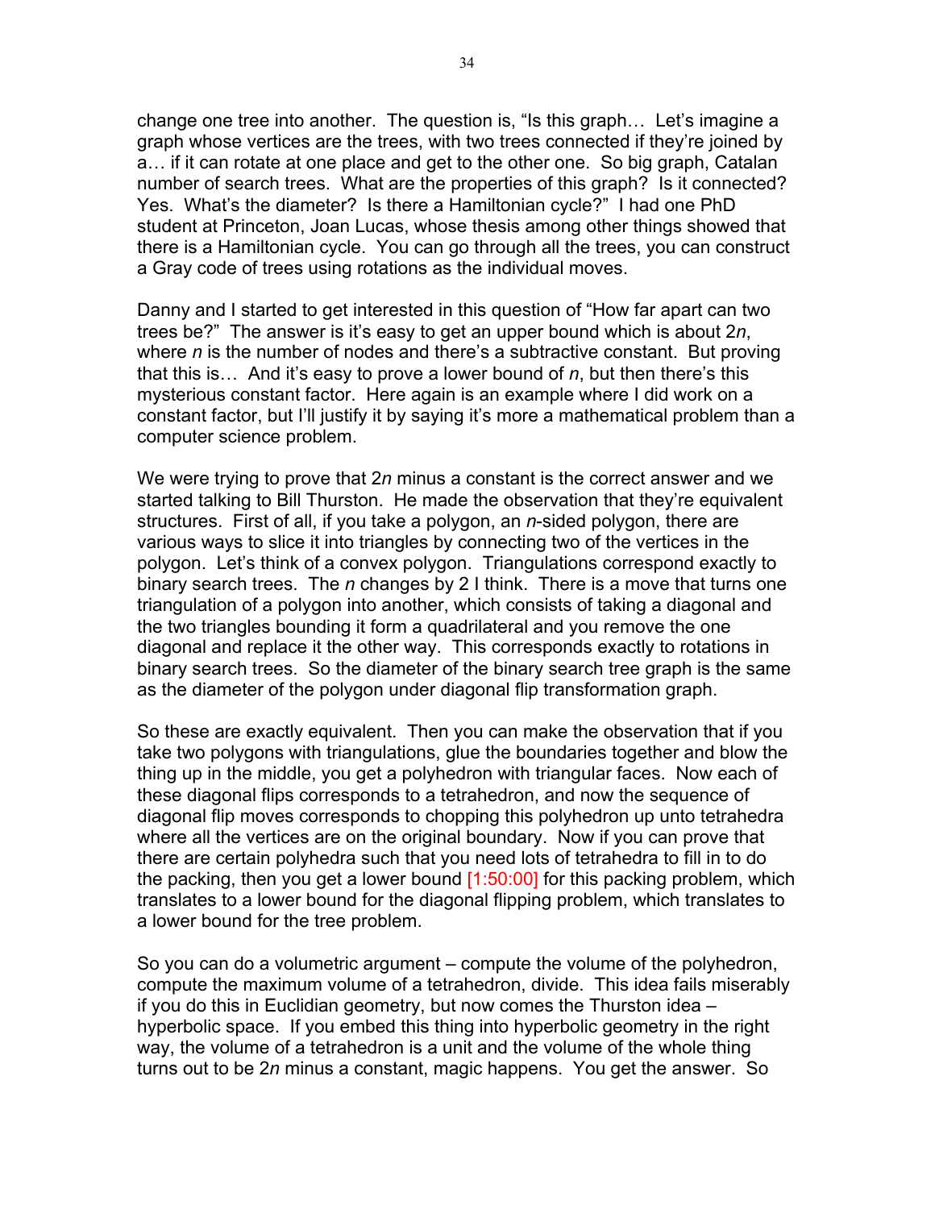change one tree into another. The question is, "Is this graph… Let's imagine a graph whose vertices are the trees, with two trees connected if they're joined by a… if it can rotate at one place and get to the other one. So big graph, Catalan number of search trees. What are the properties of this graph? Is it connected? Yes. What's the diameter? Is there a Hamiltonian cycle?" I had one PhD student at Princeton, Joan Lucas, whose thesis among other things showed that there is a Hamiltonian cycle. You can go through all the trees, you can construct a Gray code of trees using rotations as the individual moves.

Danny and I started to get interested in this question of "How far apart can two trees be?" The answer is it's easy to get an upper bound which is about $2n$, where $n$ is the number of nodes and there's a subtractive constant. But proving that this is… And it's easy to prove a lower bound of $n$, but then there's this mysterious constant factor. Here again is an example where I did work on a constant factor, but I'll justify it by saying it's more a mathematical problem than a computer science problem.

We were trying to prove that $2n$ minus a constant is the correct answer and we started talking to Bill Thurston. He made the observation that they're equivalent structures. First of all, if you take a polygon, an $n$-sided polygon, there are various ways to slice it into triangles by connecting two of the vertices in the polygon. Let's think of a convex polygon. Triangulations correspond exactly to binary search trees. The $n$ changes by 2 I think. There is a move that turns one triangulation of a polygon into another, which consists of taking a diagonal and the two triangles bounding it form a quadrilateral and you remove the one diagonal and replace it the other way. This corresponds exactly to rotations in binary search trees. So the diameter of the binary search tree graph is the same as the diameter of the polygon under diagonal flip transformation graph.

So these are exactly equivalent. Then you can make the observation that if you take two polygons with triangulations, glue the boundaries together and blow the thing up in the middle, you get a polyhedron with triangular faces. Now each of these diagonal flips corresponds to a tetrahedron, and now the sequence of diagonal flip moves corresponds to chopping this polyhedron up unto tetrahedra where all the vertices are on the original boundary. Now if you can prove that there are certain polyhedra such that you need lots of tetrahedra to fill in to do the packing, then you get a lower bound [1:50:00] for this packing problem, which translates to a lower bound for the diagonal flipping problem, which translates to a lower bound for the tree problem.

So you can do a volumetric argument – compute the volume of the polyhedron, compute the maximum volume of a tetrahedron, divide. This idea fails miserably if you do this in Euclidian geometry, but now comes the Thurston idea – hyperbolic space. If you embed this thing into hyperbolic geometry in the right way, the volume of a tetrahedron is a unit and the volume of the whole thing turns out to be $2n$ minus a constant, magic happens. You get the answer. So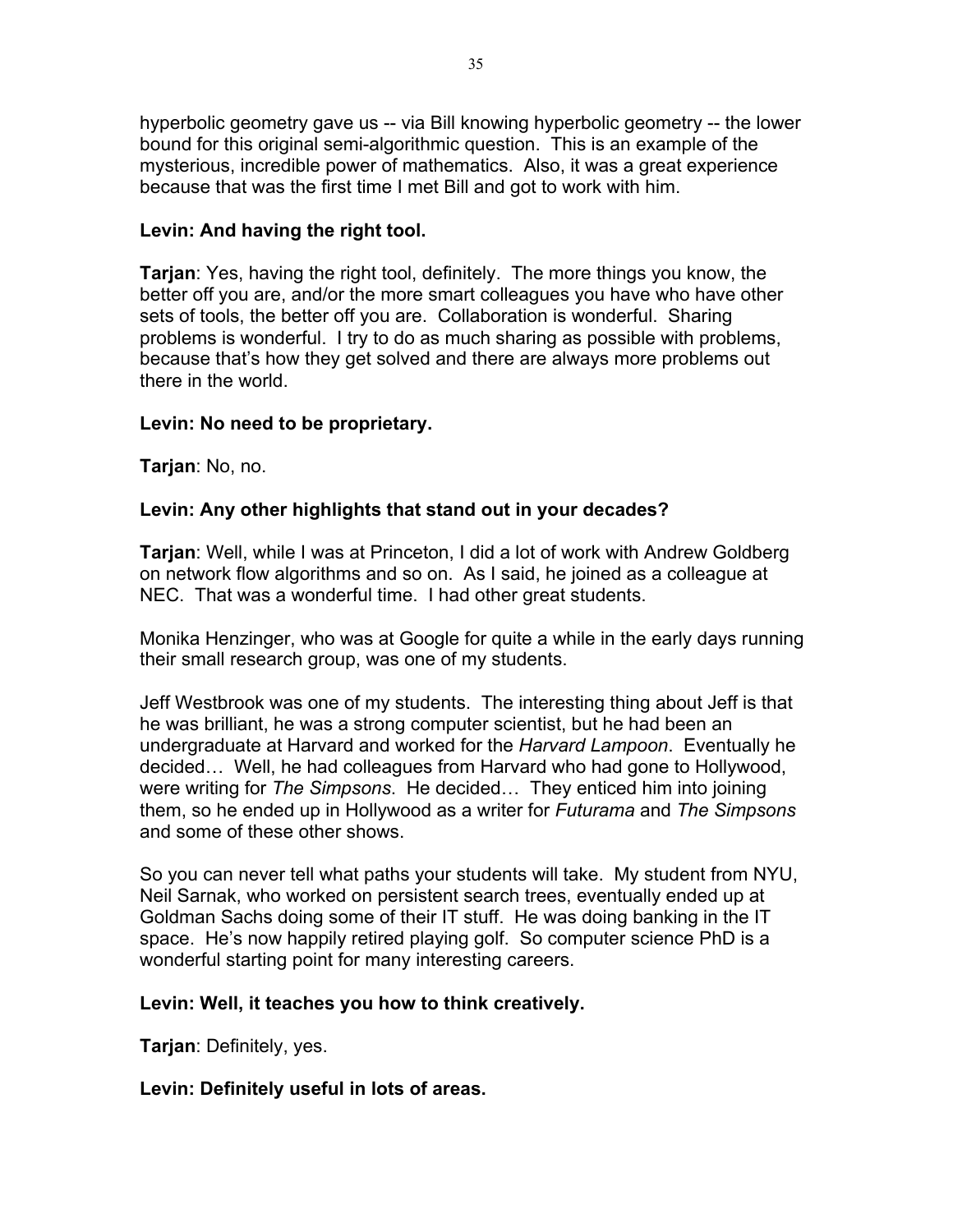hyperbolic geometry gave us -- via Bill knowing hyperbolic geometry -- the lower bound for this original semi-algorithmic question. This is an example of the mysterious, incredible power of mathematics. Also, it was a great experience because that was the first time I met Bill and got to work with him.

**Levin: And having the right tool.**

**Tarjan**: Yes, having the right tool, definitely. The more things you know, the better off you are, and/or the more smart colleagues you have who have other sets of tools, the better off you are. Collaboration is wonderful. Sharing problems is wonderful. I try to do as much sharing as possible with problems, because that's how they get solved and there are always more problems out there in the world.

**Levin: No need to be proprietary.**

**Tarjan**: No, no.

**Levin: Any other highlights that stand out in your decades?**

**Tarjan**: Well, while I was at Princeton, I did a lot of work with Andrew Goldberg on network flow algorithms and so on. As I said, he joined as a colleague at NEC. That was a wonderful time. I had other great students.

Monika Henzinger, who was at Google for quite a while in the early days running their small research group, was one of my students.

Jeff Westbrook was one of my students. The interesting thing about Jeff is that he was brilliant, he was a strong computer scientist, but he had been an undergraduate at Harvard and worked for the *Harvard Lampoon*. Eventually he decided… Well, he had colleagues from Harvard who had gone to Hollywood, were writing for *The Simpsons*. He decided… They enticed him into joining them, so he ended up in Hollywood as a writer for *Futurama* and *The Simpsons* and some of these other shows.

So you can never tell what paths your students will take. My student from NYU, Neil Sarnak, who worked on persistent search trees, eventually ended up at Goldman Sachs doing some of their IT stuff. He was doing banking in the IT space. He's now happily retired playing golf. So computer science PhD is a wonderful starting point for many interesting careers.

**Levin: Well, it teaches you how to think creatively.**

**Tarjan**: Definitely, yes.

**Levin: Definitely useful in lots of areas.**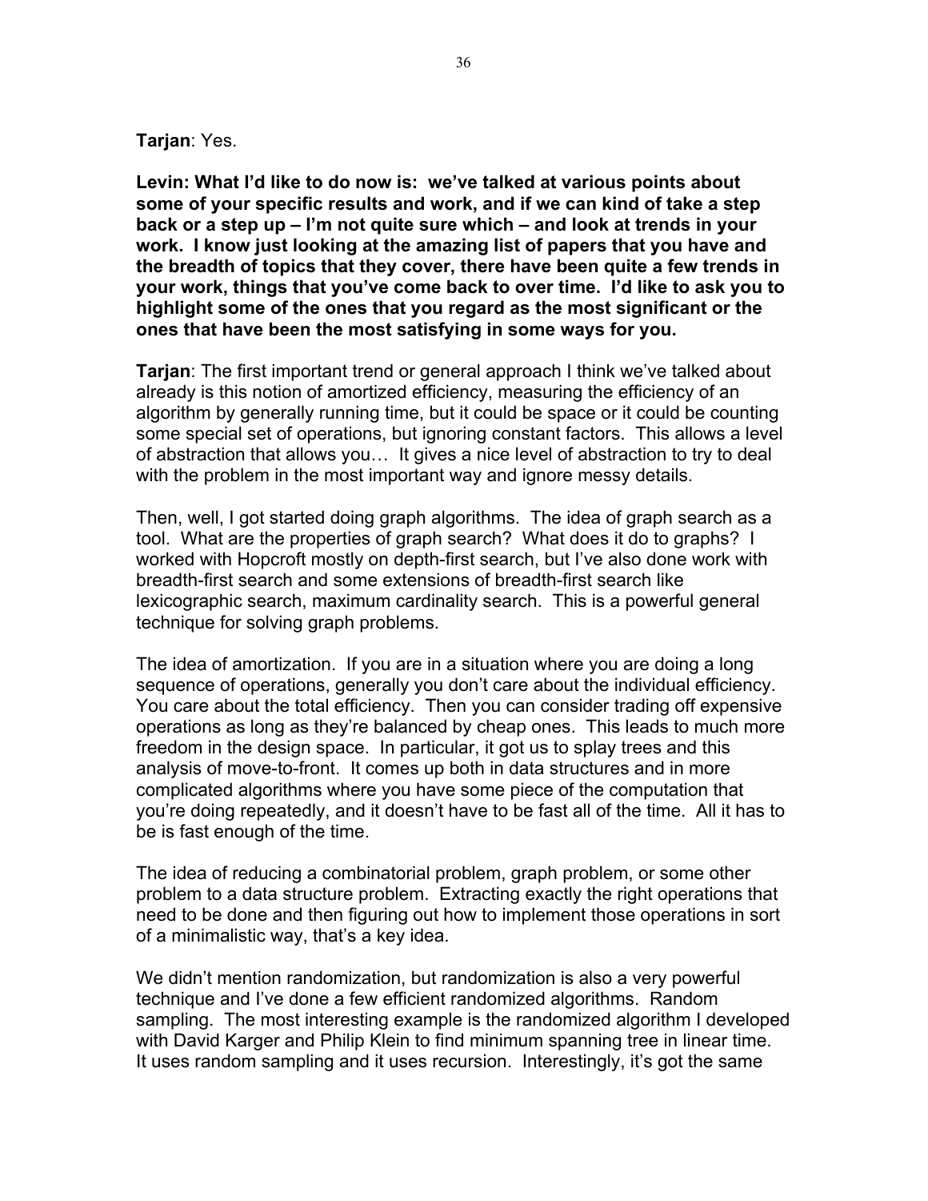**Tarjan**: Yes.

**Levin: What I'd like to do now is: we've talked at various points about some of your specific results and work, and if we can kind of take a step back or a step up – I'm not quite sure which – and look at trends in your work. I know just looking at the amazing list of papers that you have and the breadth of topics that they cover, there have been quite a few trends in your work, things that you've come back to over time. I'd like to ask you to highlight some of the ones that you regard as the most significant or the ones that have been the most satisfying in some ways for you.**

**Tarjan**: The first important trend or general approach I think we've talked about already is this notion of amortized efficiency, measuring the efficiency of an algorithm by generally running time, but it could be space or it could be counting some special set of operations, but ignoring constant factors. This allows a level of abstraction that allows you… It gives a nice level of abstraction to try to deal with the problem in the most important way and ignore messy details.

Then, well, I got started doing graph algorithms. The idea of graph search as a tool. What are the properties of graph search? What does it do to graphs? I worked with Hopcroft mostly on depth-first search, but I've also done work with breadth-first search and some extensions of breadth-first search like lexicographic search, maximum cardinality search. This is a powerful general technique for solving graph problems.

The idea of amortization. If you are in a situation where you are doing a long sequence of operations, generally you don't care about the individual efficiency. You care about the total efficiency. Then you can consider trading off expensive operations as long as they're balanced by cheap ones. This leads to much more freedom in the design space. In particular, it got us to splay trees and this analysis of move-to-front. It comes up both in data structures and in more complicated algorithms where you have some piece of the computation that you're doing repeatedly, and it doesn't have to be fast all of the time. All it has to be is fast enough of the time.

The idea of reducing a combinatorial problem, graph problem, or some other problem to a data structure problem. Extracting exactly the right operations that need to be done and then figuring out how to implement those operations in sort of a minimalistic way, that's a key idea.

We didn't mention randomization, but randomization is also a very powerful technique and I've done a few efficient randomized algorithms. Random sampling. The most interesting example is the randomized algorithm I developed with David Karger and Philip Klein to find minimum spanning tree in linear time. It uses random sampling and it uses recursion. Interestingly, it's got the same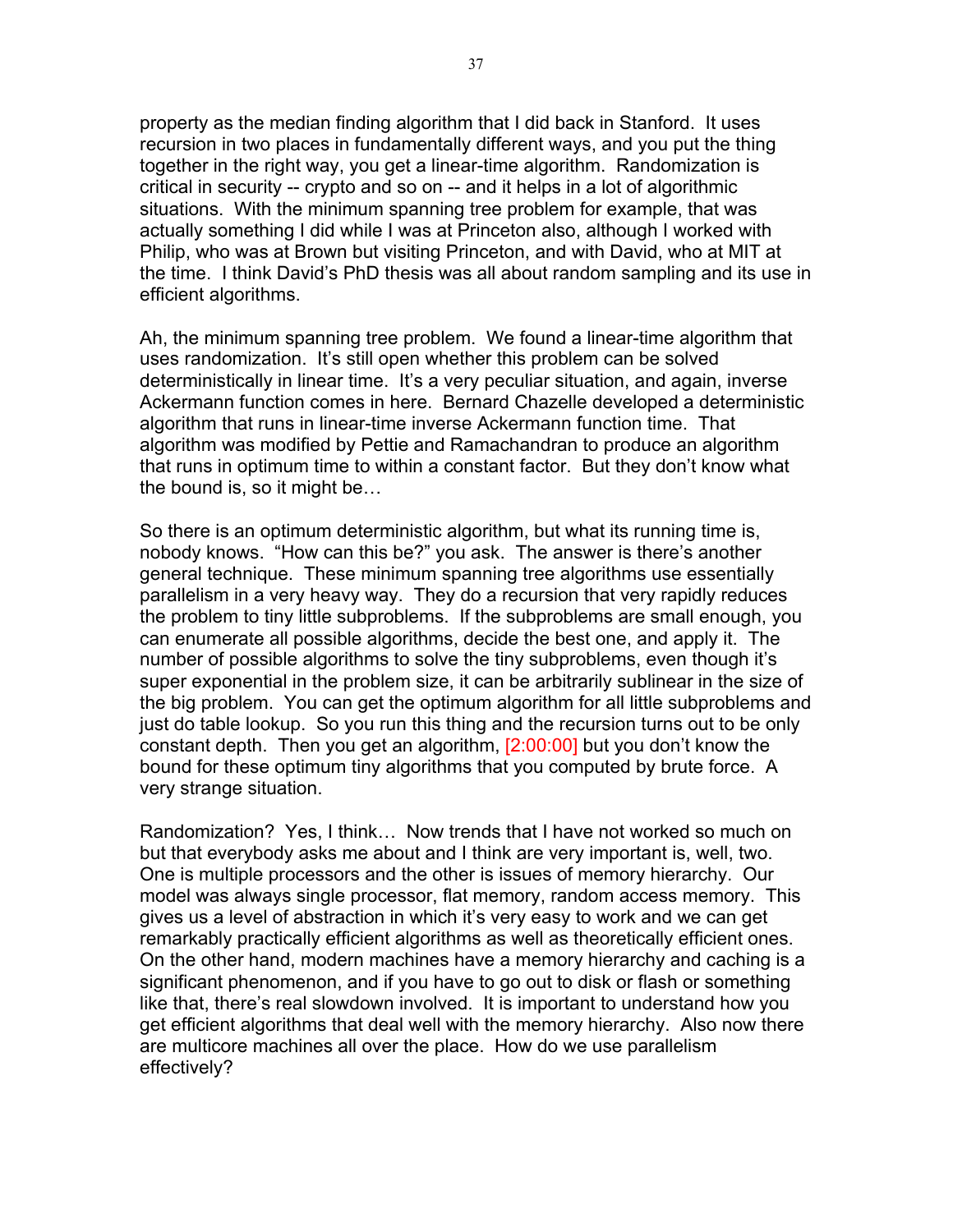property as the median finding algorithm that I did back in Stanford. It uses recursion in two places in fundamentally different ways, and you put the thing together in the right way, you get a linear-time algorithm. Randomization is critical in security -- crypto and so on -- and it helps in a lot of algorithmic situations. With the minimum spanning tree problem for example, that was actually something I did while I was at Princeton also, although I worked with Philip, who was at Brown but visiting Princeton, and with David, who at MIT at the time. I think David's PhD thesis was all about random sampling and its use in efficient algorithms.

Ah, the minimum spanning tree problem. We found a linear-time algorithm that uses randomization. It's still open whether this problem can be solved deterministically in linear time. It's a very peculiar situation, and again, inverse Ackermann function comes in here. Bernard Chazelle developed a deterministic algorithm that runs in linear-time inverse Ackermann function time. That algorithm was modified by Pettie and Ramachandran to produce an algorithm that runs in optimum time to within a constant factor. But they don't know what the bound is, so it might be…

So there is an optimum deterministic algorithm, but what its running time is, nobody knows. "How can this be?" you ask. The answer is there's another general technique. These minimum spanning tree algorithms use essentially parallelism in a very heavy way. They do a recursion that very rapidly reduces the problem to tiny little subproblems. If the subproblems are small enough, you can enumerate all possible algorithms, decide the best one, and apply it. The number of possible algorithms to solve the tiny subproblems, even though it's super exponential in the problem size, it can be arbitrarily sublinear in the size of the big problem. You can get the optimum algorithm for all little subproblems and just do table lookup. So you run this thing and the recursion turns out to be only constant depth. Then you get an algorithm, [2:00:00] but you don't know the bound for these optimum tiny algorithms that you computed by brute force. A very strange situation.

Randomization? Yes, I think… Now trends that I have not worked so much on but that everybody asks me about and I think are very important is, well, two. One is multiple processors and the other is issues of memory hierarchy. Our model was always single processor, flat memory, random access memory. This gives us a level of abstraction in which it's very easy to work and we can get remarkably practically efficient algorithms as well as theoretically efficient ones. On the other hand, modern machines have a memory hierarchy and caching is a significant phenomenon, and if you have to go out to disk or flash or something like that, there's real slowdown involved. It is important to understand how you get efficient algorithms that deal well with the memory hierarchy. Also now there are multicore machines all over the place. How do we use parallelism effectively?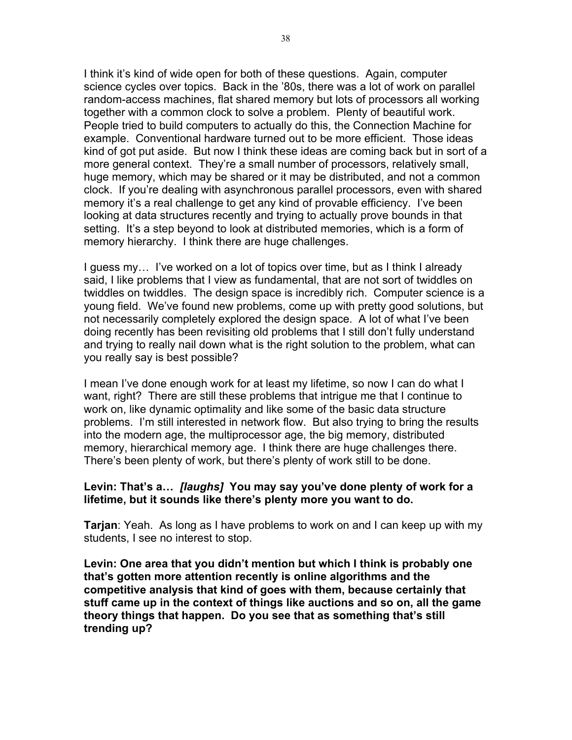I think it's kind of wide open for both of these questions. Again, computer science cycles over topics. Back in the '80s, there was a lot of work on parallel random-access machines, flat shared memory but lots of processors all working together with a common clock to solve a problem. Plenty of beautiful work. People tried to build computers to actually do this, the Connection Machine for example. Conventional hardware turned out to be more efficient. Those ideas kind of got put aside. But now I think these ideas are coming back but in sort of a more general context. They're a small number of processors, relatively small, huge memory, which may be shared or it may be distributed, and not a common clock. If you're dealing with asynchronous parallel processors, even with shared memory it's a real challenge to get any kind of provable efficiency. I've been looking at data structures recently and trying to actually prove bounds in that setting. It's a step beyond to look at distributed memories, which is a form of memory hierarchy. I think there are huge challenges.

I guess my… I've worked on a lot of topics over time, but as I think I already said, I like problems that I view as fundamental, that are not sort of twiddles on twiddles on twiddles. The design space is incredibly rich. Computer science is a young field. We've found new problems, come up with pretty good solutions, but not necessarily completely explored the design space. A lot of what I've been doing recently has been revisiting old problems that I still don't fully understand and trying to really nail down what is the right solution to the problem, what can you really say is best possible?

I mean I've done enough work for at least my lifetime, so now I can do what I want, right? There are still these problems that intrigue me that I continue to work on, like dynamic optimality and like some of the basic data structure problems. I'm still interested in network flow. But also trying to bring the results into the modern age, the multiprocessor age, the big memory, distributed memory, hierarchical memory age. I think there are huge challenges there. There's been plenty of work, but there's plenty of work still to be done.

**Levin: That's a…** ***[laughs]*** **You may say you've done plenty of work for a lifetime, but it sounds like there's plenty more you want to do.**

**Tarjan**: Yeah. As long as I have problems to work on and I can keep up with my students, I see no interest to stop.

**Levin: One area that you didn't mention but which I think is probably one that's gotten more attention recently is online algorithms and the competitive analysis that kind of goes with them, because certainly that stuff came up in the context of things like auctions and so on, all the game theory things that happen. Do you see that as something that's still trending up?**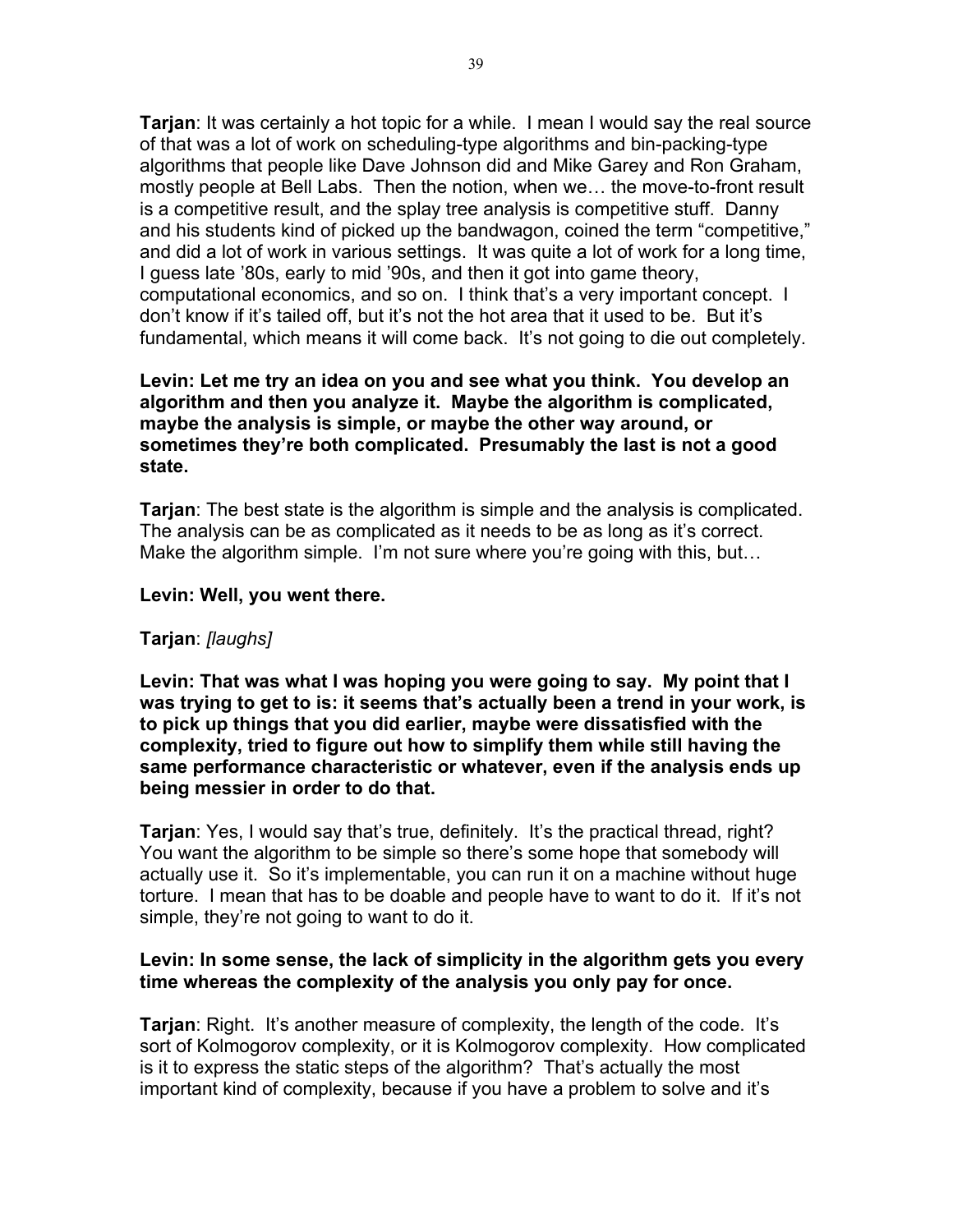**Tarjan**: It was certainly a hot topic for a while. I mean I would say the real source of that was a lot of work on scheduling-type algorithms and bin-packing-type algorithms that people like Dave Johnson did and Mike Garey and Ron Graham, mostly people at Bell Labs. Then the notion, when we… the move-to-front result is a competitive result, and the splay tree analysis is competitive stuff. Danny and his students kind of picked up the bandwagon, coined the term "competitive," and did a lot of work in various settings. It was quite a lot of work for a long time, I guess late '80s, early to mid '90s, and then it got into game theory, computational economics, and so on. I think that's a very important concept. I don't know if it's tailed off, but it's not the hot area that it used to be. But it's fundamental, which means it will come back. It's not going to die out completely.

**Levin: Let me try an idea on you and see what you think. You develop an algorithm and then you analyze it. Maybe the algorithm is complicated, maybe the analysis is simple, or maybe the other way around, or sometimes they're both complicated. Presumably the last is not a good state.**

**Tarjan**: The best state is the algorithm is simple and the analysis is complicated. The analysis can be as complicated as it needs to be as long as it's correct. Make the algorithm simple. I'm not sure where you're going with this, but…

**Levin: Well, you went there.**

**Tarjan**: *[laughs]*

**Levin: That was what I was hoping you were going to say. My point that I was trying to get to is: it seems that's actually been a trend in your work, is to pick up things that you did earlier, maybe were dissatisfied with the complexity, tried to figure out how to simplify them while still having the same performance characteristic or whatever, even if the analysis ends up being messier in order to do that.**

**Tarjan**: Yes, I would say that's true, definitely. It's the practical thread, right? You want the algorithm to be simple so there's some hope that somebody will actually use it. So it's implementable, you can run it on a machine without huge torture. I mean that has to be doable and people have to want to do it. If it's not simple, they're not going to want to do it.

**Levin: In some sense, the lack of simplicity in the algorithm gets you every time whereas the complexity of the analysis you only pay for once.**

**Tarjan**: Right. It's another measure of complexity, the length of the code. It's sort of Kolmogorov complexity, or it is Kolmogorov complexity. How complicated is it to express the static steps of the algorithm? That's actually the most important kind of complexity, because if you have a problem to solve and it's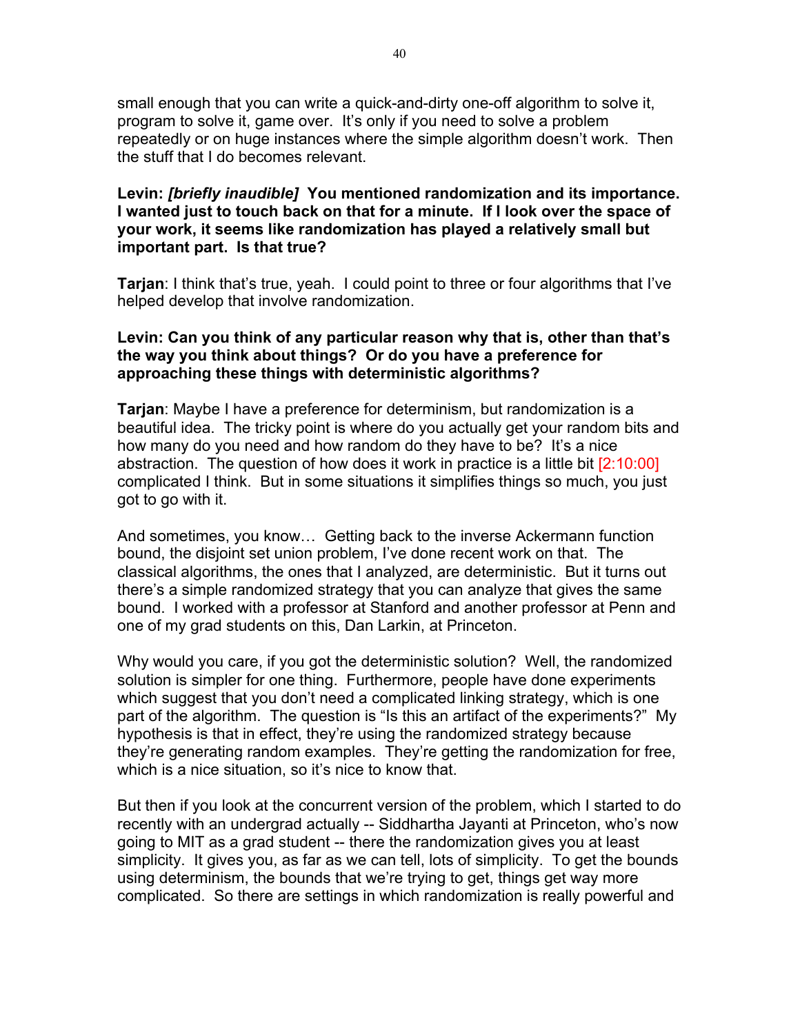small enough that you can write a quick-and-dirty one-off algorithm to solve it, program to solve it, game over. It's only if you need to solve a problem repeatedly or on huge instances where the simple algorithm doesn't work. Then the stuff that I do becomes relevant.

**Levin: *[briefly inaudible]* You mentioned randomization and its importance. I wanted just to touch back on that for a minute. If I look over the space of your work, it seems like randomization has played a relatively small but important part. Is that true?**

**Tarjan**: I think that's true, yeah. I could point to three or four algorithms that I've helped develop that involve randomization.

**Levin: Can you think of any particular reason why that is, other than that's the way you think about things? Or do you have a preference for approaching these things with deterministic algorithms?**

**Tarjan**: Maybe I have a preference for determinism, but randomization is a beautiful idea. The tricky point is where do you actually get your random bits and how many do you need and how random do they have to be? It's a nice abstraction. The question of how does it work in practice is a little bit [2:10:00] complicated I think. But in some situations it simplifies things so much, you just got to go with it.

And sometimes, you know… Getting back to the inverse Ackermann function bound, the disjoint set union problem, I've done recent work on that. The classical algorithms, the ones that I analyzed, are deterministic. But it turns out there's a simple randomized strategy that you can analyze that gives the same bound. I worked with a professor at Stanford and another professor at Penn and one of my grad students on this, Dan Larkin, at Princeton.

Why would you care, if you got the deterministic solution? Well, the randomized solution is simpler for one thing. Furthermore, people have done experiments which suggest that you don't need a complicated linking strategy, which is one part of the algorithm. The question is "Is this an artifact of the experiments?" My hypothesis is that in effect, they're using the randomized strategy because they're generating random examples. They're getting the randomization for free, which is a nice situation, so it's nice to know that.

But then if you look at the concurrent version of the problem, which I started to do recently with an undergrad actually -- Siddhartha Jayanti at Princeton, who's now going to MIT as a grad student -- there the randomization gives you at least simplicity. It gives you, as far as we can tell, lots of simplicity. To get the bounds using determinism, the bounds that we're trying to get, things get way more complicated. So there are settings in which randomization is really powerful and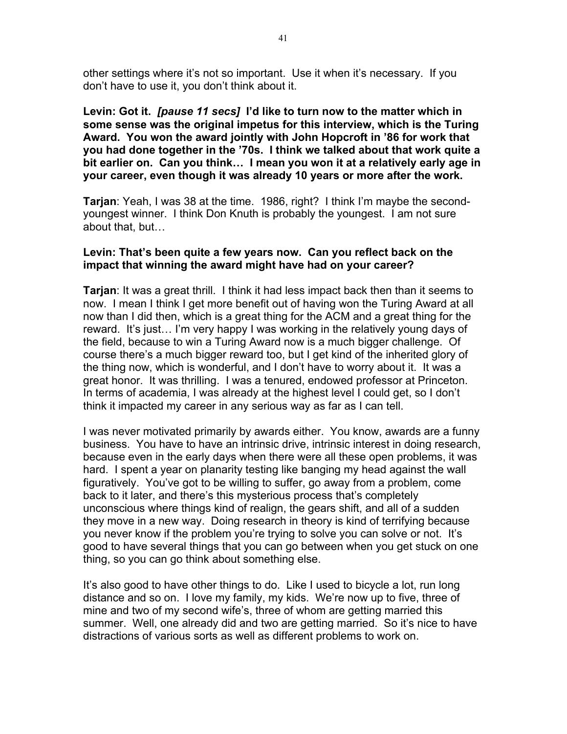other settings where it's not so important. Use it when it's necessary. If you don't have to use it, you don't think about it.

**Levin: Got it.** ***[pause 11 secs]*** **I'd like to turn now to the matter which in some sense was the original impetus for this interview, which is the Turing Award. You won the award jointly with John Hopcroft in '86 for work that you had done together in the '70s. I think we talked about that work quite a bit earlier on. Can you think… I mean you won it at a relatively early age in your career, even though it was already 10 years or more after the work.**

**Tarjan**: Yeah, I was 38 at the time. 1986, right? I think I'm maybe the second-youngest winner. I think Don Knuth is probably the youngest. I am not sure about that, but…

**Levin: That's been quite a few years now. Can you reflect back on the impact that winning the award might have had on your career?**

**Tarjan**: It was a great thrill. I think it had less impact back then than it seems to now. I mean I think I get more benefit out of having won the Turing Award at all now than I did then, which is a great thing for the ACM and a great thing for the reward. It's just… I'm very happy I was working in the relatively young days of the field, because to win a Turing Award now is a much bigger challenge. Of course there's a much bigger reward too, but I get kind of the inherited glory of the thing now, which is wonderful, and I don't have to worry about it. It was a great honor. It was thrilling. I was a tenured, endowed professor at Princeton. In terms of academia, I was already at the highest level I could get, so I don't think it impacted my career in any serious way as far as I can tell.

I was never motivated primarily by awards either. You know, awards are a funny business. You have to have an intrinsic drive, intrinsic interest in doing research, because even in the early days when there were all these open problems, it was hard. I spent a year on planarity testing like banging my head against the wall figuratively. You've got to be willing to suffer, go away from a problem, come back to it later, and there's this mysterious process that's completely unconscious where things kind of realign, the gears shift, and all of a sudden they move in a new way. Doing research in theory is kind of terrifying because you never know if the problem you're trying to solve you can solve or not. It's good to have several things that you can go between when you get stuck on one thing, so you can go think about something else.

It's also good to have other things to do. Like I used to bicycle a lot, run long distance and so on. I love my family, my kids. We're now up to five, three of mine and two of my second wife's, three of whom are getting married this summer. Well, one already did and two are getting married. So it's nice to have distractions of various sorts as well as different problems to work on.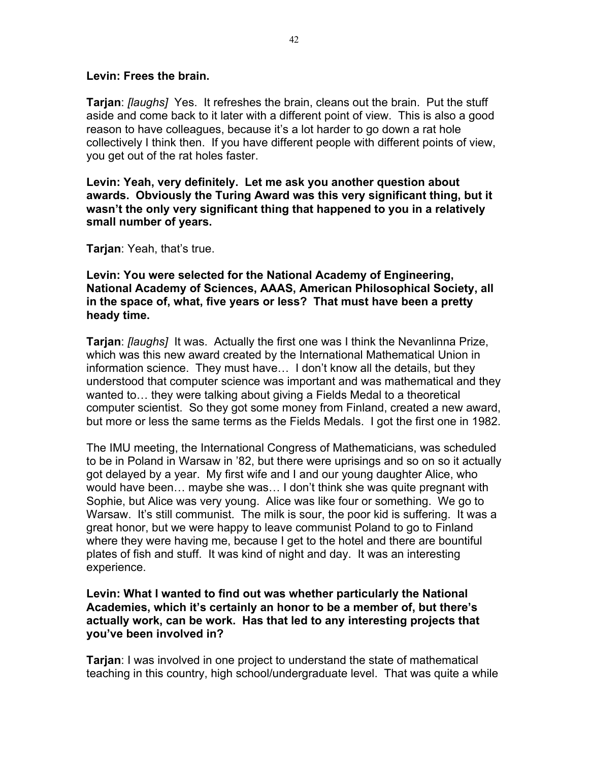**Levin: Frees the brain.**

**Tarjan**: *[laughs]* Yes. It refreshes the brain, cleans out the brain. Put the stuff aside and come back to it later with a different point of view. This is also a good reason to have colleagues, because it's a lot harder to go down a rat hole collectively I think then. If you have different people with different points of view, you get out of the rat holes faster.

**Levin: Yeah, very definitely. Let me ask you another question about awards. Obviously the Turing Award was this very significant thing, but it wasn't the only very significant thing that happened to you in a relatively small number of years.**

**Tarjan**: Yeah, that's true.

**Levin: You were selected for the National Academy of Engineering, National Academy of Sciences, AAAS, American Philosophical Society, all in the space of, what, five years or less? That must have been a pretty heady time.**

**Tarjan**: *[laughs]* It was. Actually the first one was I think the Nevanlinna Prize, which was this new award created by the International Mathematical Union in information science. They must have… I don't know all the details, but they understood that computer science was important and was mathematical and they wanted to… they were talking about giving a Fields Medal to a theoretical computer scientist. So they got some money from Finland, created a new award, but more or less the same terms as the Fields Medals. I got the first one in 1982.

The IMU meeting, the International Congress of Mathematicians, was scheduled to be in Poland in Warsaw in '82, but there were uprisings and so on so it actually got delayed by a year. My first wife and I and our young daughter Alice, who would have been… maybe she was… I don't think she was quite pregnant with Sophie, but Alice was very young. Alice was like four or something. We go to Warsaw. It's still communist. The milk is sour, the poor kid is suffering. It was a great honor, but we were happy to leave communist Poland to go to Finland where they were having me, because I get to the hotel and there are bountiful plates of fish and stuff. It was kind of night and day. It was an interesting experience.

**Levin: What I wanted to find out was whether particularly the National Academies, which it's certainly an honor to be a member of, but there's actually work, can be work. Has that led to any interesting projects that you've been involved in?**

**Tarjan**: I was involved in one project to understand the state of mathematical teaching in this country, high school/undergraduate level. That was quite a while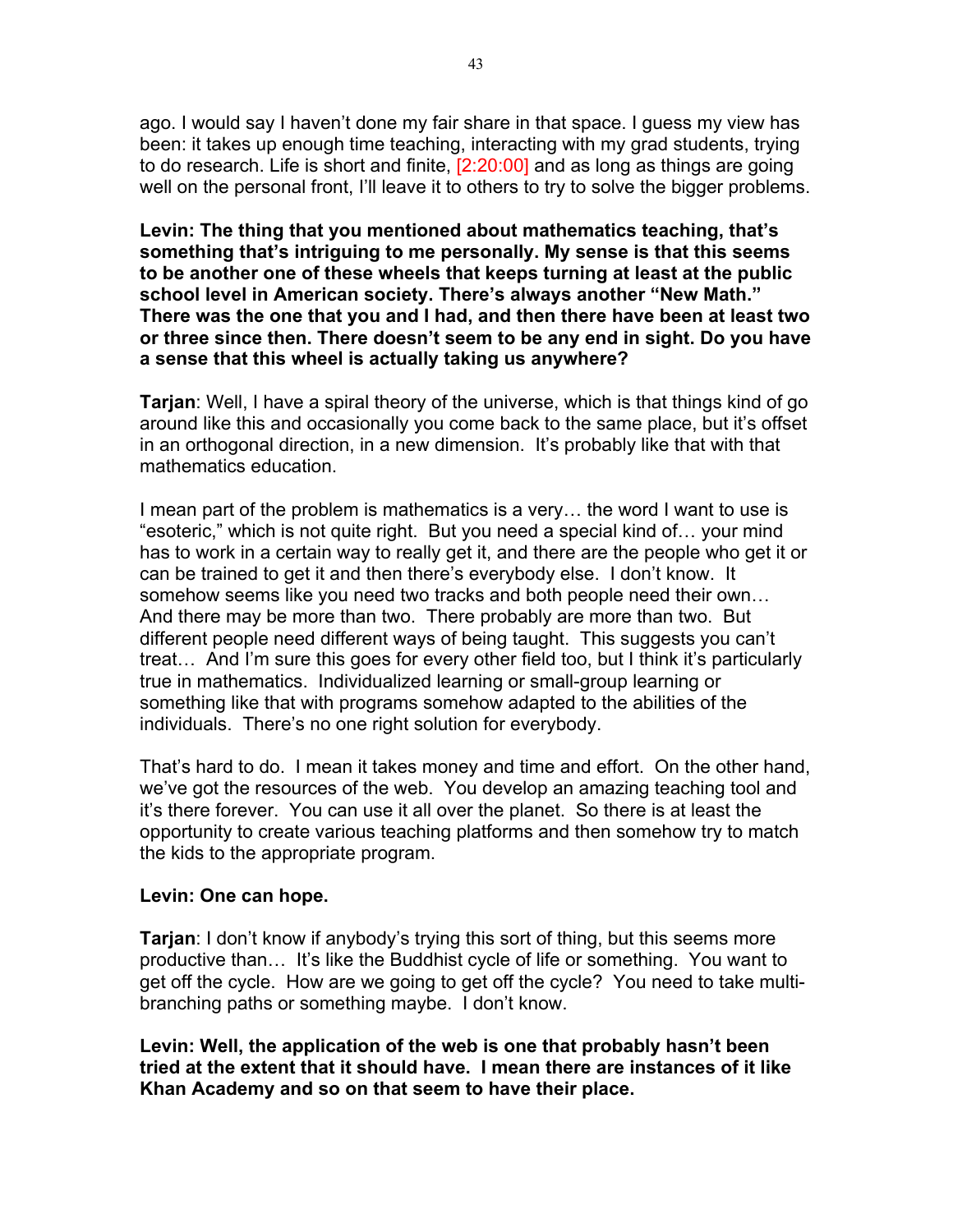ago. I would say I haven't done my fair share in that space. I guess my view has been: it takes up enough time teaching, interacting with my grad students, trying to do research. Life is short and finite, [2:20:00] and as long as things are going well on the personal front, I'll leave it to others to try to solve the bigger problems.

**Levin: The thing that you mentioned about mathematics teaching, that's something that's intriguing to me personally. My sense is that this seems to be another one of these wheels that keeps turning at least at the public school level in American society. There's always another "New Math." There was the one that you and I had, and then there have been at least two or three since then. There doesn't seem to be any end in sight. Do you have a sense that this wheel is actually taking us anywhere?**

**Tarjan**: Well, I have a spiral theory of the universe, which is that things kind of go around like this and occasionally you come back to the same place, but it's offset in an orthogonal direction, in a new dimension. It's probably like that with that mathematics education.

I mean part of the problem is mathematics is a very… the word I want to use is "esoteric," which is not quite right. But you need a special kind of… your mind has to work in a certain way to really get it, and there are the people who get it or can be trained to get it and then there's everybody else. I don't know. It somehow seems like you need two tracks and both people need their own… And there may be more than two. There probably are more than two. But different people need different ways of being taught. This suggests you can't treat… And I'm sure this goes for every other field too, but I think it's particularly true in mathematics. Individualized learning or small-group learning or something like that with programs somehow adapted to the abilities of the individuals. There's no one right solution for everybody.

That's hard to do. I mean it takes money and time and effort. On the other hand, we've got the resources of the web. You develop an amazing teaching tool and it's there forever. You can use it all over the planet. So there is at least the opportunity to create various teaching platforms and then somehow try to match the kids to the appropriate program.

**Levin: One can hope.**

**Tarjan**: I don't know if anybody's trying this sort of thing, but this seems more productive than… It's like the Buddhist cycle of life or something. You want to get off the cycle. How are we going to get off the cycle? You need to take multi-branching paths or something maybe. I don't know.

**Levin: Well, the application of the web is one that probably hasn't been tried at the extent that it should have. I mean there are instances of it like Khan Academy and so on that seem to have their place.**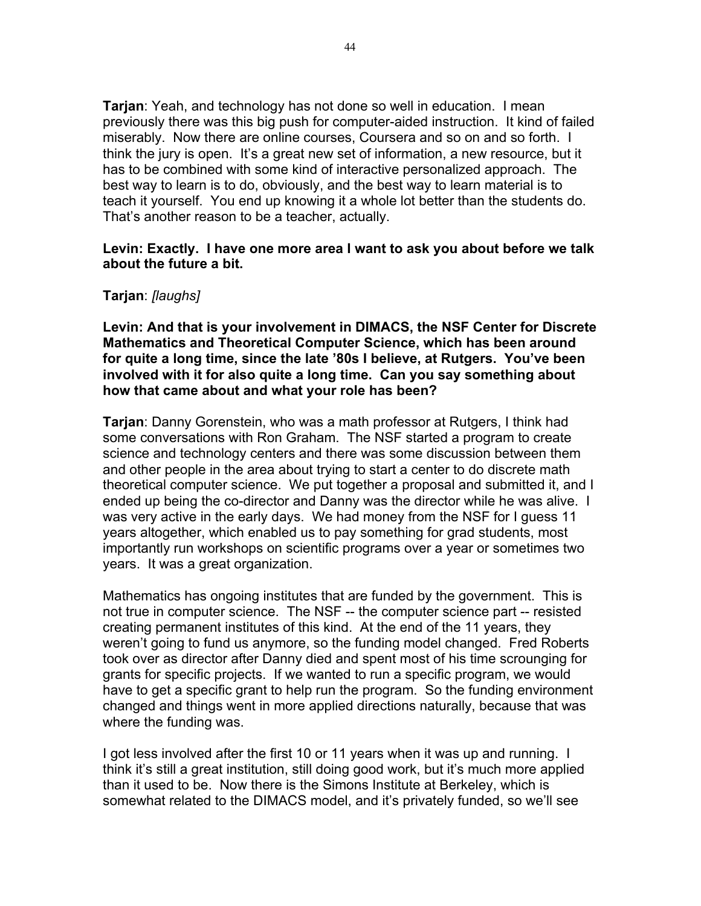**Tarjan**: Yeah, and technology has not done so well in education. I mean previously there was this big push for computer-aided instruction. It kind of failed miserably. Now there are online courses, Coursera and so on and so forth. I think the jury is open. It's a great new set of information, a new resource, but it has to be combined with some kind of interactive personalized approach. The best way to learn is to do, obviously, and the best way to learn material is to teach it yourself. You end up knowing it a whole lot better than the students do. That's another reason to be a teacher, actually.

**Levin: Exactly. I have one more area I want to ask you about before we talk about the future a bit.**

**Tarjan**: *[laughs]*

**Levin: And that is your involvement in DIMACS, the NSF Center for Discrete Mathematics and Theoretical Computer Science, which has been around for quite a long time, since the late '80s I believe, at Rutgers. You've been involved with it for also quite a long time. Can you say something about how that came about and what your role has been?**

**Tarjan**: Danny Gorenstein, who was a math professor at Rutgers, I think had some conversations with Ron Graham. The NSF started a program to create science and technology centers and there was some discussion between them and other people in the area about trying to start a center to do discrete math theoretical computer science. We put together a proposal and submitted it, and I ended up being the co-director and Danny was the director while he was alive. I was very active in the early days. We had money from the NSF for I guess 11 years altogether, which enabled us to pay something for grad students, most importantly run workshops on scientific programs over a year or sometimes two years. It was a great organization.

Mathematics has ongoing institutes that are funded by the government. This is not true in computer science. The NSF -- the computer science part -- resisted creating permanent institutes of this kind. At the end of the 11 years, they weren't going to fund us anymore, so the funding model changed. Fred Roberts took over as director after Danny died and spent most of his time scrounging for grants for specific projects. If we wanted to run a specific program, we would have to get a specific grant to help run the program. So the funding environment changed and things went in more applied directions naturally, because that was where the funding was.

I got less involved after the first 10 or 11 years when it was up and running. I think it's still a great institution, still doing good work, but it's much more applied than it used to be. Now there is the Simons Institute at Berkeley, which is somewhat related to the DIMACS model, and it's privately funded, so we'll see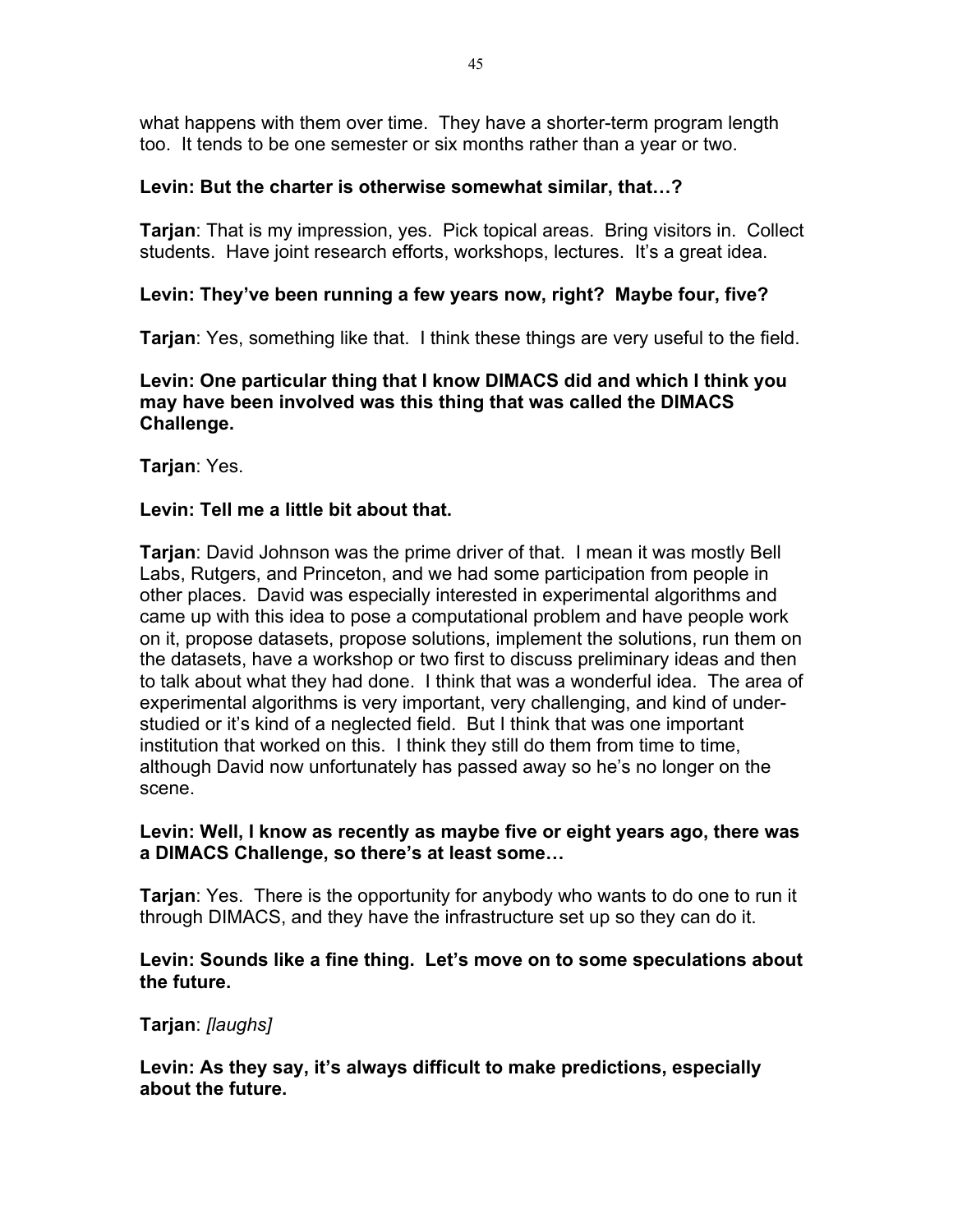what happens with them over time. They have a shorter-term program length too. It tends to be one semester or six months rather than a year or two.

**Levin: But the charter is otherwise somewhat similar, that…?**

**Tarjan**: That is my impression, yes. Pick topical areas. Bring visitors in. Collect students. Have joint research efforts, workshops, lectures. It's a great idea.

**Levin: They've been running a few years now, right? Maybe four, five?**

**Tarjan**: Yes, something like that. I think these things are very useful to the field.

**Levin: One particular thing that I know DIMACS did and which I think you may have been involved was this thing that was called the DIMACS Challenge.**

**Tarjan**: Yes.

**Levin: Tell me a little bit about that.**

**Tarjan**: David Johnson was the prime driver of that. I mean it was mostly Bell Labs, Rutgers, and Princeton, and we had some participation from people in other places. David was especially interested in experimental algorithms and came up with this idea to pose a computational problem and have people work on it, propose datasets, propose solutions, implement the solutions, run them on the datasets, have a workshop or two first to discuss preliminary ideas and then to talk about what they had done. I think that was a wonderful idea. The area of experimental algorithms is very important, very challenging, and kind of under-studied or it's kind of a neglected field. But I think that was one important institution that worked on this. I think they still do them from time to time, although David now unfortunately has passed away so he's no longer on the scene.

**Levin: Well, I know as recently as maybe five or eight years ago, there was a DIMACS Challenge, so there's at least some…**

**Tarjan**: Yes. There is the opportunity for anybody who wants to do one to run it through DIMACS, and they have the infrastructure set up so they can do it.

**Levin: Sounds like a fine thing. Let's move on to some speculations about the future.**

**Tarjan**: *[laughs]*

**Levin: As they say, it's always difficult to make predictions, especially about the future.**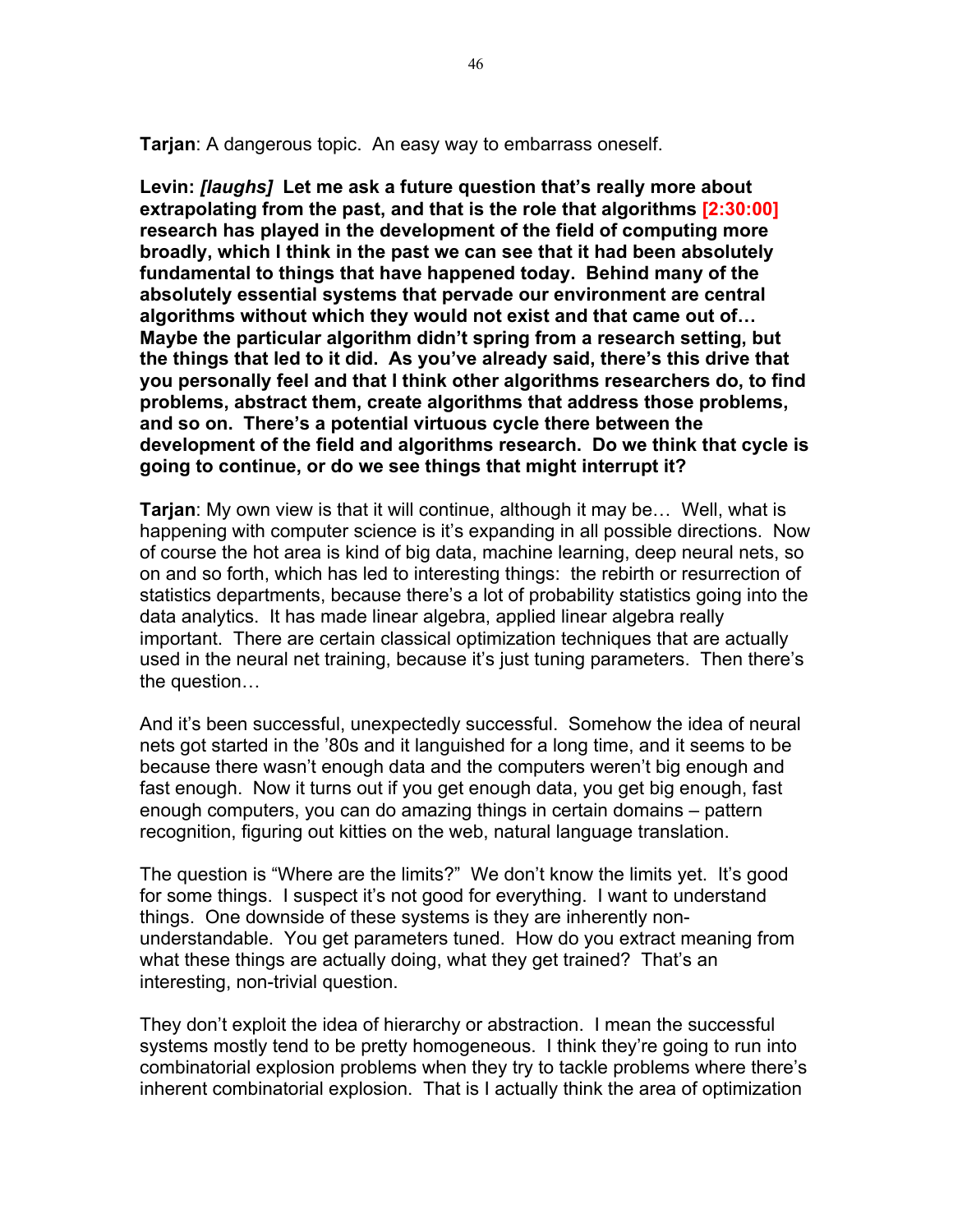**Tarjan**: A dangerous topic. An easy way to embarrass oneself.

**Levin:** ***[laughs]*** **Let me ask a future question that's really more about extrapolating from the past, and that is the role that algorithms [2:30:00] research has played in the development of the field of computing more broadly, which I think in the past we can see that it had been absolutely fundamental to things that have happened today. Behind many of the absolutely essential systems that pervade our environment are central algorithms without which they would not exist and that came out of… Maybe the particular algorithm didn't spring from a research setting, but the things that led to it did. As you've already said, there's this drive that you personally feel and that I think other algorithms researchers do, to find problems, abstract them, create algorithms that address those problems, and so on. There's a potential virtuous cycle there between the development of the field and algorithms research. Do we think that cycle is going to continue, or do we see things that might interrupt it?**

**Tarjan**: My own view is that it will continue, although it may be… Well, what is happening with computer science is it's expanding in all possible directions. Now of course the hot area is kind of big data, machine learning, deep neural nets, so on and so forth, which has led to interesting things: the rebirth or resurrection of statistics departments, because there's a lot of probability statistics going into the data analytics. It has made linear algebra, applied linear algebra really important. There are certain classical optimization techniques that are actually used in the neural net training, because it's just tuning parameters. Then there's the question…

And it's been successful, unexpectedly successful. Somehow the idea of neural nets got started in the '80s and it languished for a long time, and it seems to be because there wasn't enough data and the computers weren't big enough and fast enough. Now it turns out if you get enough data, you get big enough, fast enough computers, you can do amazing things in certain domains – pattern recognition, figuring out kitties on the web, natural language translation.

The question is "Where are the limits?" We don't know the limits yet. It's good for some things. I suspect it's not good for everything. I want to understand things. One downside of these systems is they are inherently non-understandable. You get parameters tuned. How do you extract meaning from what these things are actually doing, what they get trained? That's an interesting, non-trivial question.

They don't exploit the idea of hierarchy or abstraction. I mean the successful systems mostly tend to be pretty homogeneous. I think they're going to run into combinatorial explosion problems when they try to tackle problems where there's inherent combinatorial explosion. That is I actually think the area of optimization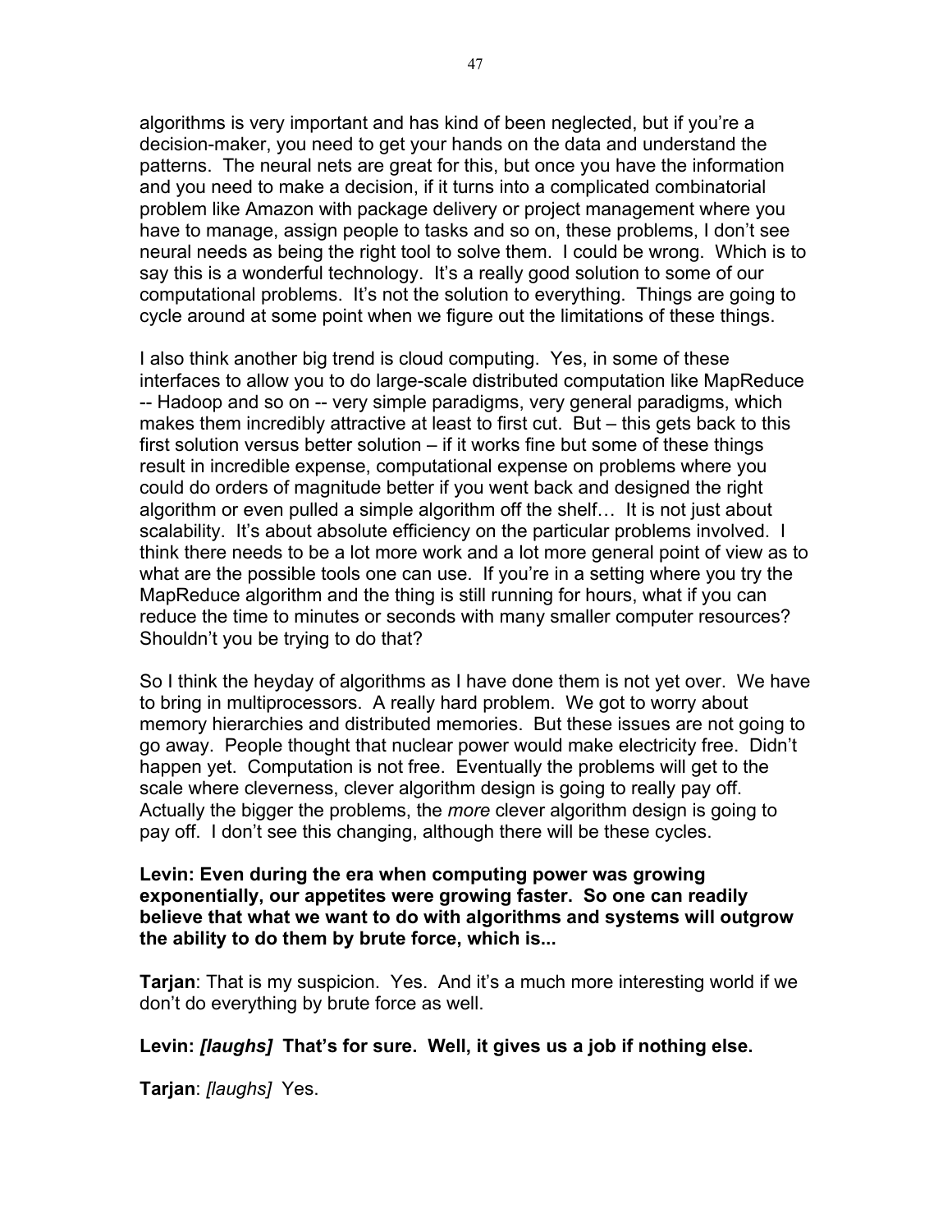algorithms is very important and has kind of been neglected, but if you're a decision-maker, you need to get your hands on the data and understand the patterns. The neural nets are great for this, but once you have the information and you need to make a decision, if it turns into a complicated combinatorial problem like Amazon with package delivery or project management where you have to manage, assign people to tasks and so on, these problems, I don't see neural needs as being the right tool to solve them. I could be wrong. Which is to say this is a wonderful technology. It's a really good solution to some of our computational problems. It's not the solution to everything. Things are going to cycle around at some point when we figure out the limitations of these things.

I also think another big trend is cloud computing. Yes, in some of these interfaces to allow you to do large-scale distributed computation like MapReduce -- Hadoop and so on -- very simple paradigms, very general paradigms, which makes them incredibly attractive at least to first cut. But – this gets back to this first solution versus better solution – if it works fine but some of these things result in incredible expense, computational expense on problems where you could do orders of magnitude better if you went back and designed the right algorithm or even pulled a simple algorithm off the shelf… It is not just about scalability. It's about absolute efficiency on the particular problems involved. I think there needs to be a lot more work and a lot more general point of view as to what are the possible tools one can use. If you're in a setting where you try the MapReduce algorithm and the thing is still running for hours, what if you can reduce the time to minutes or seconds with many smaller computer resources? Shouldn't you be trying to do that?

So I think the heyday of algorithms as I have done them is not yet over. We have to bring in multiprocessors. A really hard problem. We got to worry about memory hierarchies and distributed memories. But these issues are not going to go away. People thought that nuclear power would make electricity free. Didn't happen yet. Computation is not free. Eventually the problems will get to the scale where cleverness, clever algorithm design is going to really pay off. Actually the bigger the problems, the *more* clever algorithm design is going to pay off. I don't see this changing, although there will be these cycles.

**Levin: Even during the era when computing power was growing exponentially, our appetites were growing faster. So one can readily believe that what we want to do with algorithms and systems will outgrow the ability to do them by brute force, which is...**

**Tarjan**: That is my suspicion. Yes. And it's a much more interesting world if we don't do everything by brute force as well.

**Levin: *[laughs]* That's for sure. Well, it gives us a job if nothing else.**

**Tarjan**: *[laughs]* Yes.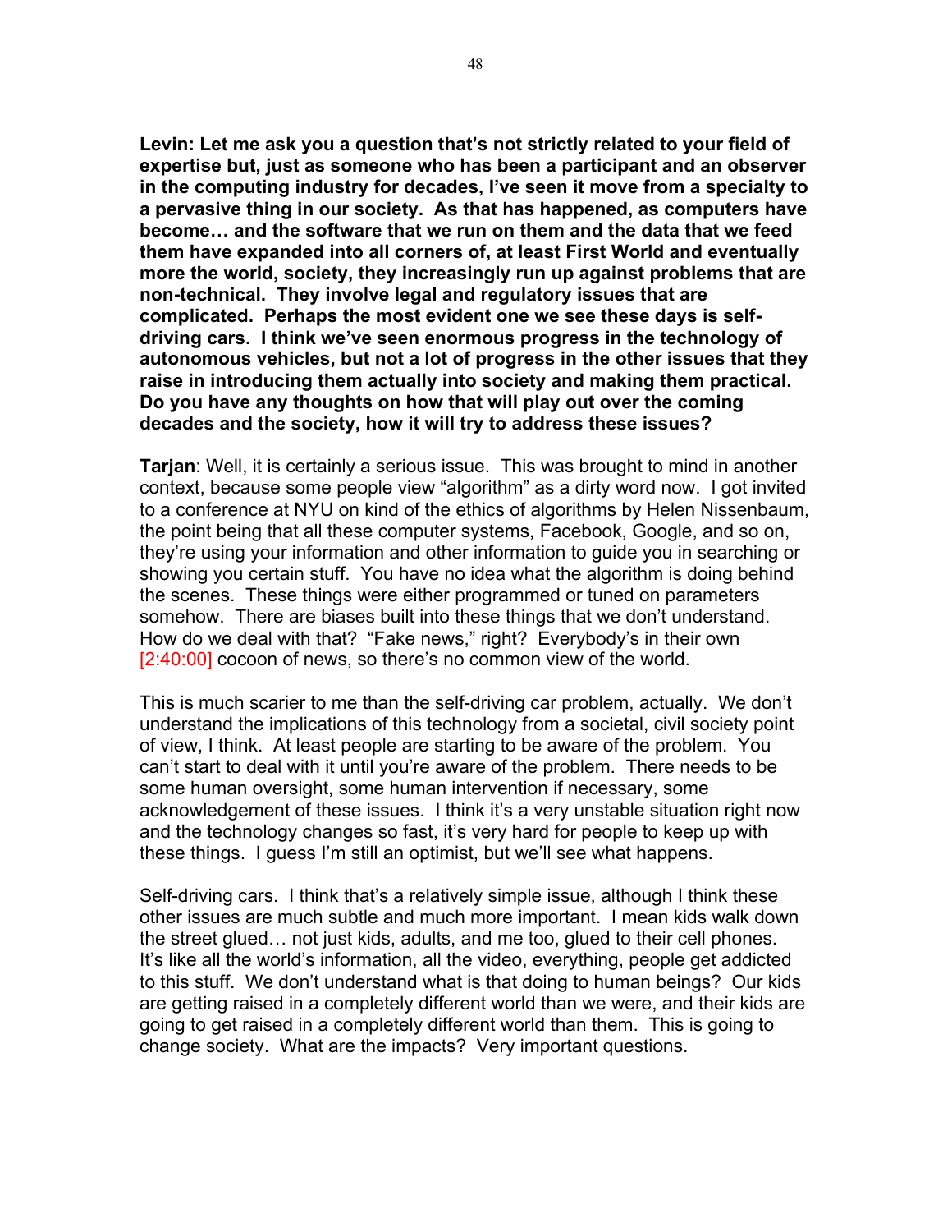**Levin: Let me ask you a question that's not strictly related to your field of expertise but, just as someone who has been a participant and an observer in the computing industry for decades, I've seen it move from a specialty to a pervasive thing in our society. As that has happened, as computers have become… and the software that we run on them and the data that we feed them have expanded into all corners of, at least First World and eventually more the world, society, they increasingly run up against problems that are non-technical. They involve legal and regulatory issues that are complicated. Perhaps the most evident one we see these days is self-driving cars. I think we've seen enormous progress in the technology of autonomous vehicles, but not a lot of progress in the other issues that they raise in introducing them actually into society and making them practical. Do you have any thoughts on how that will play out over the coming decades and the society, how it will try to address these issues?**

**Tarjan**: Well, it is certainly a serious issue. This was brought to mind in another context, because some people view "algorithm" as a dirty word now. I got invited to a conference at NYU on kind of the ethics of algorithms by Helen Nissenbaum, the point being that all these computer systems, Facebook, Google, and so on, they're using your information and other information to guide you in searching or showing you certain stuff. You have no idea what the algorithm is doing behind the scenes. These things were either programmed or tuned on parameters somehow. There are biases built into these things that we don't understand. How do we deal with that? "Fake news," right? Everybody's in their own [2:40:00] cocoon of news, so there's no common view of the world.

This is much scarier to me than the self-driving car problem, actually. We don't understand the implications of this technology from a societal, civil society point of view, I think. At least people are starting to be aware of the problem. You can't start to deal with it until you're aware of the problem. There needs to be some human oversight, some human intervention if necessary, some acknowledgement of these issues. I think it's a very unstable situation right now and the technology changes so fast, it's very hard for people to keep up with these things. I guess I'm still an optimist, but we'll see what happens.

Self-driving cars. I think that's a relatively simple issue, although I think these other issues are much subtle and much more important. I mean kids walk down the street glued… not just kids, adults, and me too, glued to their cell phones. It's like all the world's information, all the video, everything, people get addicted to this stuff. We don't understand what is that doing to human beings? Our kids are getting raised in a completely different world than we were, and their kids are going to get raised in a completely different world than them. This is going to change society. What are the impacts? Very important questions.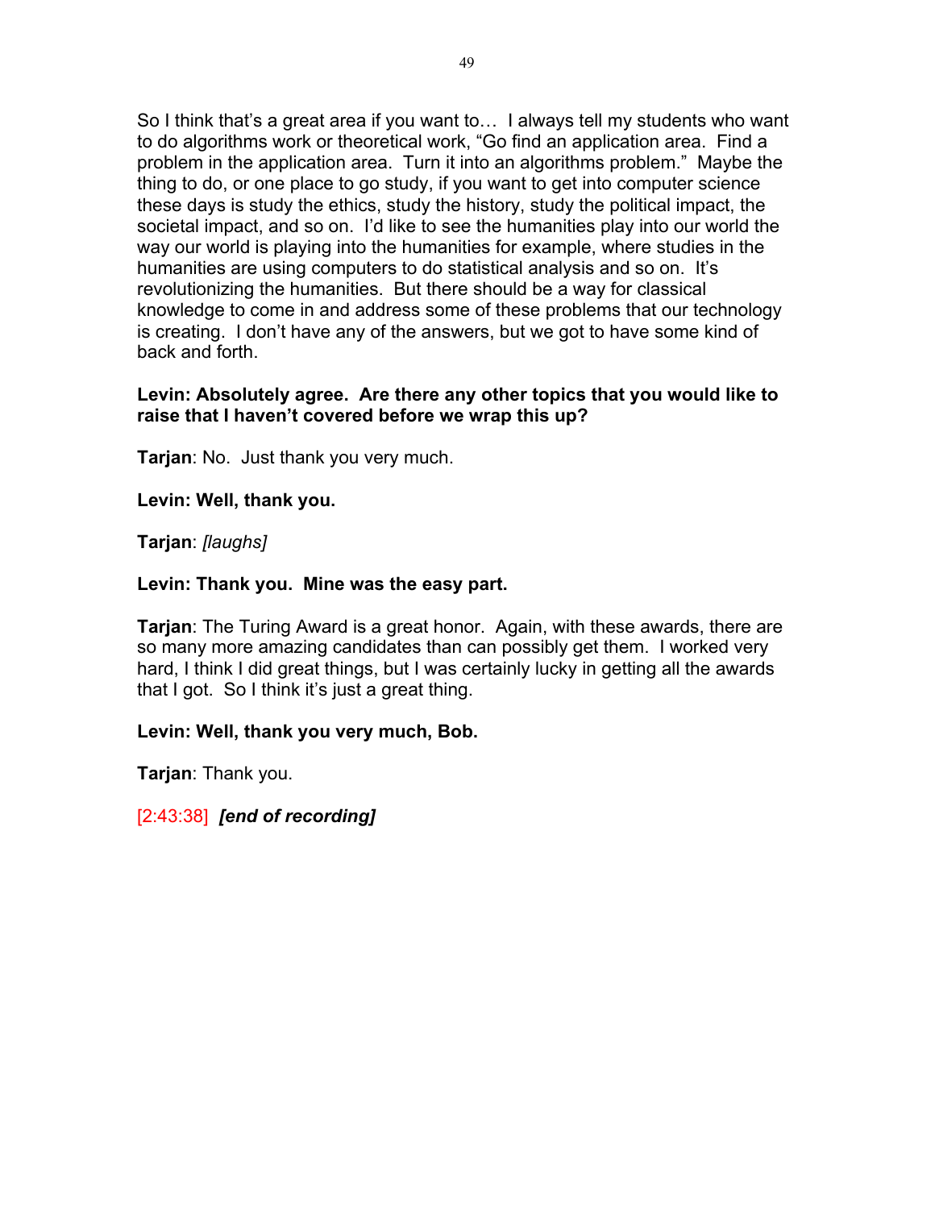So I think that's a great area if you want to… I always tell my students who want to do algorithms work or theoretical work, "Go find an application area. Find a problem in the application area. Turn it into an algorithms problem." Maybe the thing to do, or one place to go study, if you want to get into computer science these days is study the ethics, study the history, study the political impact, the societal impact, and so on. I'd like to see the humanities play into our world the way our world is playing into the humanities for example, where studies in the humanities are using computers to do statistical analysis and so on. It's revolutionizing the humanities. But there should be a way for classical knowledge to come in and address some of these problems that our technology is creating. I don't have any of the answers, but we got to have some kind of back and forth.

**Levin: Absolutely agree. Are there any other topics that you would like to raise that I haven't covered before we wrap this up?**

**Tarjan**: No. Just thank you very much.

**Levin: Well, thank you.**

**Tarjan**: *[laughs]*

**Levin: Thank you. Mine was the easy part.**

**Tarjan**: The Turing Award is a great honor. Again, with these awards, there are so many more amazing candidates than can possibly get them. I worked very hard, I think I did great things, but I was certainly lucky in getting all the awards that I got. So I think it's just a great thing.

**Levin: Well, thank you very much, Bob.**

**Tarjan**: Thank you.

[2:43:38] ***[end of recording]***